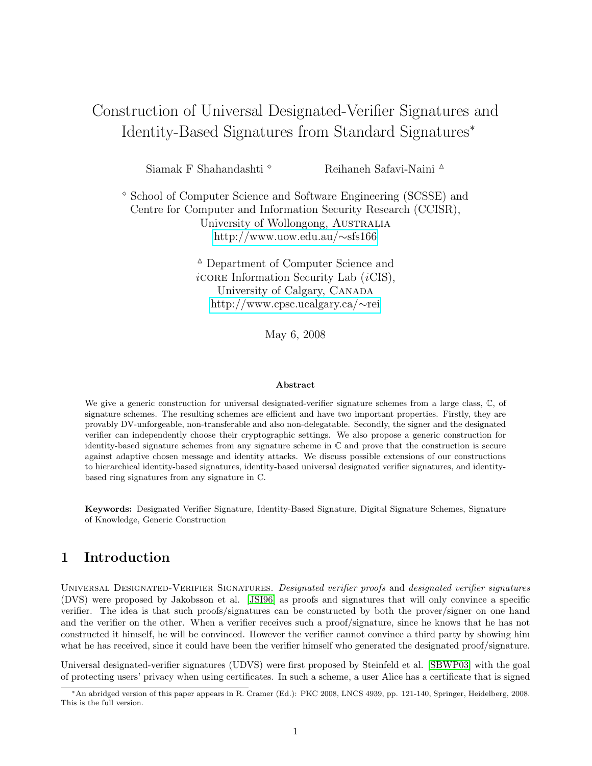# Construction of Universal Designated-Verifier Signatures and Identity-Based Signatures from Standard Signatures*

Siamak F Shahandashti ⋄ Reihaneh Safavi-Naini △

⋄ School of Computer Science and Software Engineering (SCSSE) and Centre for Computer and Information Security Research (CCISR), University of Wollongong, Australia
http://www.uow.edu.au/∼sfs166

△ Department of Computer Science and *i*CORE Information Security Lab (*i*CIS), University of Calgary, Canada
http://www.cpsc.ucalgary.ca/∼rei

May 6, 2008

**Abstract**

We give a generic construction for universal designated-verifier signature schemes from a large class, $\mathbb{C}$, of signature schemes. The resulting schemes are efficient and have two important properties. Firstly, they are provably DV-unforgeable, non-transferable and also non-delegatable. Secondly, the signer and the designated verifier can independently choose their cryptographic settings. We also propose a generic construction for identity-based signature schemes from any signature scheme in $\mathbb{C}$ and prove that the construction is secure against adaptive chosen message and identity attacks. We discuss possible extensions of our constructions to hierarchical identity-based signatures, identity-based universal designated verifier signatures, and identity-based ring signatures from any signature in C.

**Keywords:** Designated Verifier Signature, Identity-Based Signature, Digital Signature Schemes, Signature of Knowledge, Generic Construction

## 1 Introduction

Universal Designated-Verifier Signatures. *Designated verifier proofs* and *designated verifier signatures* (DVS) were proposed by Jakobsson et al. [JSI96] as proofs and signatures that will only convince a specific verifier. The idea is that such proofs/signatures can be constructed by both the prover/signer on one hand and the verifier on the other. When a verifier receives such a proof/signature, since he knows that he has not constructed it himself, he will be convinced. However the verifier cannot convince a third party by showing him what he has received, since it could have been the verifier himself who generated the designated proof/signature.

Universal designated-verifier signatures (UDVS) were first proposed by Steinfeld et al. [SBWP03] with the goal of protecting users' privacy when using certificates. In such a scheme, a user Alice has a certificate that is signed

*An abridged version of this paper appears in R. Cramer (Ed.): PKC 2008, LNCS 4939, pp. 121-140, Springer, Heidelberg, 2008. This is the full version.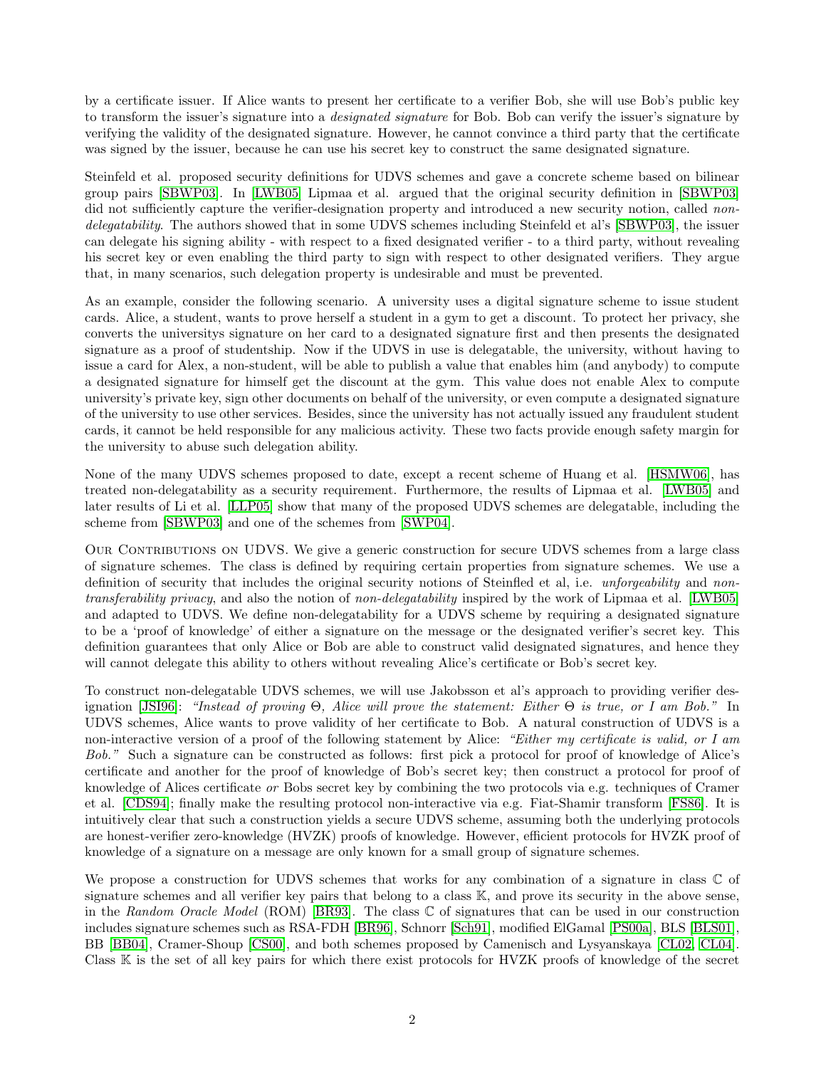by a certificate issuer. If Alice wants to present her certificate to a verifier Bob, she will use Bob's public key to transform the issuer's signature into a *designated signature* for Bob. Bob can verify the issuer's signature by verifying the validity of the designated signature. However, he cannot convince a third party that the certificate was signed by the issuer, because he can use his secret key to construct the same designated signature.

Steinfeld et al. proposed security definitions for UDVS schemes and gave a concrete scheme based on bilinear group pairs [SBWP03]. In [LWB05] Lipmaa et al. argued that the original security definition in [SBWP03] did not sufficiently capture the verifier-designation property and introduced a new security notion, called *non-delegatability*. The authors showed that in some UDVS schemes including Steinfeld et al's [SBWP03], the issuer can delegate his signing ability - with respect to a fixed designated verifier - to a third party, without revealing his secret key or even enabling the third party to sign with respect to other designated verifiers. They argue that, in many scenarios, such delegation property is undesirable and must be prevented.

As an example, consider the following scenario. A university uses a digital signature scheme to issue student cards. Alice, a student, wants to prove herself a student in a gym to get a discount. To protect her privacy, she converts the universitys signature on her card to a designated signature first and then presents the designated signature as a proof of studentship. Now if the UDVS in use is delegatable, the university, without having to issue a card for Alex, a non-student, will be able to publish a value that enables him (and anybody) to compute a designated signature for himself get the discount at the gym. This value does not enable Alex to compute university's private key, sign other documents on behalf of the university, or even compute a designated signature of the university to use other services. Besides, since the university has not actually issued any fraudulent student cards, it cannot be held responsible for any malicious activity. These two facts provide enough safety margin for the university to abuse such delegation ability.

None of the many UDVS schemes proposed to date, except a recent scheme of Huang et al. [HSMW06], has treated non-delegatability as a security requirement. Furthermore, the results of Lipmaa et al. [LWB05] and later results of Li et al. [LLP05] show that many of the proposed UDVS schemes are delegatable, including the scheme from [SBWP03] and one of the schemes from [SWP04].

Our Contributions on UDVS. We give a generic construction for secure UDVS schemes from a large class of signature schemes. The class is defined by requiring certain properties from signature schemes. We use a definition of security that includes the original security notions of Steinfled et al, i.e. *unforgeability* and *non-transferability privacy*, and also the notion of *non-delegatability* inspired by the work of Lipmaa et al. [LWB05] and adapted to UDVS. We define non-delegatability for a UDVS scheme by requiring a designated signature to be a 'proof of knowledge' of either a signature on the message or the designated verifier's secret key. This definition guarantees that only Alice or Bob are able to construct valid designated signatures, and hence they will cannot delegate this ability to others without revealing Alice's certificate or Bob's secret key.

To construct non-delegatable UDVS schemes, we will use Jakobsson et al's approach to providing verifier designation [JSI96]: *"Instead of proving Θ, Alice will prove the statement: Either Θ is true, or I am Bob."* In UDVS schemes, Alice wants to prove validity of her certificate to Bob. A natural construction of UDVS is a non-interactive version of a proof of the following statement by Alice: *"Either my certificate is valid, or I am Bob."* Such a signature can be constructed as follows: first pick a protocol for proof of knowledge of Alice's certificate and another for the proof of knowledge of Bob's secret key; then construct a protocol for proof of knowledge of Alices certificate *or* Bobs secret key by combining the two protocols via e.g. techniques of Cramer et al. [CDS94]; finally make the resulting protocol non-interactive via e.g. Fiat-Shamir transform [FS86]. It is intuitively clear that such a construction yields a secure UDVS scheme, assuming both the underlying protocols are honest-verifier zero-knowledge (HVZK) proofs of knowledge. However, efficient protocols for HVZK proof of knowledge of a signature on a message are only known for a small group of signature schemes.

We propose a construction for UDVS schemes that works for any combination of a signature in class $\mathbb{C}$ of signature schemes and all verifier key pairs that belong to a class $\mathbb{K}$, and prove its security in the above sense, in the *Random Oracle Model* (ROM) [BR93]. The class $\mathbb{C}$ of signatures that can be used in our construction includes signature schemes such as RSA-FDH [BR96], Schnorr [Sch91], modified ElGamal [PS00a], BLS [BLS01], BB [BB04], Cramer-Shoup [CS00], and both schemes proposed by Camenisch and Lysyanskaya [CL02, CL04]. Class $\mathbb{K}$ is the set of all key pairs for which there exist protocols for HVZK proofs of knowledge of the secret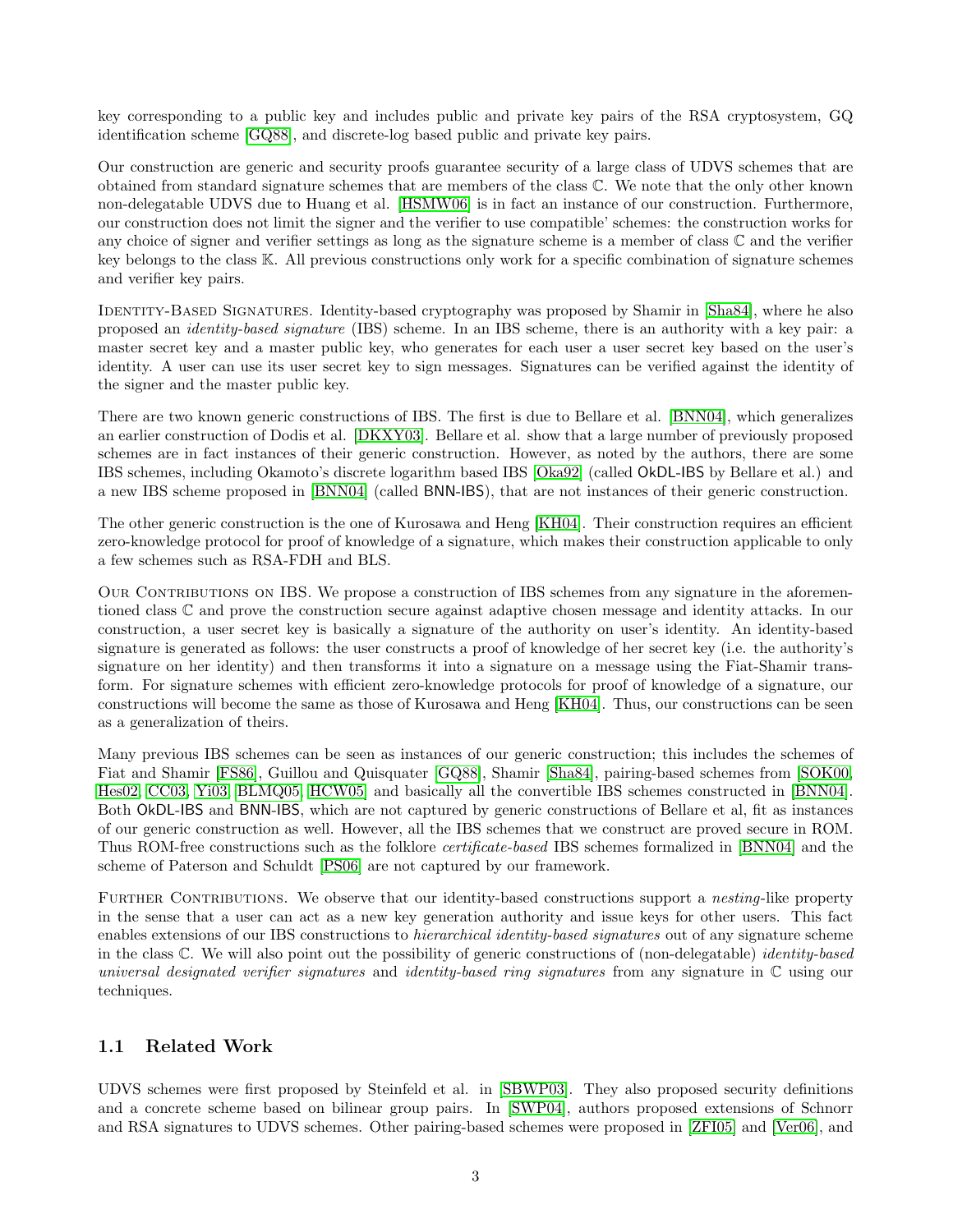key corresponding to a public key and includes public and private key pairs of the RSA cryptosystem, GQ identification scheme [GQ88], and discrete-log based public and private key pairs.

Our construction are generic and security proofs guarantee security of a large class of UDVS schemes that are obtained from standard signature schemes that are members of the class $\mathbb{C}$. We note that the only other known non-delegatable UDVS due to Huang et al. [HSMW06] is in fact an instance of our construction. Furthermore, our construction does not limit the signer and the verifier to use compatible' schemes: the construction works for any choice of signer and verifier settings as long as the signature scheme is a member of class $\mathbb{C}$ and the verifier key belongs to the class $\mathbb{K}$. All previous constructions only work for a specific combination of signature schemes and verifier key pairs.

Identity-Based Signatures. Identity-based cryptography was proposed by Shamir in [Sha84], where he also proposed an *identity-based signature* (IBS) scheme. In an IBS scheme, there is an authority with a key pair: a master secret key and a master public key, who generates for each user a user secret key based on the user's identity. A user can use its user secret key to sign messages. Signatures can be verified against the identity of the signer and the master public key.

There are two known generic constructions of IBS. The first is due to Bellare et al. [BNN04], which generalizes an earlier construction of Dodis et al. [DKXY03]. Bellare et al. show that a large number of previously proposed schemes are in fact instances of their generic construction. However, as noted by the authors, there are some IBS schemes, including Okamoto's discrete logarithm based IBS [Oka92] (called OkDL-IBS by Bellare et al.) and a new IBS scheme proposed in [BNN04] (called BNN-IBS), that are not instances of their generic construction.

The other generic construction is the one of Kurosawa and Heng [KH04]. Their construction requires an efficient zero-knowledge protocol for proof of knowledge of a signature, which makes their construction applicable to only a few schemes such as RSA-FDH and BLS.

Our Contributions on IBS. We propose a construction of IBS schemes from any signature in the aforementioned class $\mathbb{C}$ and prove the construction secure against adaptive chosen message and identity attacks. In our construction, a user secret key is basically a signature of the authority on user's identity. An identity-based signature is generated as follows: the user constructs a proof of knowledge of her secret key (i.e. the authority's signature on her identity) and then transforms it into a signature on a message using the Fiat-Shamir transform. For signature schemes with efficient zero-knowledge protocols for proof of knowledge of a signature, our constructions will become the same as those of Kurosawa and Heng [KH04]. Thus, our constructions can be seen as a generalization of theirs.

Many previous IBS schemes can be seen as instances of our generic construction; this includes the schemes of Fiat and Shamir [FS86], Guillou and Quisquater [GQ88], Shamir [Sha84], pairing-based schemes from [SOK00, Hes02, CC03, Yi03, BLMQ05, HCW05] and basically all the convertible IBS schemes constructed in [BNN04]. Both OkDL-IBS and BNN-IBS, which are not captured by generic constructions of Bellare et al, fit as instances of our generic construction as well. However, all the IBS schemes that we construct are proved secure in ROM. Thus ROM-free constructions such as the folklore *certificate-based* IBS schemes formalized in [BNN04] and the scheme of Paterson and Schuldt [PS06] are not captured by our framework.

Further Contributions. We observe that our identity-based constructions support a *nesting*-like property in the sense that a user can act as a new key generation authority and issue keys for other users. This fact enables extensions of our IBS constructions to *hierarchical identity-based signatures* out of any signature scheme in the class $\mathbb{C}$. We will also point out the possibility of generic constructions of (non-delegatable) *identity-based universal designated verifier signatures* and *identity-based ring signatures* from any signature in $\mathbb{C}$ using our techniques.

## 1.1 Related Work

UDVS schemes were first proposed by Steinfeld et al. in [SBWP03]. They also proposed security definitions and a concrete scheme based on bilinear group pairs. In [SWP04], authors proposed extensions of Schnorr and RSA signatures to UDVS schemes. Other pairing-based schemes were proposed in [ZFI05] and [Ver06], and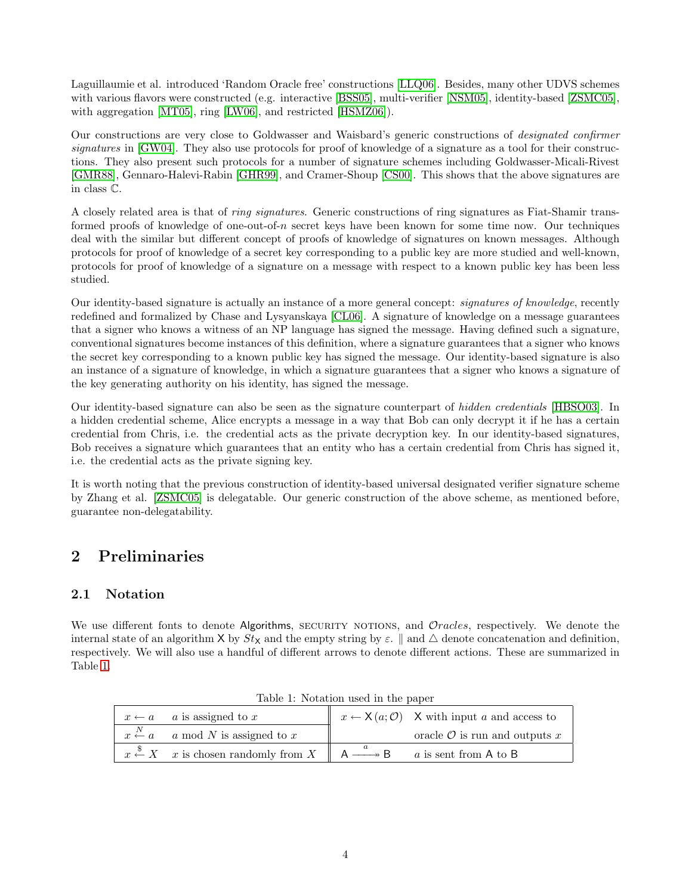Laguillaumie et al. introduced 'Random Oracle free' constructions [LLQ06]. Besides, many other UDVS schemes with various flavors were constructed (e.g. interactive [BSS05], multi-verifier [NSM05], identity-based [ZSMC05], with aggregation [MT05], ring [LW06], and restricted [HSMZ06]).

Our constructions are very close to Goldwasser and Waisbard's generic constructions of *designated confirmer signatures* in [GW04]. They also use protocols for proof of knowledge of a signature as a tool for their constructions. They also present such protocols for a number of signature schemes including Goldwasser-Micali-Rivest [GMR88], Gennaro-Halevi-Rabin [GHR99], and Cramer-Shoup [CS00]. This shows that the above signatures are in class $\mathbb{C}$.

A closely related area is that of *ring signatures*. Generic constructions of ring signatures as Fiat-Shamir transformed proofs of knowledge of one-out-of-$n$ secret keys have been known for some time now. Our techniques deal with the similar but different concept of proofs of knowledge of signatures on known messages. Although protocols for proof of knowledge of a secret key corresponding to a public key are more studied and well-known, protocols for proof of knowledge of a signature on a message with respect to a known public key has been less studied.

Our identity-based signature is actually an instance of a more general concept: *signatures of knowledge*, recently redefined and formalized by Chase and Lysyanskaya [CL06]. A signature of knowledge on a message guarantees that a signer who knows a witness of an NP language has signed the message. Having defined such a signature, conventional signatures become instances of this definition, where a signature guarantees that a signer who knows the secret key corresponding to a known public key has signed the message. Our identity-based signature is also an instance of a signature of knowledge, in which a signature guarantees that a signer who knows a signature of the key generating authority on his identity, has signed the message.

Our identity-based signature can also be seen as the signature counterpart of *hidden credentials* [HBSO03]. In a hidden credential scheme, Alice encrypts a message in a way that Bob can only decrypt it if he has a certain credential from Chris, i.e. the credential acts as the private decryption key. In our identity-based signatures, Bob receives a signature which guarantees that an entity who has a certain credential from Chris has signed it, i.e. the credential acts as the private signing key.

It is worth noting that the previous construction of identity-based universal designated verifier signature scheme by Zhang et al. [ZSMC05] is delegatable. Our generic construction of the above scheme, as mentioned before, guarantee non-delegatability.

# 2 Preliminaries

## 2.1 Notation

We use different fonts to denote $\mathsf{Algorithms}$, SECURITY NOTIONS, and $\mathcal{O}racles$, respectively. We denote the internal state of an algorithm $\mathsf{X}$ by $St_{\mathsf{X}}$ and the empty string by $\varepsilon$. $\|$ and $\triangle$ denote concatenation and definition, respectively. We will also use a handful of different arrows to denote different actions. These are summarized in Table 1.

Table 1: Notation used in the paper

| | | | |
|---|---|---|---|
| $x \leftarrow a$ | $a$ is assigned to $x$ | $x \leftarrow \mathsf{X}(a; \mathcal{O})$ | $\mathsf{X}$ with input $a$ and access to oracle $\mathcal{O}$ is run and outputs $x$ |
| $x \overset{N}{\leftarrow} a$ | $a$ mod $N$ is assigned to $x$ | | |
| $x \overset{\$}{\leftarrow} X$ | $x$ is chosen randomly from $X$ | $\mathsf{A} \overset{a}{\twoheadrightarrow} \mathsf{B}$ | $a$ is sent from $\mathsf{A}$ to $\mathsf{B}$ |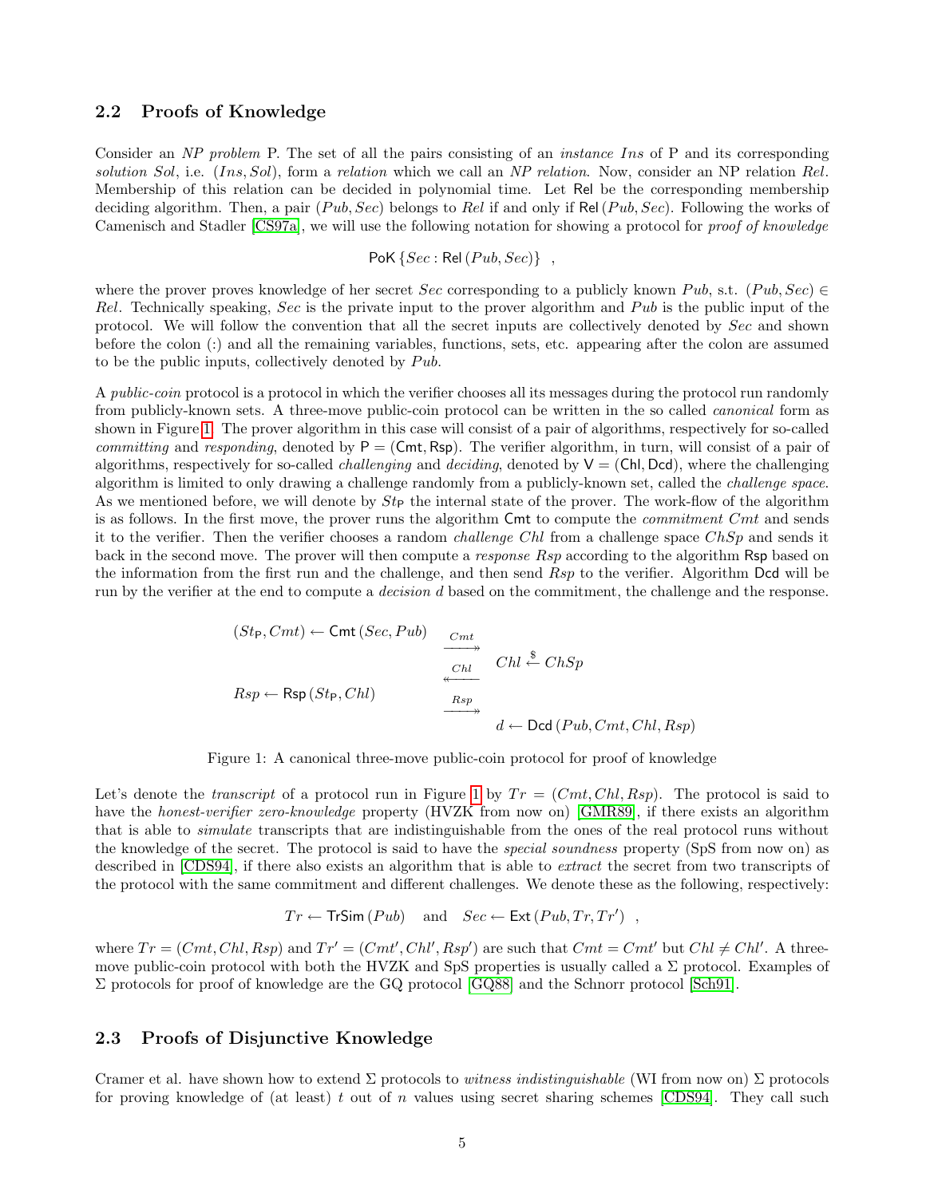### 2.2 Proofs of Knowledge

Consider an *NP problem* P. The set of all the pairs consisting of an *instance* $Ins$ of P and its corresponding *solution* $Sol$, i.e. $(Ins, Sol)$, form a *relation* which we call an *NP relation*. Now, consider an NP relation $Rel$. Membership of this relation can be decided in polynomial time. Let $\mathsf{Rel}$ be the corresponding membership deciding algorithm. Then, a pair $(Pub, Sec)$ belongs to $Rel$ if and only if $\mathsf{Rel}(Pub, Sec)$. Following the works of Camenisch and Stadler [CS97a], we will use the following notation for showing a protocol for *proof of knowledge*

$$\mathsf{PoK}\left\{Sec : \mathsf{Rel}\left(Pub, Sec\right)\right\} \ ,$$

where the prover proves knowledge of her secret $Sec$ corresponding to a publicly known $Pub$, s.t. $(Pub, Sec) \in Rel$. Technically speaking, $Sec$ is the private input to the prover algorithm and $Pub$ is the public input of the protocol. We will follow the convention that all the secret inputs are collectively denoted by $Sec$ and shown before the colon (:) and all the remaining variables, functions, sets, etc. appearing after the colon are assumed to be the public inputs, collectively denoted by $Pub$.

A *public-coin* protocol is a protocol in which the verifier chooses all its messages during the protocol run randomly from publicly-known sets. A three-move public-coin protocol can be written in the so called *canonical* form as shown in Figure 1. The prover algorithm in this case will consist of a pair of algorithms, respectively for so-called *committing* and *responding*, denoted by $\mathsf{P} = (\mathsf{Cmt}, \mathsf{Rsp})$. The verifier algorithm, in turn, will consist of a pair of algorithms, respectively for so-called *challenging* and *deciding*, denoted by $\mathsf{V} = (\mathsf{Chl}, \mathsf{Dcd})$, where the challenging algorithm is limited to only drawing a challenge randomly from a publicly-known set, called the *challenge space*. As we mentioned before, we will denote by $St_{\mathsf{P}}$ the internal state of the prover. The work-flow of the algorithm is as follows. In the first move, the prover runs the algorithm $\mathsf{Cmt}$ to compute the *commitment* $Cmt$ and sends it to the verifier. Then the verifier chooses a random *challenge* $Chl$ from a challenge space $ChSp$ and sends it back in the second move. The prover will then compute a *response* $Rsp$ according to the algorithm $\mathsf{Rsp}$ based on the information from the first run and the challenge, and then send $Rsp$ to the verifier. Algorithm $\mathsf{Dcd}$ will be run by the verifier at the end to compute a *decision* $d$ based on the commitment, the challenge and the response.

$$(St_{\mathsf{P}}, Cmt) \leftarrow \mathsf{Cmt}\left(Sec, Pub\right) \quad \xrightarrow{Cmt}$$

$$\xleftarrow{Chl} \quad Chl \xleftarrow{\$} ChSp$$

$$Rsp \leftarrow \mathsf{Rsp}\left(St_{\mathsf{P}}, Chl\right) \quad \xrightarrow{Rsp}$$

$$d \leftarrow \mathsf{Dcd}\left(Pub, Cmt, Chl, Rsp\right)$$

Figure 1: A canonical three-move public-coin protocol for proof of knowledge

Let's denote the *transcript* of a protocol run in Figure 1 by $Tr = (Cmt, Chl, Rsp)$. The protocol is said to have the *honest-verifier zero-knowledge* property (HVZK from now on) [GMR89], if there exists an algorithm that is able to *simulate* transcripts that are indistinguishable from the ones of the real protocol runs without the knowledge of the secret. The protocol is said to have the *special soundness* property (SpS from now on) as described in [CDS94], if there also exists an algorithm that is able to *extract* the secret from two transcripts of the protocol with the same commitment and different challenges. We denote these as the following, respectively:

$$Tr \leftarrow \mathsf{TrSim}\left(Pub\right) \quad \text{and} \quad Sec \leftarrow \mathsf{Ext}\left(Pub, Tr, Tr'\right) \ ,$$

where $Tr = (Cmt, Chl, Rsp)$ and $Tr' = (Cmt', Chl', Rsp')$ are such that $Cmt = Cmt'$ but $Chl \neq Chl'$. A three-move public-coin protocol with both the HVZK and SpS properties is usually called a $\Sigma$ protocol. Examples of $\Sigma$ protocols for proof of knowledge are the GQ protocol [GQ88] and the Schnorr protocol [Sch91].

### 2.3 Proofs of Disjunctive Knowledge

Cramer et al. have shown how to extend $\Sigma$ protocols to *witness indistinguishable* (WI from now on) $\Sigma$ protocols for proving knowledge of (at least) $t$ out of $n$ values using secret sharing schemes [CDS94]. They call such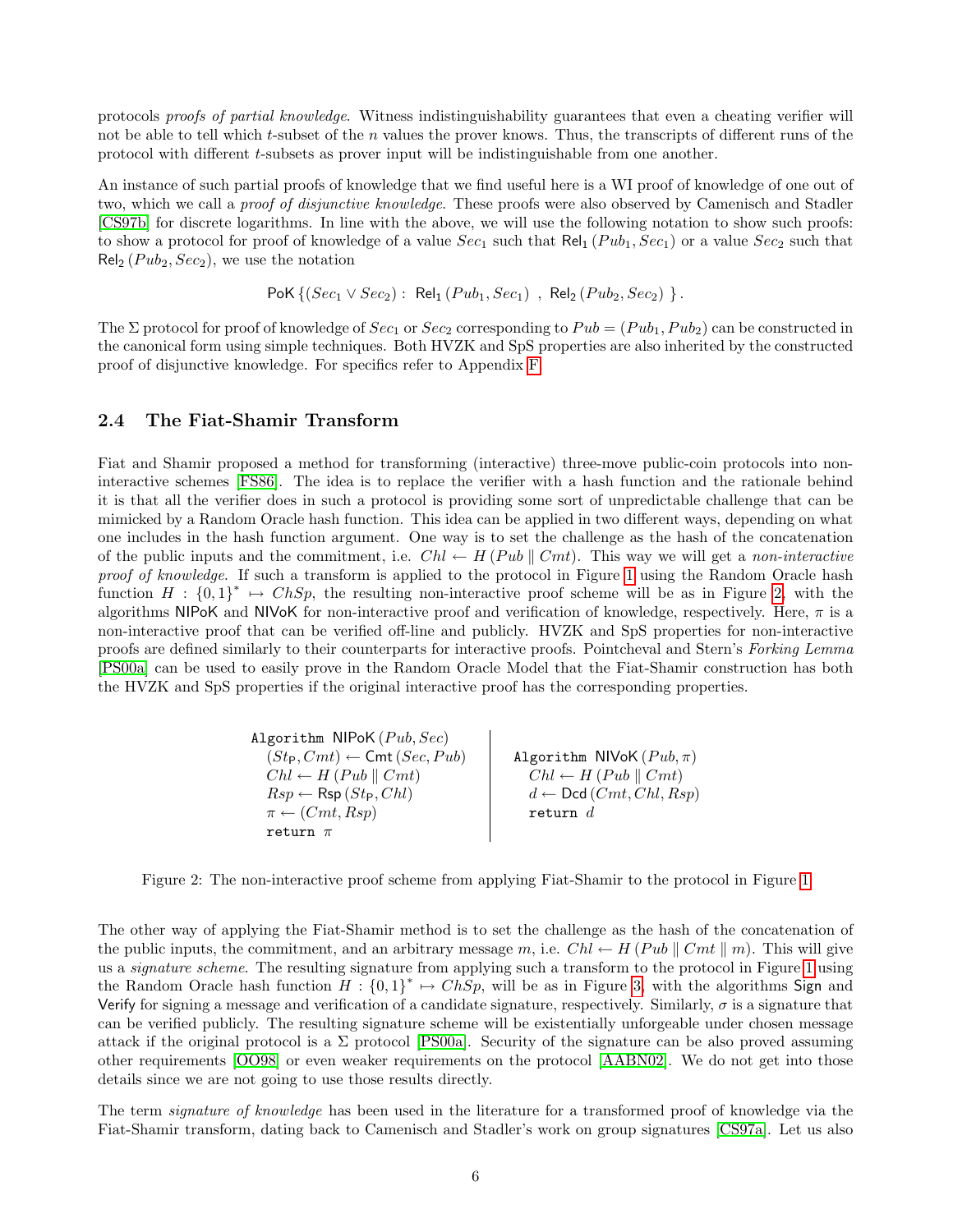protocols *proofs of partial knowledge*. Witness indistinguishability guarantees that even a cheating verifier will not be able to tell which $t$-subset of the $n$ values the prover knows. Thus, the transcripts of different runs of the protocol with different $t$-subsets as prover input will be indistinguishable from one another.

An instance of such partial proofs of knowledge that we find useful here is a WI proof of knowledge of one out of two, which we call a *proof of disjunctive knowledge*. These proofs were also observed by Camenisch and Stadler [CS97b] for discrete logarithms. In line with the above, we will use the following notation to show such proofs: to show a protocol for proof of knowledge of a value $Sec_1$ such that $\mathsf{Rel}_1(Pub_1, Sec_1)$ or a value $Sec_2$ such that $\mathsf{Rel}_2(Pub_2, Sec_2)$, we use the notation

$$\mathsf{PoK}\left\{(Sec_1 \vee Sec_2) : \ \mathsf{Rel}_1(Pub_1, Sec_1)\ ,\ \mathsf{Rel}_2(Pub_2, Sec_2)\ \right\}.$$

The $\Sigma$ protocol for proof of knowledge of $Sec_1$ or $Sec_2$ corresponding to $Pub = (Pub_1, Pub_2)$ can be constructed in the canonical form using simple techniques. Both HVZK and SpS properties are also inherited by the constructed proof of disjunctive knowledge. For specifics refer to Appendix F.

## 2.4 The Fiat-Shamir Transform

Fiat and Shamir proposed a method for transforming (interactive) three-move public-coin protocols into non-interactive schemes [FS86]. The idea is to replace the verifier with a hash function and the rationale behind it is that all the verifier does in such a protocol is providing some sort of unpredictable challenge that can be mimicked by a Random Oracle hash function. This idea can be applied in two different ways, depending on what one includes in the hash function argument. One way is to set the challenge as the hash of the concatenation of the public inputs and the commitment, i.e. $Chl \leftarrow H(Pub \parallel Cmt)$. This way we will get a *non-interactive proof of knowledge*. If such a transform is applied to the protocol in Figure 1 using the Random Oracle hash function $H : \{0,1\}^* \mapsto ChSp$, the resulting non-interactive proof scheme will be as in Figure 2, with the algorithms NIPoK and NIVoK for non-interactive proof and verification of knowledge, respectively. Here, $\pi$ is a non-interactive proof that can be verified off-line and publicly. HVZK and SpS properties for non-interactive proofs are defined similarly to their counterparts for interactive proofs. Pointcheval and Stern's *Forking Lemma* [PS00a] can be used to easily prove in the Random Oracle Model that the Fiat-Shamir construction has both the HVZK and SpS properties if the original interactive proof has the corresponding properties.

```
Algorithm NIPoK(Pub, Sec)
  (St_P, Cmt) ← Cmt(Sec, Pub)
  Chl ← H(Pub ‖ Cmt)
  Rsp ← Rsp(St_P, Chl)
  π ← (Cmt, Rsp)
  return π

Algorithm NIVoK(Pub, π)
  Chl ← H(Pub ‖ Cmt)
  d ← Dcd(Cmt, Chl, Rsp)
  return d
```

Figure 2: The non-interactive proof scheme from applying Fiat-Shamir to the protocol in Figure 1

The other way of applying the Fiat-Shamir method is to set the challenge as the hash of the concatenation of the public inputs, the commitment, and an arbitrary message $m$, i.e. $Chl \leftarrow H(Pub \parallel Cmt \parallel m)$. This will give us a *signature scheme*. The resulting signature from applying such a transform to the protocol in Figure 1 using the Random Oracle hash function $H : \{0,1\}^* \mapsto ChSp$, will be as in Figure 3, with the algorithms Sign and Verify for signing a message and verification of a candidate signature, respectively. Similarly, $\sigma$ is a signature that can be verified publicly. The resulting signature scheme will be existentially unforgeable under chosen message attack if the original protocol is a $\Sigma$ protocol [PS00a]. Security of the signature can be also proved assuming other requirements [OO98] or even weaker requirements on the protocol [AABN02]. We do not get into those details since we are not going to use those results directly.

The term *signature of knowledge* has been used in the literature for a transformed proof of knowledge via the Fiat-Shamir transform, dating back to Camenisch and Stadler's work on group signatures [CS97a]. Let us also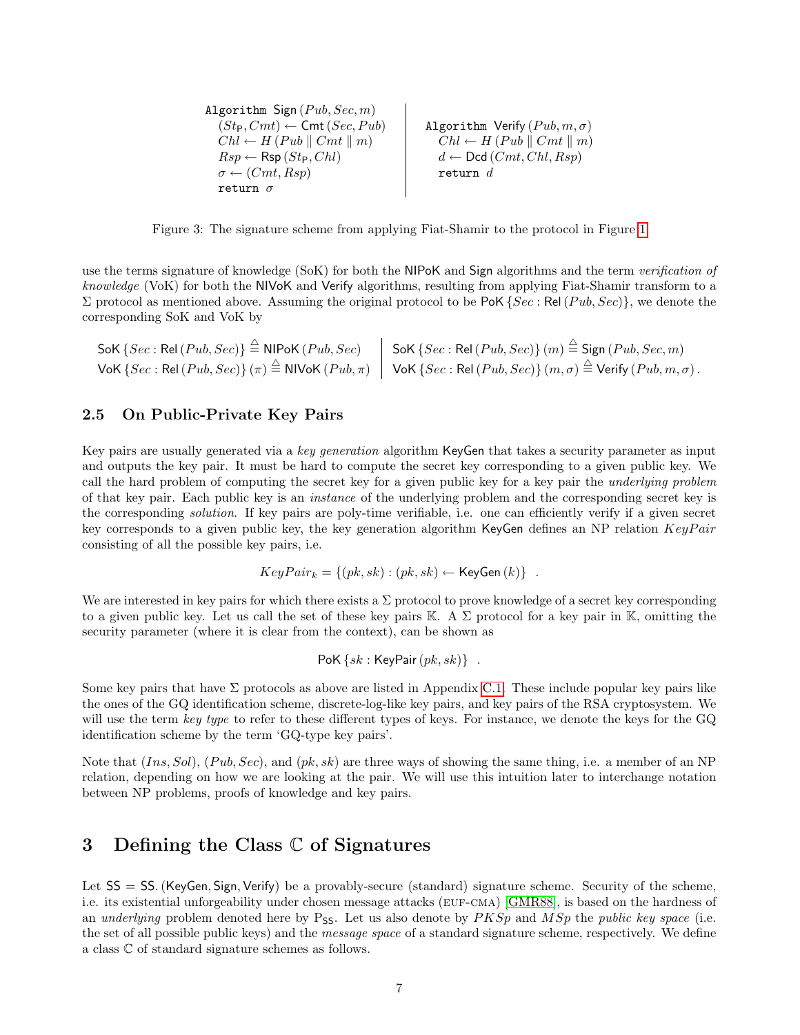```
Algorithm Sign(Pub, Sec, m)
  (St_P, Cmt) ← Cmt(Sec, Pub)
  Chl ← H(Pub ‖ Cmt ‖ m)
  Rsp ← Rsp(St_P, Chl)
  σ ← (Cmt, Rsp)
  return σ

Algorithm Verify(Pub, m, σ)
  Chl ← H(Pub ‖ Cmt ‖ m)
  d ← Dcd(Cmt, Chl, Rsp)
  return d
```

Figure 3: The signature scheme from applying Fiat-Shamir to the protocol in Figure 1

use the terms signature of knowledge (SoK) for both the NIPoK and Sign algorithms and the term *verification of knowledge* (VoK) for both the NIVoK and Verify algorithms, resulting from applying Fiat-Shamir transform to a $\Sigma$ protocol as mentioned above. Assuming the original protocol to be $\mathsf{PoK}\{Sec : \mathsf{Rel}(Pub, Sec)\}$, we denote the corresponding SoK and VoK by

$$\mathsf{SoK}\{Sec : \mathsf{Rel}(Pub, Sec)\} \triangleq \mathsf{NIPoK}(Pub, Sec) \qquad \mathsf{SoK}\{Sec : \mathsf{Rel}(Pub, Sec)\}(m) \triangleq \mathsf{Sign}(Pub, Sec, m)$$

$$\mathsf{VoK}\{Sec : \mathsf{Rel}(Pub, Sec)\}(\pi) \triangleq \mathsf{NIVoK}(Pub, \pi) \qquad \mathsf{VoK}\{Sec : \mathsf{Rel}(Pub, Sec)\}(m, \sigma) \triangleq \mathsf{Verify}(Pub, m, \sigma).$$

## 2.5 On Public-Private Key Pairs

Key pairs are usually generated via a *key generation* algorithm KeyGen that takes a security parameter as input and outputs the key pair. It must be hard to compute the secret key corresponding to a given public key. We call the hard problem of computing the secret key for a given public key for a key pair the *underlying problem* of that key pair. Each public key is an *instance* of the underlying problem and the corresponding secret key is the corresponding *solution*. If key pairs are poly-time verifiable, i.e. one can efficiently verify if a given secret key corresponds to a given public key, the key generation algorithm KeyGen defines an NP relation $KeyPair$ consisting of all the possible key pairs, i.e.

$$KeyPair_k = \{(pk, sk) : (pk, sk) \leftarrow \mathsf{KeyGen}(k)\} \quad .$$

We are interested in key pairs for which there exists a $\Sigma$ protocol to prove knowledge of a secret key corresponding to a given public key. Let us call the set of these key pairs $\mathbb{K}$. A $\Sigma$ protocol for a key pair in $\mathbb{K}$, omitting the security parameter (where it is clear from the context), can be shown as

$$\mathsf{PoK}\{sk : \mathsf{KeyPair}(pk, sk)\} \quad .$$

Some key pairs that have $\Sigma$ protocols as above are listed in Appendix C.1. These include popular key pairs like the ones of the GQ identification scheme, discrete-log-like key pairs, and key pairs of the RSA cryptosystem. We will use the term *key type* to refer to these different types of keys. For instance, we denote the keys for the GQ identification scheme by the term 'GQ-type key pairs'.

Note that $(Ins, Sol)$, $(Pub, Sec)$, and $(pk, sk)$ are three ways of showing the same thing, i.e. a member of an NP relation, depending on how we are looking at the pair. We will use this intuition later to interchange notation between NP problems, proofs of knowledge and key pairs.

# 3 Defining the Class $\mathbb{C}$ of Signatures

Let $\mathsf{SS} = \mathsf{SS}.(\mathsf{KeyGen}, \mathsf{Sign}, \mathsf{Verify})$ be a provably-secure (standard) signature scheme. Security of the scheme, i.e. its existential unforgeability under chosen message attacks (EUF-CMA) [GMR88], is based on the hardness of an *underlying* problem denoted here by $\mathsf{P}_{\mathsf{SS}}$. Let us also denote by $PKSp$ and $MSp$ the *public key space* (i.e. the set of all possible public keys) and the *message space* of a standard signature scheme, respectively. We define a class $\mathbb{C}$ of standard signature schemes as follows.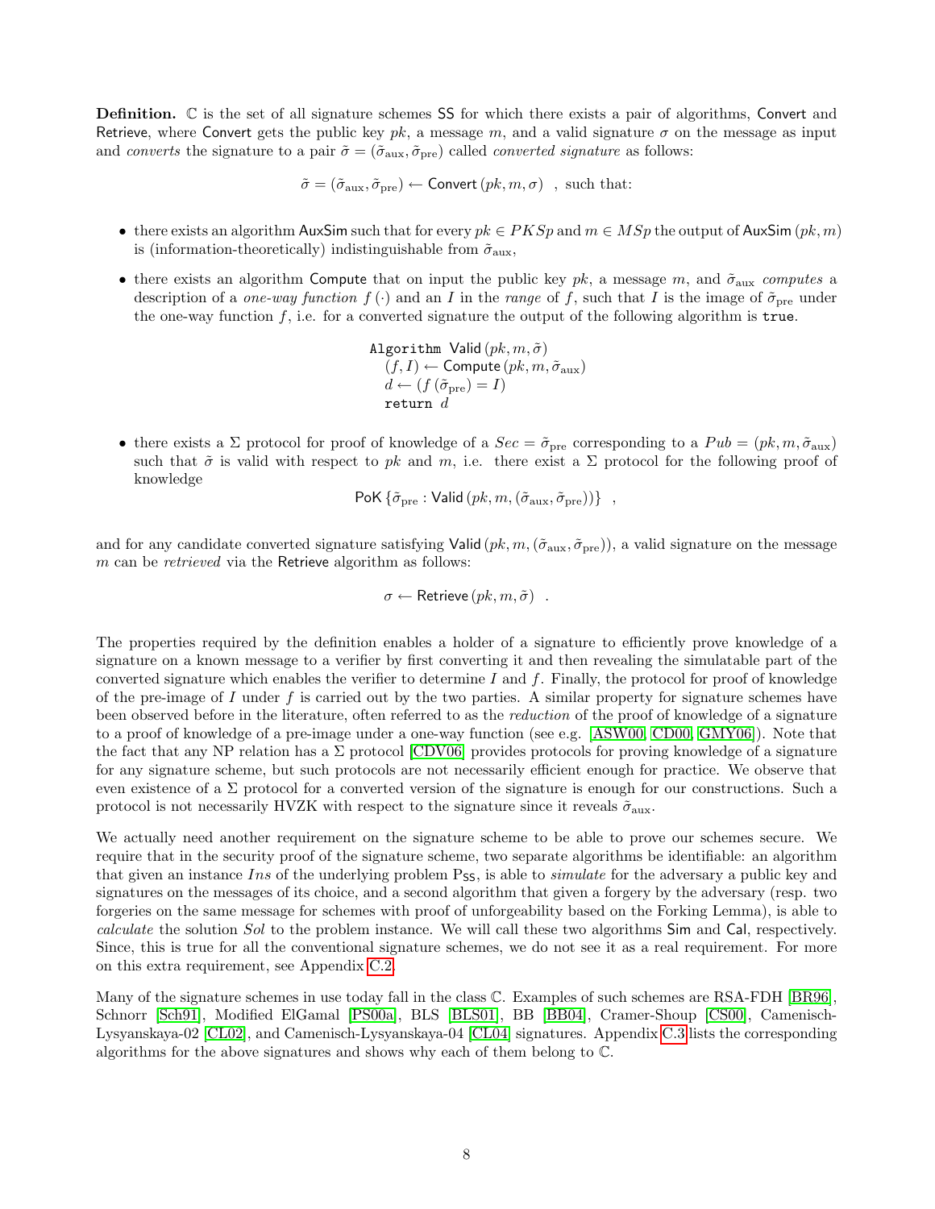**Definition.** $\mathbb{C}$ is the set of all signature schemes $\mathsf{SS}$ for which there exists a pair of algorithms, $\mathsf{Convert}$ and $\mathsf{Retrieve}$, where $\mathsf{Convert}$ gets the public key $pk$, a message $m$, and a valid signature $\sigma$ on the message as input and *converts* the signature to a pair $\tilde{\sigma} = (\tilde{\sigma}_{\text{aux}}, \tilde{\sigma}_{\text{pre}})$ called *converted signature* as follows:

$$\tilde{\sigma} = (\tilde{\sigma}_{\text{aux}}, \tilde{\sigma}_{\text{pre}}) \leftarrow \mathsf{Convert}(pk, m, \sigma) \quad \text{, such that:}$$

- there exists an algorithm $\mathsf{AuxSim}$ such that for every $pk \in PKSp$ and $m \in MSp$ the output of $\mathsf{AuxSim}(pk, m)$ is (information-theoretically) indistinguishable from $\tilde{\sigma}_{\text{aux}}$,
- there exists an algorithm $\mathsf{Compute}$ that on input the public key $pk$, a message $m$, and $\tilde{\sigma}_{\text{aux}}$ *computes* a description of a *one-way function* $f(\cdot)$ and an $I$ in the *range* of $f$, such that $I$ is the image of $\tilde{\sigma}_{\text{pre}}$ under the one-way function $f$, i.e. for a converted signature the output of the following algorithm is `true`.

```
Algorithm Valid(pk, m, σ̃)
    (f, I) ← Compute(pk, m, σ̃_aux)
    d ← (f(σ̃_pre) = I)
    return d
```

- there exists a $\Sigma$ protocol for proof of knowledge of a $Sec = \tilde{\sigma}_{\text{pre}}$ corresponding to a $Pub = (pk, m, \tilde{\sigma}_{\text{aux}})$ such that $\tilde{\sigma}$ is valid with respect to $pk$ and $m$, i.e. there exist a $\Sigma$ protocol for the following proof of knowledge

$$\mathsf{PoK}\left\{\tilde{\sigma}_{\text{pre}} : \mathsf{Valid}\left(pk, m, (\tilde{\sigma}_{\text{aux}}, \tilde{\sigma}_{\text{pre}})\right)\right\} \quad ,$$

and for any candidate converted signature satisfying $\mathsf{Valid}(pk, m, (\tilde{\sigma}_{\text{aux}}, \tilde{\sigma}_{\text{pre}}))$, a valid signature on the message $m$ can be *retrieved* via the $\mathsf{Retrieve}$ algorithm as follows:

$$\sigma \leftarrow \mathsf{Retrieve}(pk, m, \tilde{\sigma}) \quad .$$

The properties required by the definition enables a holder of a signature to efficiently prove knowledge of a signature on a known message to a verifier by first converting it and then revealing the simulatable part of the converted signature which enables the verifier to determine $I$ and $f$. Finally, the protocol for proof of knowledge of the pre-image of $I$ under $f$ is carried out by the two parties. A similar property for signature schemes have been observed before in the literature, often referred to as the *reduction* of the proof of knowledge of a signature to a proof of knowledge of a pre-image under a one-way function (see e.g. [ASW00, CD00, GMY06]). Note that the fact that any NP relation has a $\Sigma$ protocol [CDV06] provides protocols for proving knowledge of a signature for any signature scheme, but such protocols are not necessarily efficient enough for practice. We observe that even existence of a $\Sigma$ protocol for a converted version of the signature is enough for our constructions. Such a protocol is not necessarily HVZK with respect to the signature since it reveals $\tilde{\sigma}_{\text{aux}}$.

We actually need another requirement on the signature scheme to be able to prove our schemes secure. We require that in the security proof of the signature scheme, two separate algorithms be identifiable: an algorithm that given an instance $Ins$ of the underlying problem $\mathrm{P}_{\mathsf{SS}}$, is able to *simulate* for the adversary a public key and signatures on the messages of its choice, and a second algorithm that given a forgery by the adversary (resp. two forgeries on the same message for schemes with proof of unforgeability based on the Forking Lemma), is able to *calculate* the solution $Sol$ to the problem instance. We will call these two algorithms $\mathsf{Sim}$ and $\mathsf{Cal}$, respectively. Since, this is true for all the conventional signature schemes, we do not see it as a real requirement. For more on this extra requirement, see Appendix C.2.

Many of the signature schemes in use today fall in the class $\mathbb{C}$. Examples of such schemes are RSA-FDH [BR96], Schnorr [Sch91], Modified ElGamal [PS00a], BLS [BLS01], BB [BB04], Cramer-Shoup [CS00], Camenisch-Lysyanskaya-02 [CL02], and Camenisch-Lysyanskaya-04 [CL04] signatures. Appendix C.3 lists the corresponding algorithms for the above signatures and shows why each of them belong to $\mathbb{C}$.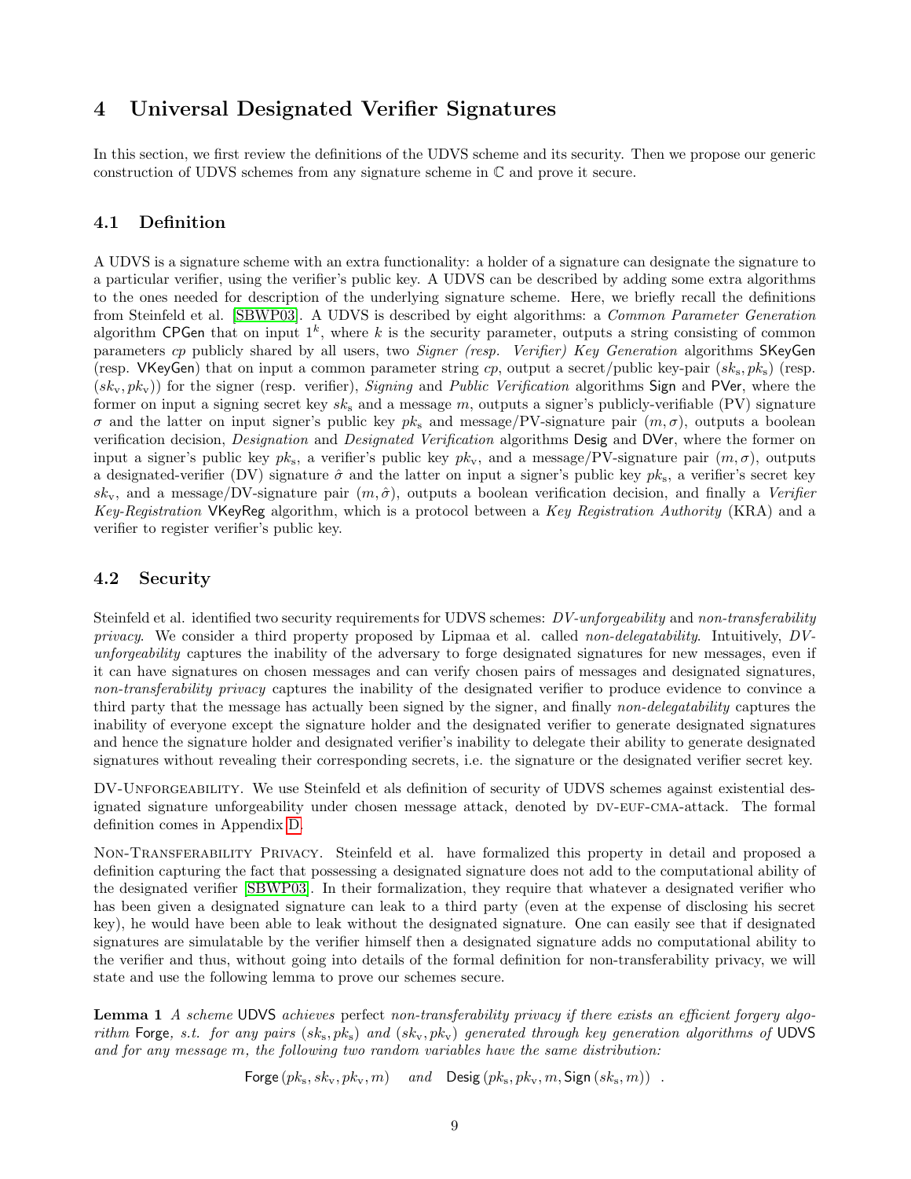# 4 Universal Designated Verifier Signatures

In this section, we first review the definitions of the UDVS scheme and its security. Then we propose our generic construction of UDVS schemes from any signature scheme in $\mathbb{C}$ and prove it secure.

## 4.1 Definition

A UDVS is a signature scheme with an extra functionality: a holder of a signature can designate the signature to a particular verifier, using the verifier's public key. A UDVS can be described by adding some extra algorithms to the ones needed for description of the underlying signature scheme. Here, we briefly recall the definitions from Steinfeld et al. [SBWP03]. A UDVS is described by eight algorithms: a *Common Parameter Generation* algorithm $\mathsf{CPGen}$ that on input $1^k$, where $k$ is the security parameter, outputs a string consisting of common parameters $cp$ publicly shared by all users, two *Signer (resp. Verifier) Key Generation* algorithms $\mathsf{SKeyGen}$ (resp. $\mathsf{VKeyGen}$) that on input a common parameter string $cp$, output a secret/public key-pair $(sk_{\mathrm{s}}, pk_{\mathrm{s}})$ (resp. $(sk_{\mathrm{v}}, pk_{\mathrm{v}})$) for the signer (resp. verifier), *Signing* and *Public Verification* algorithms $\mathsf{Sign}$ and $\mathsf{PVer}$, where the former on input a signing secret key $sk_{\mathrm{s}}$ and a message $m$, outputs a signer's publicly-verifiable (PV) signature $\sigma$ and the latter on input signer's public key $pk_{\mathrm{s}}$ and message/PV-signature pair $(m, \sigma)$, outputs a boolean verification decision, *Designation* and *Designated Verification* algorithms $\mathsf{Desig}$ and $\mathsf{DVer}$, where the former on input a signer's public key $pk_{\mathrm{s}}$, a verifier's public key $pk_{\mathrm{v}}$, and a message/PV-signature pair $(m, \sigma)$, outputs a designated-verifier (DV) signature $\hat{\sigma}$ and the latter on input a signer's public key $pk_{\mathrm{s}}$, a verifier's secret key $sk_{\mathrm{v}}$, and a message/DV-signature pair $(m, \hat{\sigma})$, outputs a boolean verification decision, and finally a *Verifier Key-Registration* $\mathsf{VKeyReg}$ algorithm, which is a protocol between a *Key Registration Authority* (KRA) and a verifier to register verifier's public key.

## 4.2 Security

Steinfeld et al. identified two security requirements for UDVS schemes: *DV-unforgeability* and *non-transferability privacy*. We consider a third property proposed by Lipmaa et al. called *non-delegatability*. Intuitively, *DV-unforgeability* captures the inability of the adversary to forge designated signatures for new messages, even if it can have signatures on chosen messages and can verify chosen pairs of messages and designated signatures, *non-transferability privacy* captures the inability of the designated verifier to produce evidence to convince a third party that the message has actually been signed by the signer, and finally *non-delegatability* captures the inability of everyone except the signature holder and the designated verifier to generate designated signatures and hence the signature holder and designated verifier's inability to delegate their ability to generate designated signatures without revealing their corresponding secrets, i.e. the signature or the designated verifier secret key.

DV-Unforgeability. We use Steinfeld et als definition of security of UDVS schemes against existential designated signature unforgeability under chosen message attack, denoted by DV-EUF-CMA-attack. The formal definition comes in Appendix D.

Non-Transferability Privacy. Steinfeld et al. have formalized this property in detail and proposed a definition capturing the fact that possessing a designated signature does not add to the computational ability of the designated verifier [SBWP03]. In their formalization, they require that whatever a designated verifier who has been given a designated signature can leak to a third party (even at the expense of disclosing his secret key), he would have been able to leak without the designated signature. One can easily see that if designated signatures are simulatable by the verifier himself then a designated signature adds no computational ability to the verifier and thus, without going into details of the formal definition for non-transferability privacy, we will state and use the following lemma to prove our schemes secure.

**Lemma 1** *A scheme* $\mathsf{UDVS}$ *achieves* perfect *non-transferability privacy if there exists an efficient forgery algorithm* $\mathsf{Forge}$*, s.t. for any pairs* $(sk_{\mathrm{s}}, pk_{\mathrm{s}})$ *and* $(sk_{\mathrm{v}}, pk_{\mathrm{v}})$ *generated through key generation algorithms of* $\mathsf{UDVS}$ *and for any message* $m$*, the following two random variables have the same distribution:*

$$\mathsf{Forge}\left(pk_{\mathrm{s}}, sk_{\mathrm{v}}, pk_{\mathrm{v}}, m\right) \quad \textit{and} \quad \mathsf{Desig}\left(pk_{\mathrm{s}}, pk_{\mathrm{v}}, m, \mathsf{Sign}\left(sk_{\mathrm{s}}, m\right)\right) \ .$$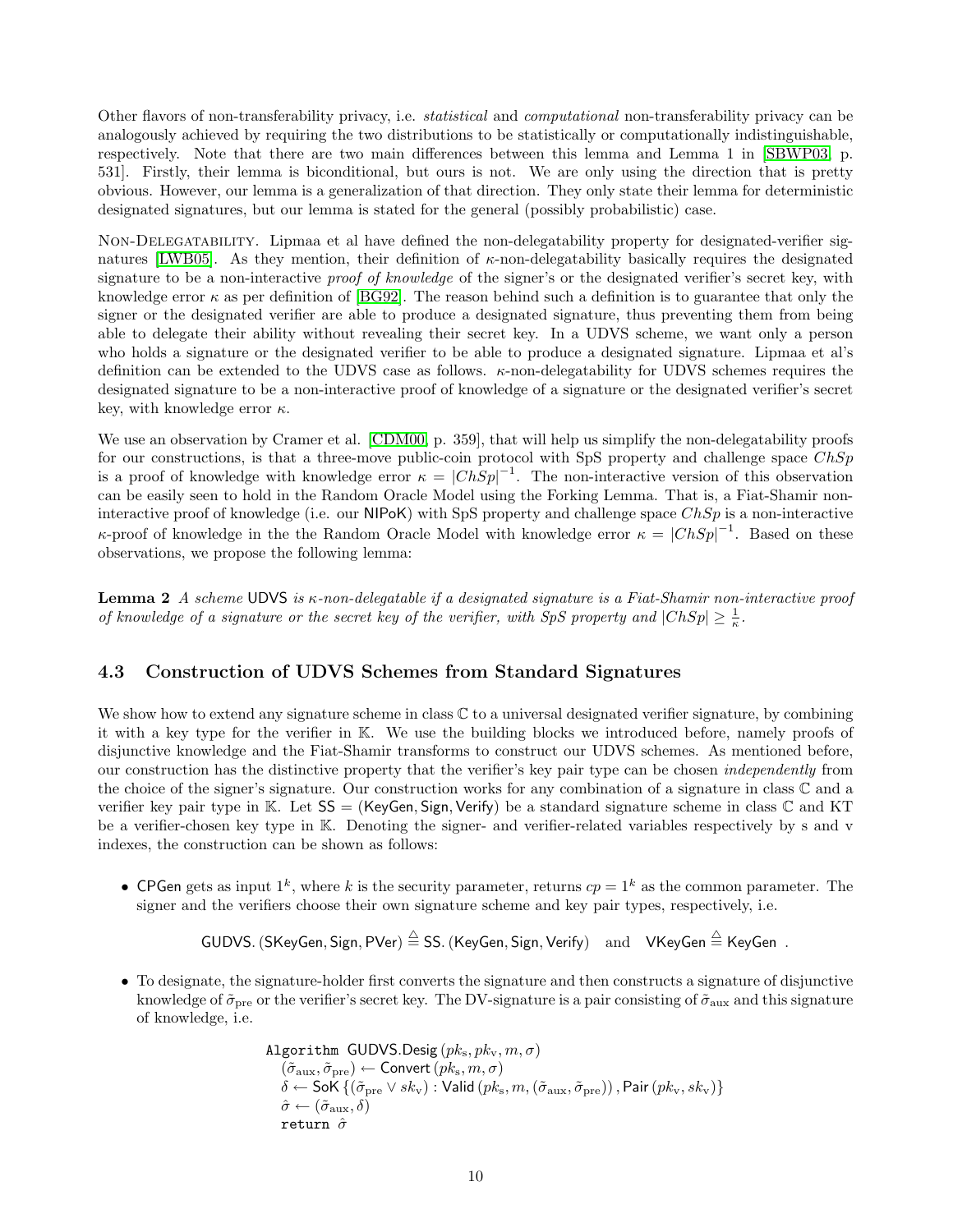Other flavors of non-transferability privacy, i.e. *statistical* and *computational* non-transferability privacy can be analogously achieved by requiring the two distributions to be statistically or computationally indistinguishable, respectively. Note that there are two main differences between this lemma and Lemma 1 in [SBWP03, p. 531]. Firstly, their lemma is biconditional, but ours is not. We are only using the direction that is pretty obvious. However, our lemma is a generalization of that direction. They only state their lemma for deterministic designated signatures, but our lemma is stated for the general (possibly probabilistic) case.

Non-Delegatability. Lipmaa et al have defined the non-delegatability property for designated-verifier signatures [LWB05]. As they mention, their definition of $\kappa$-non-delegatability basically requires the designated signature to be a non-interactive *proof of knowledge* of the signer's or the designated verifier's secret key, with knowledge error $\kappa$ as per definition of [BG92]. The reason behind such a definition is to guarantee that only the signer or the designated verifier are able to produce a designated signature, thus preventing them from being able to delegate their ability without revealing their secret key. In a UDVS scheme, we want only a person who holds a signature or the designated verifier to be able to produce a designated signature. Lipmaa et al's definition can be extended to the UDVS case as follows. $\kappa$-non-delegatability for UDVS schemes requires the designated signature to be a non-interactive proof of knowledge of a signature or the designated verifier's secret key, with knowledge error $\kappa$.

We use an observation by Cramer et al. [CDM00, p. 359], that will help us simplify the non-delegatability proofs for our constructions, is that a three-move public-coin protocol with SpS property and challenge space $ChSp$ is a proof of knowledge with knowledge error $\kappa = |ChSp|^{-1}$. The non-interactive version of this observation can be easily seen to hold in the Random Oracle Model using the Forking Lemma. That is, a Fiat-Shamir non-interactive proof of knowledge (i.e. our $\mathsf{NIPoK}$) with SpS property and challenge space $ChSp$ is a non-interactive $\kappa$-proof of knowledge in the the Random Oracle Model with knowledge error $\kappa = |ChSp|^{-1}$. Based on these observations, we propose the following lemma:

**Lemma 2** *A scheme* $\mathsf{UDVS}$ *is* $\kappa$*-non-delegatable if a designated signature is a Fiat-Shamir non-interactive proof of knowledge of a signature or the secret key of the verifier, with SpS property and* $|ChSp| \geq \frac{1}{\kappa}$*.*

### 4.3 Construction of UDVS Schemes from Standard Signatures

We show how to extend any signature scheme in class $\mathbb{C}$ to a universal designated verifier signature, by combining it with a key type for the verifier in $\mathbb{K}$. We use the building blocks we introduced before, namely proofs of disjunctive knowledge and the Fiat-Shamir transforms to construct our UDVS schemes. As mentioned before, our construction has the distinctive property that the verifier's key pair type can be chosen *independently* from the choice of the signer's signature. Our construction works for any combination of a signature in class $\mathbb{C}$ and a verifier key pair type in $\mathbb{K}$. Let $\mathsf{SS} = (\mathsf{KeyGen}, \mathsf{Sign}, \mathsf{Verify})$ be a standard signature in class $\mathbb{C}$ and KT be a verifier-chosen key type in $\mathbb{K}$. Denoting the signer- and verifier-related variables respectively by s and v indexes, the construction can be shown as follows:

- $\mathsf{CPGen}$ gets as input $1^k$, where $k$ is the security parameter, returns $cp = 1^k$ as the common parameter. The signer and the verifiers choose their own signature scheme and key pair types, respectively, i.e.

$$\mathsf{GUDVS}.(\mathsf{SKeyGen}, \mathsf{Sign}, \mathsf{PVer}) \triangleq \mathsf{SS}.(\mathsf{KeyGen}, \mathsf{Sign}, \mathsf{Verify}) \quad \text{and} \quad \mathsf{VKeyGen} \triangleq \mathsf{KeyGen} \ .$$

- To designate, the signature-holder first converts the signature and then constructs a signature of disjunctive knowledge of $\tilde{\sigma}_{\text{pre}}$ or the verifier's secret key. The DV-signature is a pair consisting of $\tilde{\sigma}_{\text{aux}}$ and this signature of knowledge, i.e.

```
Algorithm GUDVS.Desig(pk_s, pk_v, m, σ)
  (σ̃_aux, σ̃_pre) ← Convert(pk_s, m, σ)
  δ ← SoK{(σ̃_pre ∨ sk_v) : Valid(pk_s, m, (σ̃_aux, σ̃_pre)), Pair(pk_v, sk_v)}
  σ̂ ← (σ̃_aux, δ)
  return σ̂
```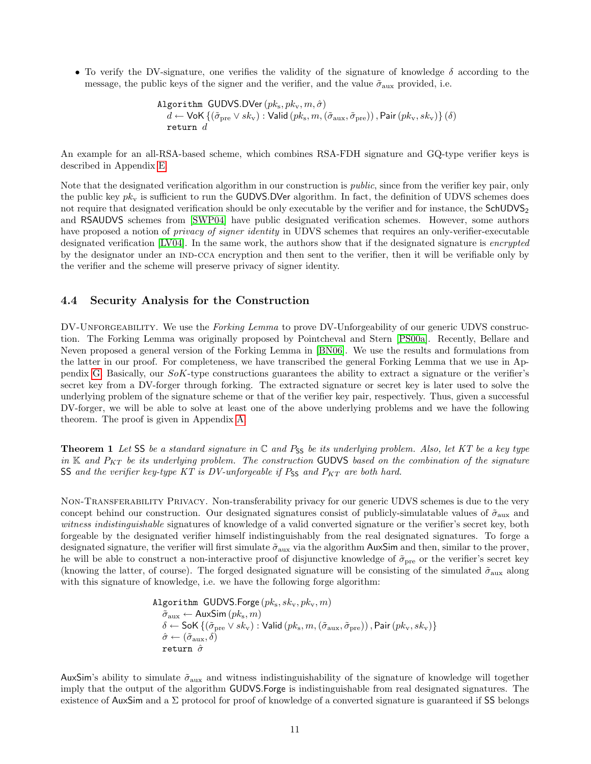- To verify the DV-signature, one verifies the validity of the signature of knowledge $\delta$ according to the message, the public keys of the signer and the verifier, and the value $\tilde{\sigma}_{\text{aux}}$ provided, i.e.

```
Algorithm GUDVS.DVer (pk_s, pk_v, m, σ̂)
  d ← VoK {(σ̃_pre ∨ sk_v) : Valid (pk_s, m, (σ̃_aux, σ̃_pre)), Pair (pk_v, sk_v)} (δ)
  return d
```

An example for an all-RSA-based scheme, which combines RSA-FDH signature and GQ-type verifier keys is described in Appendix E.

Note that the designated verification algorithm in our construction is *public*, since from the verifier key pair, only the public key $pk_{\text{v}}$ is sufficient to run the GUDVS.DVer algorithm. In fact, the definition of UDVS schemes does not require that designated verification should be only executable by the verifier and for instance, the $\mathsf{SchUDVS}_2$ and RSAUDVS schemes from [SWP04] have public designated verification schemes. However, some authors have proposed a notion of *privacy of signer identity* in UDVS schemes that requires an only-verifier-executable designated verification [LV04]. In the same work, the authors show that if the designated signature is *encrypted* by the designator under an IND-CCA encryption and then sent to the verifier, then it will be verifiable only by the verifier and the scheme will preserve privacy of signer identity.

## 4.4 Security Analysis for the Construction

DV-Unforgeability. We use the *Forking Lemma* to prove DV-Unforgeability of our generic UDVS construction. The Forking Lemma was originally proposed by Pointcheval and Stern [PS00a]. Recently, Bellare and Neven proposed a general version of the Forking Lemma in [BN06]. We use the results and formulations from the latter in our proof. For completeness, we have transcribed the general Forking Lemma that we use in Appendix G. Basically, our *SoK*-type constructions guarantees the ability to extract a signature or the verifier's secret key from a DV-forger through forking. The extracted signature or secret key is later used to solve the underlying problem of the signature scheme or that of the verifier key pair, respectively. Thus, given a successful DV-forger, we will be able to solve at least one of the above underlying problems and we have the following theorem. The proof is given in Appendix A.

**Theorem 1** *Let* SS *be a standard signature in* $\mathbb{C}$ *and* $P_{\mathsf{SS}}$ *be its underlying problem. Also, let* $KT$ *be a key type in* $\mathbb{K}$ *and* $P_{KT}$ *be its underlying problem. The construction* GUDVS *based on the combination of the signature* SS *and the verifier key-type* $KT$ *is DV-unforgeable if* $P_{\mathsf{SS}}$ *and* $P_{KT}$ *are both hard.*

Non-Transferability Privacy. Non-transferability privacy for our generic UDVS schemes is due to the very concept behind our construction. Our designated signatures consist of publicly-simulatable values of $\tilde{\sigma}_{\text{aux}}$ and *witness indistinguishable* signatures of knowledge of a valid converted signature or the verifier's secret key, both forgeable by the designated verifier himself indistinguishably from the real designated signatures. To forge a designated signature, the verifier will first simulate $\tilde{\sigma}_{\text{aux}}$ via the algorithm AuxSim and then, similar to the prover, he will be able to construct a non-interactive proof of disjunctive knowledge of $\tilde{\sigma}_{\text{pre}}$ or the verifier's secret key (knowing the latter, of course). The forged designated signature will be consisting of the simulated $\tilde{\sigma}_{\text{aux}}$ along with this signature of knowledge, i.e. we have the following forge algorithm:

```
Algorithm GUDVS.Forge (pk_s, sk_v, pk_v, m)
  σ̃_aux ← AuxSim (pk_s, m)
  δ ← SoK {(σ̃_pre ∨ sk_v) : Valid (pk_s, m, (σ̃_aux, σ̃_pre)), Pair (pk_v, sk_v)}
  σ̂ ← (σ̃_aux, δ)
  return σ̂
```

AuxSim's ability to simulate $\tilde{\sigma}_{\text{aux}}$ and witness indistinguishability of the signature of knowledge will together imply that the output of the algorithm GUDVS.Forge is indistinguishable from real designated signatures. The existence of AuxSim and a $\Sigma$ protocol for proof of knowledge of a converted signature is guaranteed if SS belongs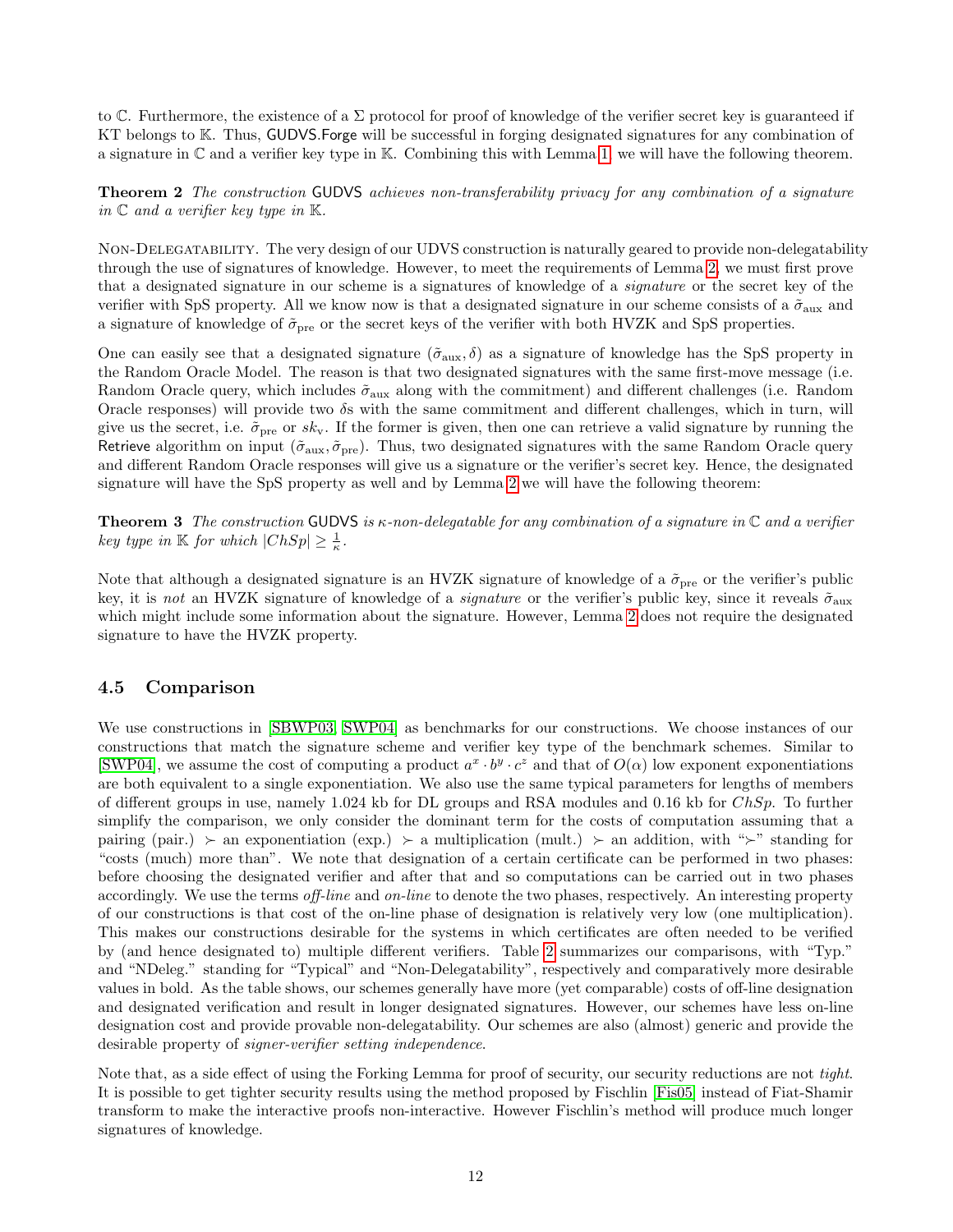to $\mathbb{C}$. Furthermore, the existence of a $\Sigma$ protocol for proof of knowledge of the verifier secret key is guaranteed if KT belongs to $\mathbb{K}$. Thus, GUDVS.Forge will be successful in forging designated signatures for any combination of a signature in $\mathbb{C}$ and a verifier key type in $\mathbb{K}$. Combining this with Lemma 1, we will have the following theorem.

**Theorem 2** *The construction* GUDVS *achieves non-transferability privacy for any combination of a signature in $\mathbb{C}$ and a verifier key type in $\mathbb{K}$.*

Non-Delegatability. The very design of our UDVS construction is naturally geared to provide non-delegatability through the use of signatures of knowledge. However, to meet the requirements of Lemma 2, we must first prove that a designated signature in our scheme is a signatures of knowledge of a *signature* or the secret key of the verifier with SpS property. All we know now is that a designated signature in our scheme consists of a $\tilde{\sigma}_{\text{aux}}$ and a signature of knowledge of $\tilde{\sigma}_{\text{pre}}$ or the secret keys of the verifier with both HVZK and SpS properties.

One can easily see that a designated signature $(\tilde{\sigma}_{\text{aux}}, \delta)$ as a signature of knowledge has the SpS property in the Random Oracle Model. The reason is that two designated signatures with the same first-move message (i.e. Random Oracle query, which includes $\tilde{\sigma}_{\text{aux}}$ along with the commitment) and different challenges (i.e. Random Oracle responses) will provide two $\delta$s with the same commitment and different challenges, which in turn, will give us the secret, i.e. $\tilde{\sigma}_{\text{pre}}$ or $sk_{\text{v}}$. If the former is given, then one can retrieve a valid signature by running the Retrieve algorithm on input $(\tilde{\sigma}_{\text{aux}}, \tilde{\sigma}_{\text{pre}})$. Thus, two designated signatures with the same Random Oracle query and different Random Oracle responses will give us a signature or the verifier's secret key. Hence, the designated signature will have the SpS property as well and by Lemma 2 we will have the following theorem:

**Theorem 3** *The construction* GUDVS *is $\kappa$-non-delegatable for any combination of a signature in $\mathbb{C}$ and a verifier key type in $\mathbb{K}$ for which $|ChSp| \geq \frac{1}{\kappa}$.*

Note that although a designated signature is an HVZK signature of knowledge of a $\tilde{\sigma}_{\text{pre}}$ or the verifier's public key, it is *not* an HVZK signature of knowledge of a *signature* or the verifier's public key, since it reveals $\tilde{\sigma}_{\text{aux}}$ which might include some information about the signature. However, Lemma 2 does not require the designated signature to have the HVZK property.

## 4.5 Comparison

We use constructions in [SBWP03, SWP04] as benchmarks for our constructions. We choose instances of our constructions that match the signature scheme and verifier key type of the benchmark schemes. Similar to [SWP04], we assume the cost of computing a product $a^x \cdot b^y \cdot c^z$ and that of $O(\alpha)$ low exponent exponentiations are both equivalent to a single exponentiation. We also use the same typical parameters for lengths of members of different groups in use, namely 1.024 kb for DL groups and RSA modules and 0.16 kb for $ChSp$. To further simplify the comparison, we only consider the dominant term for the costs of computation assuming that a pairing (pair.) $\succ$ an exponentiation (exp.) $\succ$ a multiplication (mult.) $\succ$ an addition, with "$\succ$" standing for "costs (much) more than". We note that designation of a certain certificate can be performed in two phases: before choosing the designated verifier and after that and so computations can be carried out in two phases accordingly. We use the terms *off-line* and *on-line* to denote the two phases, respectively. An interesting property of our constructions is that cost of the on-line phase of designation is relatively very low (one multiplication). This makes our constructions desirable for the systems in which certificates are often needed to be verified by (and hence designated to) multiple different verifiers. Table 2 summarizes our comparisons, with "Typ." and "NDeleg." standing for "Typical" and "Non-Delegatability", respectively and comparatively more desirable values in bold. As the table shows, our schemes generally have more (yet comparable) costs of off-line designation and designated verification and result in longer designated signatures. However, our schemes have less on-line designation cost and provide provable non-delegatability. Our schemes are also (almost) generic and provide the desirable property of *signer-verifier setting independence*.

Note that, as a side effect of using the Forking Lemma for proof of security, our security reductions are not *tight*. It is possible to get tighter security results using the method proposed by Fischlin [Fis05] instead of Fiat-Shamir transform to make the interactive proofs non-interactive. However Fischlin's method will produce much longer signatures of knowledge.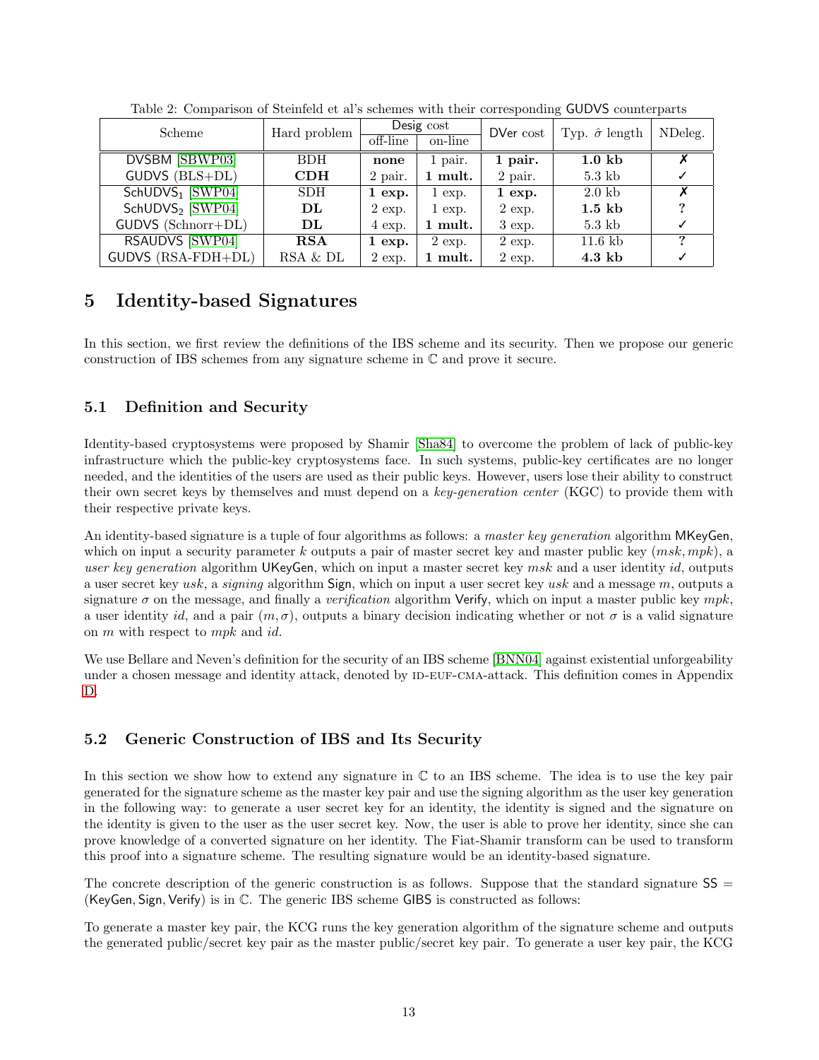Table 2: Comparison of Steinfeld et al's schemes with their corresponding GUDVS counterparts

| Scheme | Hard problem | Desig cost | | DVer cost | Typ. $\hat{\sigma}$ length | NDeleg. |
|---|---|---|---|---|---|---|
| | | off-line | on-line | | | |
| DVSBM [SBWP03] | BDH | **none** | 1 pair. | **1 pair.** | **1.0 kb** | ✗ |
| GUDVS (BLS+DL) | **CDH** | 2 pair. | **1 mult.** | 2 pair. | 5.3 kb | ✓ |
| $\mathsf{SchUDVS}_1$ [SWP04] | SDH | **1 exp.** | 1 exp. | **1 exp.** | 2.0 kb | ✗ |
| $\mathsf{SchUDVS}_2$ [SWP04] | **DL** | 2 exp. | 1 exp. | 2 exp. | **1.5 kb** | ? |
| GUDVS (Schnorr+DL) | **DL** | 4 exp. | **1 mult.** | 3 exp. | 5.3 kb | ✓ |
| RSAUDVS [SWP04] | **RSA** | **1 exp.** | 2 exp. | 2 exp. | 11.6 kb | ? |
| GUDVS (RSA-FDH+DL) | RSA & DL | 2 exp. | **1 mult.** | 2 exp. | **4.3 kb** | ✓ |

# 5 Identity-based Signatures

In this section, we first review the definitions of the IBS scheme and its security. Then we propose our generic construction of IBS schemes from any signature scheme in $\mathbb{C}$ and prove it secure.

## 5.1 Definition and Security

Identity-based cryptosystems were proposed by Shamir [Sha84] to overcome the problem of lack of public-key infrastructure which the public-key cryptosystems face. In such systems, public-key certificates are no longer needed, and the identities of the users are used as their public keys. However, users lose their ability to construct their own secret keys by themselves and must depend on a *key-generation center* (KGC) to provide them with their respective private keys.

An identity-based signature is a tuple of four algorithms as follows: a *master key generation* algorithm MKeyGen, which on input a security parameter $k$ outputs a pair of master secret key and master public key $(msk, mpk)$, a *user key generation* algorithm UKeyGen, which on input a master secret key $msk$ and a user identity $id$, outputs a user secret key $usk$, a *signing* algorithm Sign, which on input a user secret key $usk$ and a message $m$, outputs a signature $\sigma$ on the message, and finally a *verification* algorithm Verify, which on input a master public key $mpk$, a user identity $id$, and a pair $(m, \sigma)$, outputs a binary decision indicating whether or not $\sigma$ is a valid signature on $m$ with respect to $mpk$ and $id$.

We use Bellare and Neven's definition for the security of an IBS scheme [BNN04] against existential unforgeability under a chosen message and identity attack, denoted by ID-EUF-CMA-attack. This definition comes in Appendix D.

## 5.2 Generic Construction of IBS and Its Security

In this section we show how to extend any signature in $\mathbb{C}$ to an IBS scheme. The idea is to use the key pair generated for the signature scheme as the master key pair and use the signing algorithm as the user key generation in the following way: to generate a user secret key for an identity, the identity is signed and the signature on the identity is given to the user as the user secret key. Now, the user is able to prove her identity, since she can prove knowledge of a converted signature on her identity. The Fiat-Shamir transform can be used to transform this proof into a signature scheme. The resulting signature would be an identity-based signature.

The concrete description of the generic construction is as follows. Suppose that the standard signature SS = (KeyGen, Sign, Verify) is in $\mathbb{C}$. The generic IBS scheme GIBS is constructed as follows:

To generate a master key pair, the KCG runs the key generation algorithm of the signature scheme and outputs the generated public/secret key pair as the master public/secret key pair. To generate a user key pair, the KCG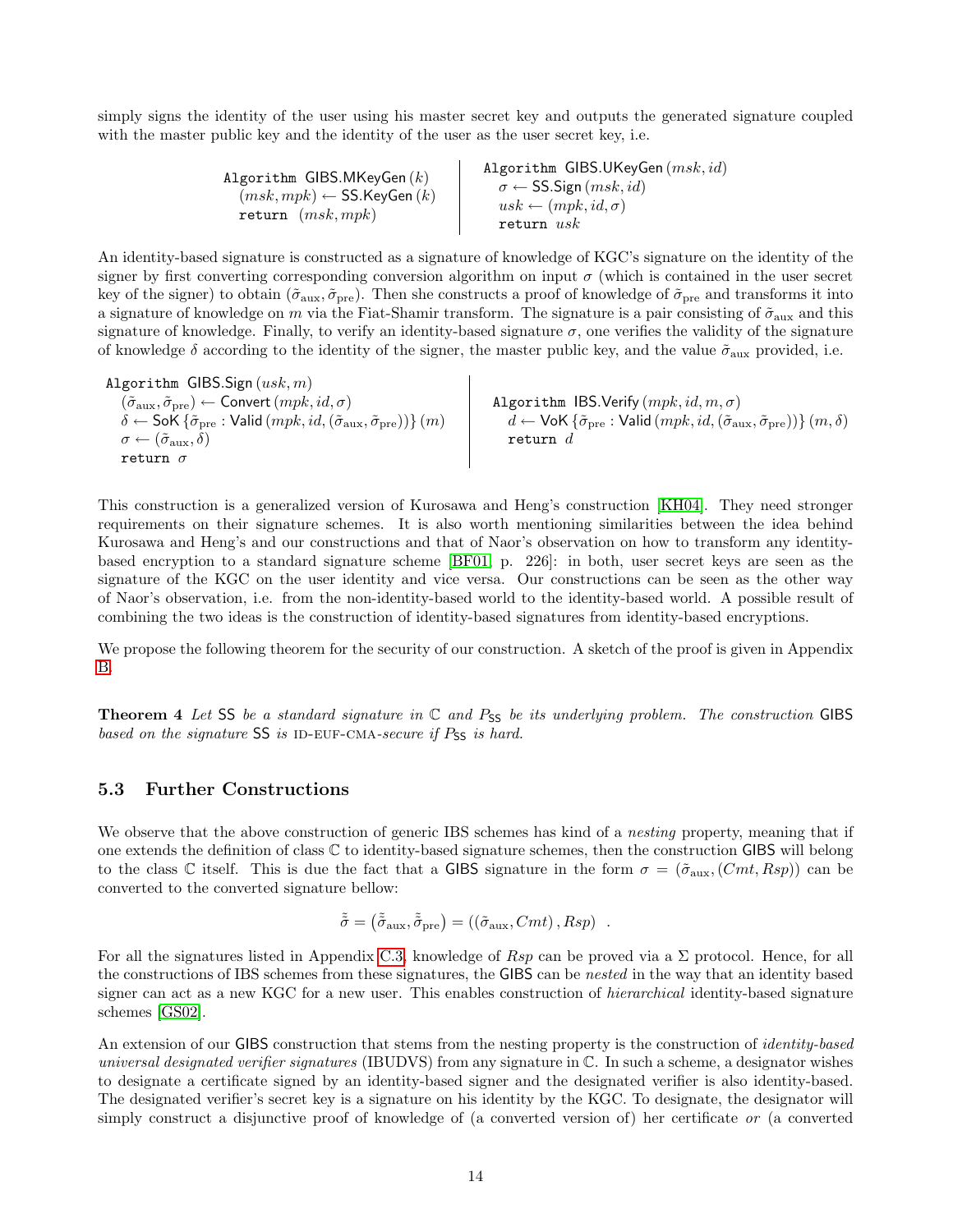simply signs the identity of the user using his master secret key and outputs the generated signature coupled with the master public key and the identity of the user as the user secret key, i.e.

```
Algorithm GIBS.MKeyGen (k)
  (msk, mpk) ← SS.KeyGen (k)
  return (msk, mpk)
```

```
Algorithm GIBS.UKeyGen (msk, id)
  σ ← SS.Sign (msk, id)
  usk ← (mpk, id, σ)
  return usk
```

An identity-based signature is constructed as a signature of knowledge of KGC's signature on the identity of the signer by first converting corresponding conversion algorithm on input $\sigma$ (which is contained in the user secret key of the signer) to obtain $(\tilde{\sigma}_{\text{aux}}, \tilde{\sigma}_{\text{pre}})$. Then she constructs a proof of knowledge of $\tilde{\sigma}_{\text{pre}}$ and transforms it into a signature of knowledge on $m$ via the Fiat-Shamir transform. The signature is a pair consisting of $\tilde{\sigma}_{\text{aux}}$ and this signature of knowledge. Finally, to verify an identity-based signature $\sigma$, one verifies the validity of the signature of knowledge $\delta$ according to the identity of the signer, the master public key, and the value $\tilde{\sigma}_{\text{aux}}$ provided, i.e.

```
Algorithm GIBS.Sign (usk, m)
  (σ̃_aux, σ̃_pre) ← Convert (mpk, id, σ)
  δ ← SoK {σ̃_pre : Valid (mpk, id, (σ̃_aux, σ̃_pre))} (m)
  σ ← (σ̃_aux, δ)
  return σ
```

```
Algorithm IBS.Verify (mpk, id, m, σ)
  d ← VoK {σ̃_pre : Valid (mpk, id, (σ̃_aux, σ̃_pre))} (m, δ)
  return d
```

This construction is a generalized version of Kurosawa and Heng's construction [KH04]. They need stronger requirements on their signature schemes. It is also worth mentioning similarities between the idea behind Kurosawa and Heng's and our constructions and that of Naor's observation on how to transform any identity-based encryption to a standard signature scheme [BF01, p. 226]: in both, user secret keys are seen as the signature of the KGC on the user identity and vice versa. Our constructions can be seen as the other way of Naor's observation, i.e. from the non-identity-based world to the identity-based world. A possible result of combining the two ideas is the construction of identity-based signatures from identity-based encryptions.

We propose the following theorem for the security of our construction. A sketch of the proof is given in Appendix B.

**Theorem 4** *Let* SS *be a standard signature in* $\mathbb{C}$ *and* $P_{\mathsf{SS}}$ *be its underlying problem. The construction* GIBS *based on the signature* SS *is* ID-EUF-CMA*-secure if* $P_{\mathsf{SS}}$ *is hard.*

### 5.3 Further Constructions

We observe that the above construction of generic IBS schemes has kind of a *nesting* property, meaning that if one extends the definition of class $\mathbb{C}$ to identity-based signature schemes, then the construction GIBS will belong to the class $\mathbb{C}$ itself. This is due the fact that a GIBS signature in the form $\sigma = (\tilde{\sigma}_{\text{aux}}, (Cmt, Rsp))$ can be converted to the converted signature bellow:

$$\tilde{\tilde{\sigma}} = \left(\tilde{\tilde{\sigma}}_{\text{aux}}, \tilde{\tilde{\sigma}}_{\text{pre}}\right) = \left(\left(\tilde{\sigma}_{\text{aux}}, Cmt\right), Rsp\right) \ .$$

For all the signatures listed in Appendix C.3, knowledge of $Rsp$ can be proved via a $\Sigma$ protocol. Hence, for all the constructions of IBS schemes from these signatures, the GIBS can be *nested* in the way that an identity based signer can act as a new KGC for a new user. This enables construction of *hierarchical* identity-based signature schemes [GS02].

An extension of our GIBS construction that stems from the nesting property is the construction of *identity-based universal designated verifier signatures* (IBUDVS) from any signature in $\mathbb{C}$. In such a scheme, a designator wishes to designate a certificate signed by an identity-based signer and the designated verifier is also identity-based. The designated verifier's secret key is a signature on his identity by the KGC. To designate, the designator will simply construct a disjunctive proof of knowledge of (a converted version of) her certificate *or* (a converted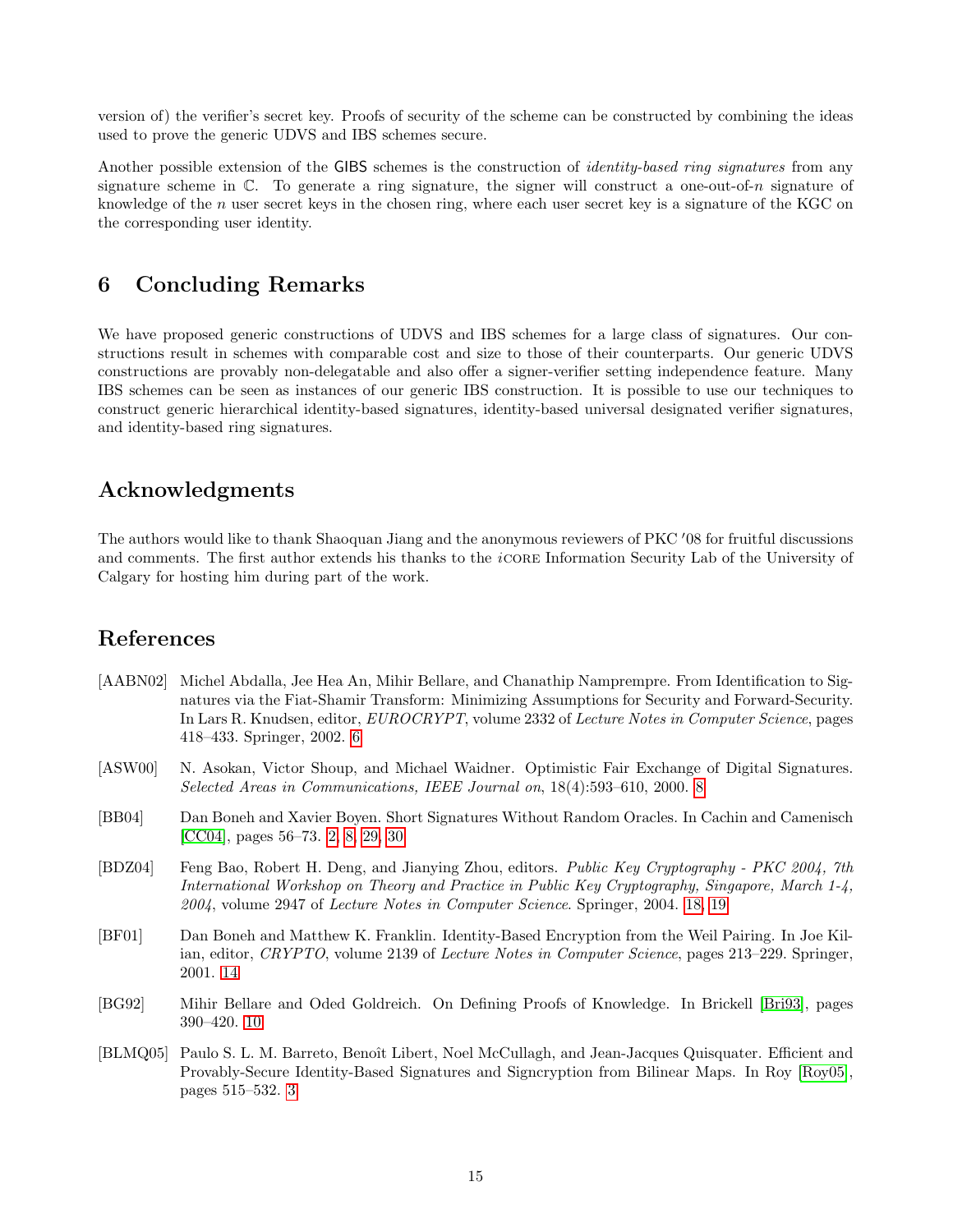version of) the verifier's secret key. Proofs of security of the scheme can be constructed by combining the ideas used to prove the generic UDVS and IBS schemes secure.

Another possible extension of the GIBS schemes is the construction of *identity-based ring signatures* from any signature scheme in $\mathbb{C}$. To generate a ring signature, the signer will construct a one-out-of-$n$ signature of knowledge of the $n$ user secret keys in the chosen ring, where each user secret key is a signature of the KGC on the corresponding user identity.

## 6 Concluding Remarks

We have proposed generic constructions of UDVS and IBS schemes for a large class of signatures. Our constructions result in schemes with comparable cost and size to those of their counterparts. Our generic UDVS constructions are provably non-delegatable and also offer a signer-verifier setting independence feature. Many IBS schemes can be seen as instances of our generic IBS construction. It is possible to use our techniques to construct generic hierarchical identity-based signatures, identity-based universal designated verifier signatures, and identity-based ring signatures.

## Acknowledgments

The authors would like to thank Shaoquan Jiang and the anonymous reviewers of PKC '08 for fruitful discussions and comments. The first author extends his thanks to the *i*CORE Information Security Lab of the University of Calgary for hosting him during part of the work.

## References

[AABN02] Michel Abdalla, Jee Hea An, Mihir Bellare, and Chanathip Namprempre. From Identification to Signatures via the Fiat-Shamir Transform: Minimizing Assumptions for Security and Forward-Security. In Lars R. Knudsen, editor, *EUROCRYPT*, volume 2332 of *Lecture Notes in Computer Science*, pages 418–433. Springer, 2002. 6

[ASW00] N. Asokan, Victor Shoup, and Michael Waidner. Optimistic Fair Exchange of Digital Signatures. *Selected Areas in Communications, IEEE Journal on*, 18(4):593–610, 2000. 8

[BB04] Dan Boneh and Xavier Boyen. Short Signatures Without Random Oracles. In Cachin and Camenisch [CC04], pages 56–73. 2, 8, 29, 30

[BDZ04] Feng Bao, Robert H. Deng, and Jianying Zhou, editors. *Public Key Cryptography - PKC 2004, 7th International Workshop on Theory and Practice in Public Key Cryptography, Singapore, March 1-4, 2004*, volume 2947 of *Lecture Notes in Computer Science*. Springer, 2004. 18, 19

[BF01] Dan Boneh and Matthew K. Franklin. Identity-Based Encryption from the Weil Pairing. In Joe Kilian, editor, *CRYPTO*, volume 2139 of *Lecture Notes in Computer Science*, pages 213–229. Springer, 2001. 14

[BG92] Mihir Bellare and Oded Goldreich. On Defining Proofs of Knowledge. In Brickell [Bri93], pages 390–420. 10

[BLMQ05] Paulo S. L. M. Barreto, Benoît Libert, Noel McCullagh, and Jean-Jacques Quisquater. Efficient and Provably-Secure Identity-Based Signatures and Signcryption from Bilinear Maps. In Roy [Roy05], pages 515–532. 3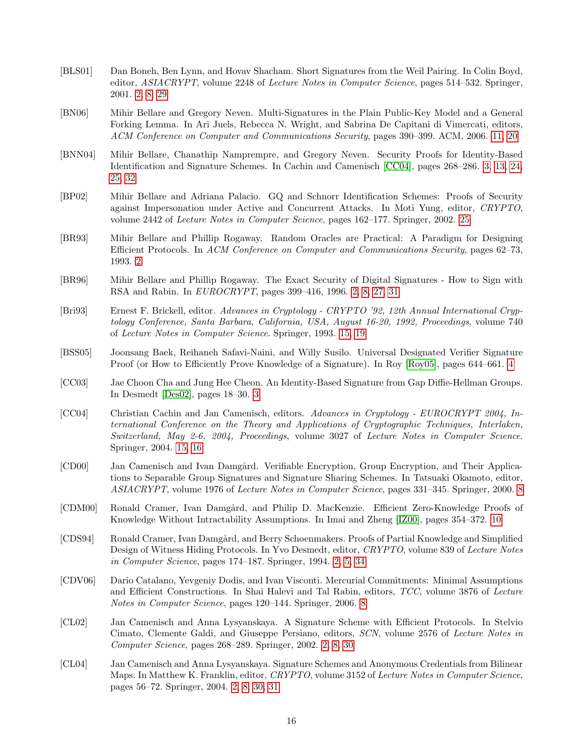[BLS01] Dan Boneh, Ben Lynn, and Hovav Shacham. Short Signatures from the Weil Pairing. In Colin Boyd, editor, *ASIACRYPT*, volume 2248 of *Lecture Notes in Computer Science*, pages 514–532. Springer, 2001. 2, 8, 29

[BN06] Mihir Bellare and Gregory Neven. Multi-Signatures in the Plain Public-Key Model and a General Forking Lemma. In Ari Juels, Rebecca N. Wright, and Sabrina De Capitani di Vimercati, editors, *ACM Conference on Computer and Communications Security*, pages 390–399. ACM, 2006. 11, 20

[BNN04] Mihir Bellare, Chanathip Namprempre, and Gregory Neven. Security Proofs for Identity-Based Identification and Signature Schemes. In Cachin and Camenisch [CC04], pages 268–286. 3, 13, 24, 25, 32

[BP02] Mihir Bellare and Adriana Palacio. GQ and Schnorr Identification Schemes: Proofs of Security against Impersonation under Active and Concurrent Attacks. In Moti Yung, editor, *CRYPTO*, volume 2442 of *Lecture Notes in Computer Science*, pages 162–177. Springer, 2002. 25

[BR93] Mihir Bellare and Phillip Rogaway. Random Oracles are Practical: A Paradigm for Designing Efficient Protocols. In *ACM Conference on Computer and Communications Security*, pages 62–73, 1993. 2

[BR96] Mihir Bellare and Phillip Rogaway. The Exact Security of Digital Signatures - How to Sign with RSA and Rabin. In *EUROCRYPT*, pages 399–416, 1996. 2, 8, 27, 31

[Bri93] Ernest F. Brickell, editor. *Advances in Cryptology - CRYPTO '92, 12th Annual International Cryptology Conference, Santa Barbara, California, USA, August 16-20, 1992, Proceedings*, volume 740 of *Lecture Notes in Computer Science*. Springer, 1993. 15, 19

[BSS05] Joonsang Baek, Reihaneh Safavi-Naini, and Willy Susilo. Universal Designated Verifier Signature Proof (or How to Efficiently Prove Knowledge of a Signature). In Roy [Roy05], pages 644–661. 4

[CC03] Jae Choon Cha and Jung Hee Cheon. An Identity-Based Signature from Gap Diffie-Hellman Groups. In Desmedt [Des02], pages 18–30. 3

[CC04] Christian Cachin and Jan Camenisch, editors. *Advances in Cryptology - EUROCRYPT 2004, International Conference on the Theory and Applications of Cryptographic Techniques, Interlaken, Switzerland, May 2-6, 2004, Proceedings*, volume 3027 of *Lecture Notes in Computer Science*. Springer, 2004. 15, 16

[CD00] Jan Camenisch and Ivan Damgård. Verifiable Encryption, Group Encryption, and Their Applications to Separable Group Signatures and Signature Sharing Schemes. In Tatsuaki Okamoto, editor, *ASIACRYPT*, volume 1976 of *Lecture Notes in Computer Science*, pages 331–345. Springer, 2000. 8

[CDM00] Ronald Cramer, Ivan Damgård, and Philip D. MacKenzie. Efficient Zero-Knowledge Proofs of Knowledge Without Intractability Assumptions. In Imai and Zheng [IZ00], pages 354–372. 10

[CDS94] Ronald Cramer, Ivan Damgård, and Berry Schoenmakers. Proofs of Partial Knowledge and Simplified Design of Witness Hiding Protocols. In Yvo Desmedt, editor, *CRYPTO*, volume 839 of *Lecture Notes in Computer Science*, pages 174–187. Springer, 1994. 2, 5, 34

[CDV06] Dario Catalano, Yevgeniy Dodis, and Ivan Visconti. Mercurial Commitments: Minimal Assumptions and Efficient Constructions. In Shai Halevi and Tal Rabin, editors, *TCC*, volume 3876 of *Lecture Notes in Computer Science*, pages 120–144. Springer, 2006. 8

[CL02] Jan Camenisch and Anna Lysyanskaya. A Signature Scheme with Efficient Protocols. In Stelvio Cimato, Clemente Galdi, and Giuseppe Persiano, editors, *SCN*, volume 2576 of *Lecture Notes in Computer Science*, pages 268–289. Springer, 2002. 2, 8, 30

[CL04] Jan Camenisch and Anna Lysyanskaya. Signature Schemes and Anonymous Credentials from Bilinear Maps. In Matthew K. Franklin, editor, *CRYPTO*, volume 3152 of *Lecture Notes in Computer Science*, pages 56–72. Springer, 2004. 2, 8, 30, 31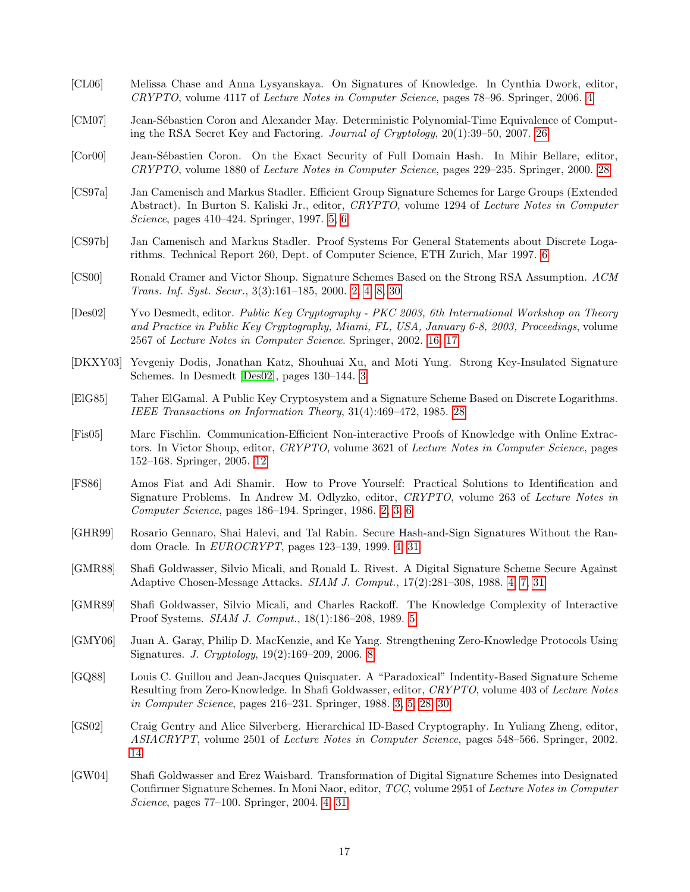[CL06] Melissa Chase and Anna Lysyanskaya. On Signatures of Knowledge. In Cynthia Dwork, editor, *CRYPTO*, volume 4117 of *Lecture Notes in Computer Science*, pages 78–96. Springer, 2006. 4

[CM07] Jean-Sébastien Coron and Alexander May. Deterministic Polynomial-Time Equivalence of Computing the RSA Secret Key and Factoring. *Journal of Cryptology*, 20(1):39–50, 2007. 26

[Cor00] Jean-Sébastien Coron. On the Exact Security of Full Domain Hash. In Mihir Bellare, editor, *CRYPTO*, volume 1880 of *Lecture Notes in Computer Science*, pages 229–235. Springer, 2000. 28

[CS97a] Jan Camenisch and Markus Stadler. Efficient Group Signature Schemes for Large Groups (Extended Abstract). In Burton S. Kaliski Jr., editor, *CRYPTO*, volume 1294 of *Lecture Notes in Computer Science*, pages 410–424. Springer, 1997. 5, 6

[CS97b] Jan Camenisch and Markus Stadler. Proof Systems For General Statements about Discrete Logarithms. Technical Report 260, Dept. of Computer Science, ETH Zurich, Mar 1997. 6

[CS00] Ronald Cramer and Victor Shoup. Signature Schemes Based on the Strong RSA Assumption. *ACM Trans. Inf. Syst. Secur.*, 3(3):161–185, 2000. 2, 4, 8, 30

[Des02] Yvo Desmedt, editor. *Public Key Cryptography - PKC 2003, 6th International Workshop on Theory and Practice in Public Key Cryptography, Miami, FL, USA, January 6-8, 2003, Proceedings*, volume 2567 of *Lecture Notes in Computer Science*. Springer, 2002. 16, 17

[DKXY03] Yevgeniy Dodis, Jonathan Katz, Shouhuai Xu, and Moti Yung. Strong Key-Insulated Signature Schemes. In Desmedt [Des02], pages 130–144. 3

[ElG85] Taher ElGamal. A Public Key Cryptosystem and a Signature Scheme Based on Discrete Logarithms. *IEEE Transactions on Information Theory*, 31(4):469–472, 1985. 28

[Fis05] Marc Fischlin. Communication-Efficient Non-interactive Proofs of Knowledge with Online Extractors. In Victor Shoup, editor, *CRYPTO*, volume 3621 of *Lecture Notes in Computer Science*, pages 152–168. Springer, 2005. 12

[FS86] Amos Fiat and Adi Shamir. How to Prove Yourself: Practical Solutions to Identification and Signature Problems. In Andrew M. Odlyzko, editor, *CRYPTO*, volume 263 of *Lecture Notes in Computer Science*, pages 186–194. Springer, 1986. 2, 3, 6

[GHR99] Rosario Gennaro, Shai Halevi, and Tal Rabin. Secure Hash-and-Sign Signatures Without the Random Oracle. In *EUROCRYPT*, pages 123–139, 1999. 4, 31

[GMR88] Shafi Goldwasser, Silvio Micali, and Ronald L. Rivest. A Digital Signature Scheme Secure Against Adaptive Chosen-Message Attacks. *SIAM J. Comput.*, 17(2):281–308, 1988. 4, 7, 31

[GMR89] Shafi Goldwasser, Silvio Micali, and Charles Rackoff. The Knowledge Complexity of Interactive Proof Systems. *SIAM J. Comput.*, 18(1):186–208, 1989. 5

[GMY06] Juan A. Garay, Philip D. MacKenzie, and Ke Yang. Strengthening Zero-Knowledge Protocols Using Signatures. *J. Cryptology*, 19(2):169–209, 2006. 8

[GQ88] Louis C. Guillou and Jean-Jacques Quisquater. A "Paradoxical" Indentity-Based Signature Scheme Resulting from Zero-Knowledge. In Shafi Goldwasser, editor, *CRYPTO*, volume 403 of *Lecture Notes in Computer Science*, pages 216–231. Springer, 1988. 3, 5, 28, 30

[GS02] Craig Gentry and Alice Silverberg. Hierarchical ID-Based Cryptography. In Yuliang Zheng, editor, *ASIACRYPT*, volume 2501 of *Lecture Notes in Computer Science*, pages 548–566. Springer, 2002. 14

[GW04] Shafi Goldwasser and Erez Waisbard. Transformation of Digital Signature Schemes into Designated Confirmer Signature Schemes. In Moni Naor, editor, *TCC*, volume 2951 of *Lecture Notes in Computer Science*, pages 77–100. Springer, 2004. 4, 31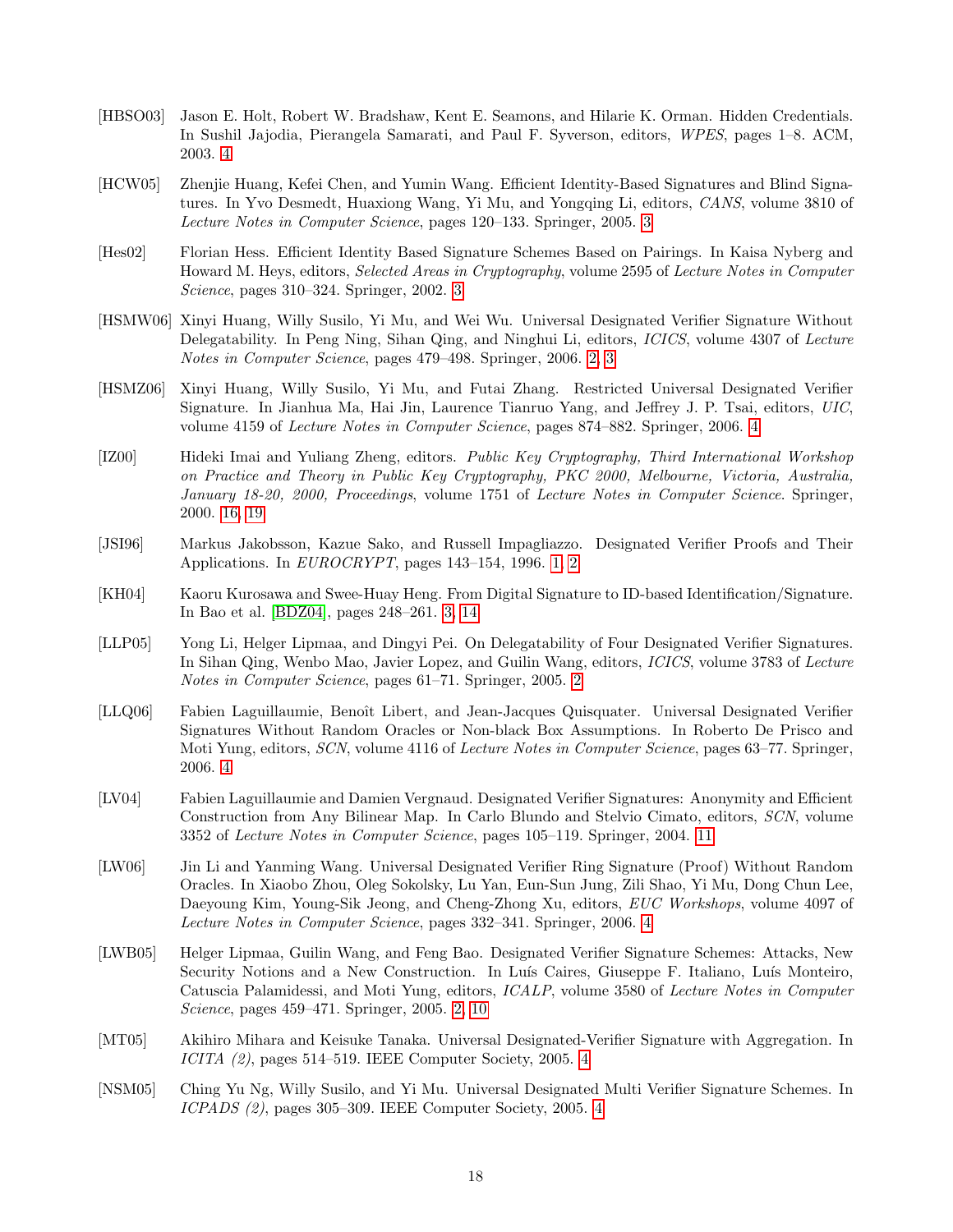[HBSO03] Jason E. Holt, Robert W. Bradshaw, Kent E. Seamons, and Hilarie K. Orman. Hidden Credentials. In Sushil Jajodia, Pierangela Samarati, and Paul F. Syverson, editors, *WPES*, pages 1–8. ACM, 2003. 4

[HCW05] Zhenjie Huang, Kefei Chen, and Yumin Wang. Efficient Identity-Based Signatures and Blind Signatures. In Yvo Desmedt, Huaxiong Wang, Yi Mu, and Yongqing Li, editors, *CANS*, volume 3810 of *Lecture Notes in Computer Science*, pages 120–133. Springer, 2005. 3

[Hes02] Florian Hess. Efficient Identity Based Signature Schemes Based on Pairings. In Kaisa Nyberg and Howard M. Heys, editors, *Selected Areas in Cryptography*, volume 2595 of *Lecture Notes in Computer Science*, pages 310–324. Springer, 2002. 3

[HSMW06] Xinyi Huang, Willy Susilo, Yi Mu, and Wei Wu. Universal Designated Verifier Signature Without Delegatability. In Peng Ning, Sihan Qing, and Ninghui Li, editors, *ICICS*, volume 4307 of *Lecture Notes in Computer Science*, pages 479–498. Springer, 2006. 2, 3

[HSMZ06] Xinyi Huang, Willy Susilo, Yi Mu, and Futai Zhang. Restricted Universal Designated Verifier Signature. In Jianhua Ma, Hai Jin, Laurence Tianruo Yang, and Jeffrey J. P. Tsai, editors, *UIC*, volume 4159 of *Lecture Notes in Computer Science*, pages 874–882. Springer, 2006. 4

[IZ00] Hideki Imai and Yuliang Zheng, editors. *Public Key Cryptography, Third International Workshop on Practice and Theory in Public Key Cryptography, PKC 2000, Melbourne, Victoria, Australia, January 18-20, 2000, Proceedings*, volume 1751 of *Lecture Notes in Computer Science*. Springer, 2000. 16, 19

[JSI96] Markus Jakobsson, Kazue Sako, and Russell Impagliazzo. Designated Verifier Proofs and Their Applications. In *EUROCRYPT*, pages 143–154, 1996. 1, 2

[KH04] Kaoru Kurosawa and Swee-Huay Heng. From Digital Signature to ID-based Identification/Signature. In Bao et al. [BDZ04], pages 248–261. 3, 14

[LLP05] Yong Li, Helger Lipmaa, and Dingyi Pei. On Delegatability of Four Designated Verifier Signatures. In Sihan Qing, Wenbo Mao, Javier Lopez, and Guilin Wang, editors, *ICICS*, volume 3783 of *Lecture Notes in Computer Science*, pages 61–71. Springer, 2005. 2

[LLQ06] Fabien Laguillaumie, Benoît Libert, and Jean-Jacques Quisquater. Universal Designated Verifier Signatures Without Random Oracles or Non-black Box Assumptions. In Roberto De Prisco and Moti Yung, editors, *SCN*, volume 4116 of *Lecture Notes in Computer Science*, pages 63–77. Springer, 2006. 4

[LV04] Fabien Laguillaumie and Damien Vergnaud. Designated Verifier Signatures: Anonymity and Efficient Construction from Any Bilinear Map. In Carlo Blundo and Stelvio Cimato, editors, *SCN*, volume 3352 of *Lecture Notes in Computer Science*, pages 105–119. Springer, 2004. 11

[LW06] Jin Li and Yanming Wang. Universal Designated Verifier Ring Signature (Proof) Without Random Oracles. In Xiaobo Zhou, Oleg Sokolsky, Lu Yan, Eun-Sun Jung, Zili Shao, Yi Mu, Dong Chun Lee, Daeyoung Kim, Young-Sik Jeong, and Cheng-Zhong Xu, editors, *EUC Workshops*, volume 4097 of *Lecture Notes in Computer Science*, pages 332–341. Springer, 2006. 4

[LWB05] Helger Lipmaa, Guilin Wang, and Feng Bao. Designated Verifier Signature Schemes: Attacks, New Security Notions and a New Construction. In Luís Caires, Giuseppe F. Italiano, Luís Monteiro, Catuscia Palamidessi, and Moti Yung, editors, *ICALP*, volume 3580 of *Lecture Notes in Computer Science*, pages 459–471. Springer, 2005. 2, 10

[MT05] Akihiro Mihara and Keisuke Tanaka. Universal Designated-Verifier Signature with Aggregation. In *ICITA (2)*, pages 514–519. IEEE Computer Society, 2005. 4

[NSM05] Ching Yu Ng, Willy Susilo, and Yi Mu. Universal Designated Multi Verifier Signature Schemes. In *ICPADS (2)*, pages 305–309. IEEE Computer Society, 2005. 4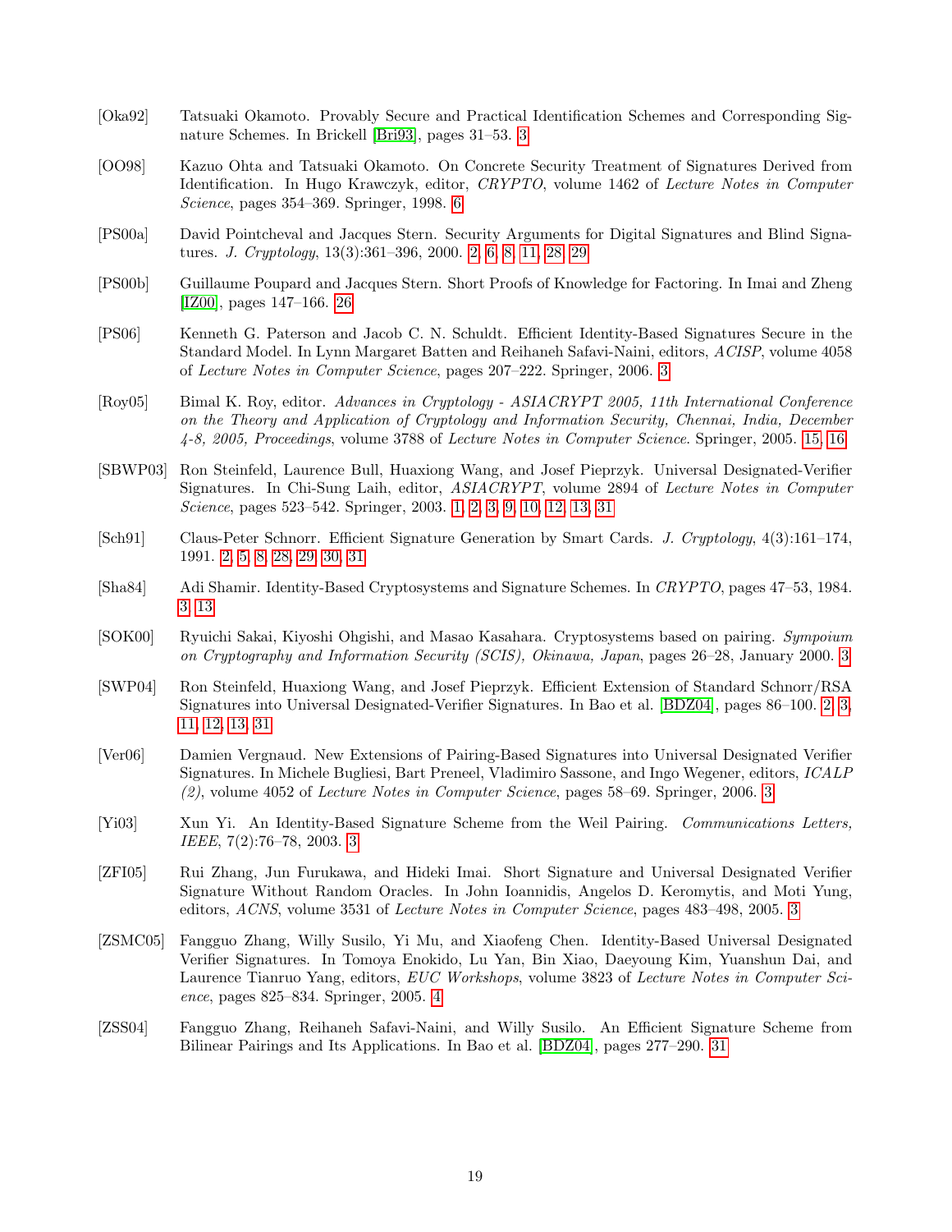[Oka92] Tatsuaki Okamoto. Provably Secure and Practical Identification Schemes and Corresponding Signature Schemes. In Brickell [Bri93], pages 31–53. 3

[OO98] Kazuo Ohta and Tatsuaki Okamoto. On Concrete Security Treatment of Signatures Derived from Identification. In Hugo Krawczyk, editor, *CRYPTO*, volume 1462 of *Lecture Notes in Computer Science*, pages 354–369. Springer, 1998. 6

[PS00a] David Pointcheval and Jacques Stern. Security Arguments for Digital Signatures and Blind Signatures. *J. Cryptology*, 13(3):361–396, 2000. 2, 6, 8, 11, 28, 29

[PS00b] Guillaume Poupard and Jacques Stern. Short Proofs of Knowledge for Factoring. In Imai and Zheng [IZ00], pages 147–166. 26

[PS06] Kenneth G. Paterson and Jacob C. N. Schuldt. Efficient Identity-Based Signatures Secure in the Standard Model. In Lynn Margaret Batten and Reihaneh Safavi-Naini, editors, *ACISP*, volume 4058 of *Lecture Notes in Computer Science*, pages 207–222. Springer, 2006. 3

[Roy05] Bimal K. Roy, editor. *Advances in Cryptology - ASIACRYPT 2005, 11th International Conference on the Theory and Application of Cryptology and Information Security, Chennai, India, December 4-8, 2005, Proceedings*, volume 3788 of *Lecture Notes in Computer Science*. Springer, 2005. 15, 16

[SBWP03] Ron Steinfeld, Laurence Bull, Huaxiong Wang, and Josef Pieprzyk. Universal Designated-Verifier Signatures. In Chi-Sung Laih, editor, *ASIACRYPT*, volume 2894 of *Lecture Notes in Computer Science*, pages 523–542. Springer, 2003. 1, 2, 3, 9, 10, 12, 13, 31

[Sch91] Claus-Peter Schnorr. Efficient Signature Generation by Smart Cards. *J. Cryptology*, 4(3):161–174, 1991. 2, 5, 8, 28, 29, 30, 31

[Sha84] Adi Shamir. Identity-Based Cryptosystems and Signature Schemes. In *CRYPTO*, pages 47–53, 1984. 3, 13

[SOK00] Ryuichi Sakai, Kiyoshi Ohgishi, and Masao Kasahara. Cryptosystems based on pairing. *Sympoium on Cryptography and Information Security (SCIS), Okinawa, Japan*, pages 26–28, January 2000. 3

[SWP04] Ron Steinfeld, Huaxiong Wang, and Josef Pieprzyk. Efficient Extension of Standard Schnorr/RSA Signatures into Universal Designated-Verifier Signatures. In Bao et al. [BDZ04], pages 86–100. 2, 3, 11, 12, 13, 31

[Ver06] Damien Vergnaud. New Extensions of Pairing-Based Signatures into Universal Designated Verifier Signatures. In Michele Bugliesi, Bart Preneel, Vladimiro Sassone, and Ingo Wegener, editors, *ICALP (2)*, volume 4052 of *Lecture Notes in Computer Science*, pages 58–69. Springer, 2006. 3

[Yi03] Xun Yi. An Identity-Based Signature Scheme from the Weil Pairing. *Communications Letters, IEEE*, 7(2):76–78, 2003. 3

[ZFI05] Rui Zhang, Jun Furukawa, and Hideki Imai. Short Signature and Universal Designated Verifier Signature Without Random Oracles. In John Ioannidis, Angelos D. Keromytis, and Moti Yung, editors, *ACNS*, volume 3531 of *Lecture Notes in Computer Science*, pages 483–498, 2005. 3

[ZSMC05] Fangguo Zhang, Willy Susilo, Yi Mu, and Xiaofeng Chen. Identity-Based Universal Designated Verifier Signatures. In Tomoya Enokido, Lu Yan, Bin Xiao, Daeyoung Kim, Yuanshun Dai, and Laurence Tianruo Yang, editors, *EUC Workshops*, volume 3823 of *Lecture Notes in Computer Science*, pages 825–834. Springer, 2005. 4

[ZSS04] Fangguo Zhang, Reihaneh Safavi-Naini, and Willy Susilo. An Efficient Signature Scheme from Bilinear Pairings and Its Applications. In Bao et al. [BDZ04], pages 277–290. 31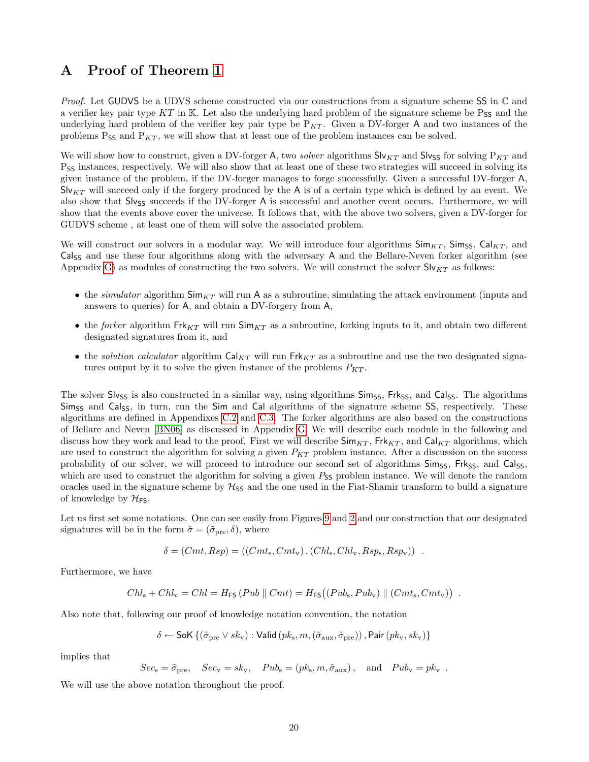# A Proof of Theorem 1

*Proof.* Let GUDVS be a UDVS scheme constructed via our constructions from a signature scheme SS in $\mathbb{C}$ and a verifier key pair type $KT$ in $\mathbb{K}$. Let also the underlying hard problem of the signature scheme be $\mathrm{P}_{\mathsf{SS}}$ and the underlying hard problem of the verifier key pair type be $\mathrm{P}_{KT}$. Given a DV-forger A and two instances of the problems $\mathrm{P}_{\mathsf{SS}}$ and $\mathrm{P}_{KT}$, we will show that at least one of the problem instances can be solved.

We will show how to construct, given a DV-forger A, two *solver* algorithms $\mathsf{Slv}_{KT}$ and $\mathsf{Slv}_{\mathsf{SS}}$ for solving $\mathrm{P}_{KT}$ and $\mathrm{P}_{\mathsf{SS}}$ instances, respectively. We will also show that at least one of these two strategies will succeed in solving its given instance of the problem, if the DV-forger manages to forge successfully. Given a successful DV-forger A, $\mathsf{Slv}_{KT}$ will succeed only if the forgery produced by the A is of a certain type which is defined by an event. We also show that $\mathsf{Slv}_{\mathsf{SS}}$ succeeds if the DV-forger A is successful and another event occurs. Furthermore, we will show that the events above cover the universe. It follows that, with the above two solvers, given a DV-forger for GUDVS scheme , at least one of them will solve the associated problem.

We will construct our solvers in a modular way. We will introduce four algorithms $\mathsf{Sim}_{KT}$, $\mathsf{Sim}_{\mathsf{SS}}$, $\mathsf{Cal}_{KT}$, and $\mathsf{Cal}_{\mathsf{SS}}$ and use these four algorithms along with the adversary A and the Bellare-Neven forker algorithm (see Appendix G) as modules of constructing the two solvers. We will construct the solver $\mathsf{Slv}_{KT}$ as follows:

- the *simulator* algorithm $\mathsf{Sim}_{KT}$ will run A as a subroutine, simulating the attack environment (inputs and answers to queries) for A, and obtain a DV-forgery from A,
- the *forker* algorithm $\mathsf{Frk}_{KT}$ will run $\mathsf{Sim}_{KT}$ as a subroutine, forking inputs to it, and obtain two different designated signatures from it, and
- the *solution calculator* algorithm $\mathsf{Cal}_{KT}$ will run $\mathsf{Frk}_{KT}$ as a subroutine and use the two designated signatures output by it to solve the given instance of the problems $P_{KT}$.

The solver $\mathsf{Slv}_{\mathsf{SS}}$ is also constructed in a similar way, using algorithms $\mathsf{Sim}_{\mathsf{SS}}$, $\mathsf{Frk}_{\mathsf{SS}}$, and $\mathsf{Cal}_{\mathsf{SS}}$. The algorithms $\mathsf{Sim}_{\mathsf{SS}}$ and $\mathsf{Cal}_{\mathsf{SS}}$, in turn, run the Sim and Cal algorithms of the signature scheme SS, respectively. These algorithms are defined in Appendixes C.2 and C.3. The forker algorithms are also based on the constructions of Bellare and Neven [BN06] as discussed in Appendix G. We will describe each module in the following and discuss how they work and lead to the proof. First we will describe $\mathsf{Sim}_{KT}$, $\mathsf{Frk}_{KT}$, and $\mathsf{Cal}_{KT}$ algorithms, which are used to construct the algorithm for solving a given $P_{KT}$ problem instance. After a discussion on the success probability of our solver, we will proceed to introduce our second set of algorithms $\mathsf{Sim}_{\mathsf{SS}}$, $\mathsf{Frk}_{\mathsf{SS}}$, and $\mathsf{Cal}_{\mathsf{SS}}$, which are used to construct the algorithm for solving a given $P_{\mathsf{SS}}$ problem instance. We will denote the random oracles used in the signature scheme by $\mathcal{H}_{\mathsf{SS}}$ and the one used in the Fiat-Shamir transform to build a signature of knowledge by $\mathcal{H}_{\mathsf{FS}}$.

Let us first set some notations. One can see easily from Figures 9 and 2 and our construction that our designated signatures will be in the form $\hat{\sigma} = (\tilde{\sigma}_{\mathrm{pre}}, \delta)$, where

$$\delta = (Cmt, Rsp) = ((Cmt_{\mathrm{s}}, Cmt_{\mathrm{v}}), (Chl_{\mathrm{s}}, Chl_{\mathrm{v}}, Rsp_{\mathrm{s}}, Rsp_{\mathrm{v}})) \quad .$$

Furthermore, we have

$$Chl_{\mathrm{s}} + Chl_{\mathrm{v}} = Chl = H_{\mathsf{FS}}(Pub \parallel Cmt) = H_{\mathsf{FS}}\big((Pub_{\mathrm{s}}, Pub_{\mathrm{v}}) \parallel (Cmt_{\mathrm{s}}, Cmt_{\mathrm{v}})\big) \quad .$$

Also note that, following our proof of knowledge notation convention, the notation

$$\delta \leftarrow \mathsf{SoK}\left\{(\tilde{\sigma}_{\mathrm{pre}} \vee sk_{\mathrm{v}}) : \mathsf{Valid}\left(pk_{\mathrm{s}}, m, (\tilde{\sigma}_{\mathrm{aux}}, \tilde{\sigma}_{\mathrm{pre}})\right), \mathsf{Pair}\left(pk_{\mathrm{v}}, sk_{\mathrm{v}}\right)\right\}$$

implies that

$$Sec_{\mathrm{s}} = \tilde{\sigma}_{\mathrm{pre}}, \quad Sec_{\mathrm{v}} = sk_{\mathrm{v}}, \quad Pub_{\mathrm{s}} = (pk_{\mathrm{s}}, m, \tilde{\sigma}_{\mathrm{aux}}), \quad \text{and} \quad Pub_{\mathrm{v}} = pk_{\mathrm{v}} \quad .$$

We will use the above notation throughout the proof.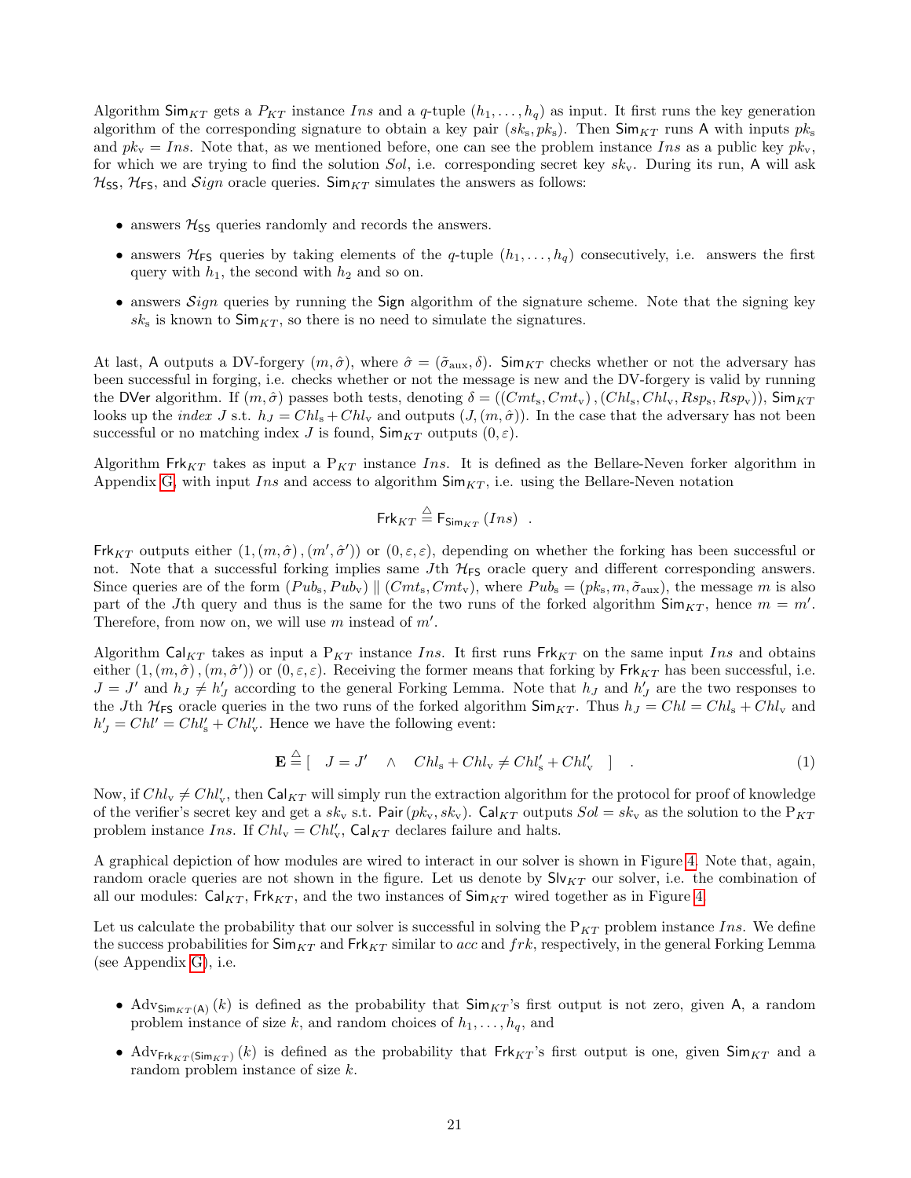Algorithm $\mathsf{Sim}_{KT}$ gets a $P_{KT}$ instance $Ins$ and a $q$-tuple $(h_1, \ldots, h_q)$ as input. It first runs the key generation algorithm of the corresponding signature to obtain a key pair $(sk_\text{s}, pk_\text{s})$. Then $\mathsf{Sim}_{KT}$ runs $\mathsf{A}$ with inputs $pk_\text{s}$ and $pk_\text{v} = Ins$. Note that, as we mentioned before, one can see the problem instance $Ins$ as a public key $pk_\text{v}$, for which we are trying to find the solution $Sol$, i.e. corresponding secret key $sk_\text{v}$. During its run, $\mathsf{A}$ will ask $\mathcal{H}_{\mathsf{SS}}$, $\mathcal{H}_{\mathsf{FS}}$, and $\mathcal{S}ign$ oracle queries. $\mathsf{Sim}_{KT}$ simulates the answers as follows:

- answers $\mathcal{H}_{\mathsf{SS}}$ queries randomly and records the answers.
- answers $\mathcal{H}_{\mathsf{FS}}$ queries by taking elements of the $q$-tuple $(h_1, \ldots, h_q)$ consecutively, i.e. answers the first query with $h_1$, the second with $h_2$ and so on.
- answers $\mathcal{S}ign$ queries by running the $\mathsf{Sign}$ algorithm of the signature scheme. Note that the signing key $sk_\text{s}$ is known to $\mathsf{Sim}_{KT}$, so there is no need to simulate the signatures.

At last, $\mathsf{A}$ outputs a DV-forgery $(m, \hat{\sigma})$, where $\hat{\sigma} = (\tilde{\sigma}_\text{aux}, \delta)$. $\mathsf{Sim}_{KT}$ checks whether or not the adversary has been successful in forging, i.e. checks whether or not the message is new and the DV-forgery is valid by running the $\mathsf{DVer}$ algorithm. If $(m, \hat{\sigma})$ passes both tests, denoting $\delta = ((Cmt_\text{s}, Cmt_\text{v}), (Chl_\text{s}, Chl_\text{v}, Rsp_\text{s}, Rsp_\text{v}))$, $\mathsf{Sim}_{KT}$ looks up the *index* $J$ s.t. $h_J = Chl_\text{s} + Chl_\text{v}$ and outputs $(J, (m, \hat{\sigma}))$. In the case that the adversary has not been successful or no matching index $J$ is found, $\mathsf{Sim}_{KT}$ outputs $(0, \varepsilon)$.

Algorithm $\mathsf{Frk}_{KT}$ takes as input a $\text{P}_{KT}$ instance $Ins$. It is defined as the Bellare-Neven forker algorithm in Appendix G, with input $Ins$ and access to algorithm $\mathsf{Sim}_{KT}$, i.e. using the Bellare-Neven notation

$$\mathsf{Frk}_{KT} \overset{\triangle}{=} \mathsf{F}_{\mathsf{Sim}_{KT}}(Ins) \quad .$$

$\mathsf{Frk}_{KT}$ outputs either $(1, (m, \hat{\sigma}), (m', \hat{\sigma}'))$ or $(0, \varepsilon, \varepsilon)$, depending on whether the forking has been successful or not. Note that a successful forking implies same $J$th $\mathcal{H}_{\mathsf{FS}}$ oracle query and different corresponding answers. Since queries are of the form $(Pub_\text{s}, Pub_\text{v}) \parallel (Cmt_\text{s}, Cmt_\text{v})$, where $Pub_\text{s} = (pk_\text{s}, m, \tilde{\sigma}_\text{aux})$, the message $m$ is also part of the $J$th query and thus is the same for the two runs of the forked algorithm $\mathsf{Sim}_{KT}$, hence $m = m'$. Therefore, from now on, we will use $m$ instead of $m'$.

Algorithm $\mathsf{Cal}_{KT}$ takes as input a $\text{P}_{KT}$ instance $Ins$. It first runs $\mathsf{Frk}_{KT}$ on the same input $Ins$ and obtains either $(1, (m, \hat{\sigma}), (m, \hat{\sigma}'))$ or $(0, \varepsilon, \varepsilon)$. Receiving the former means that forking by $\mathsf{Frk}_{KT}$ has been successful, i.e. $J = J'$ and $h_J \neq h'_J$ according to the general Forking Lemma. Note that $h_J$ and $h'_J$ are the two responses to the $J$th $\mathcal{H}_{\mathsf{FS}}$ oracle queries in the two runs of the forked algorithm $\mathsf{Sim}_{KT}$. Thus $h_J = Chl = Chl_\text{s} + Chl_\text{v}$ and $h'_J = Chl' = Chl'_\text{s} + Chl'_\text{v}$. Hence we have the following event:

$$\mathbf{E} \overset{\triangle}{=} [\quad J = J' \quad \wedge \quad Chl_\text{s} + Chl_\text{v} \neq Chl'_\text{s} + Chl'_\text{v} \quad ] \quad . \tag{1}$$

Now, if $Chl_\text{v} \neq Chl'_\text{v}$, then $\mathsf{Cal}_{KT}$ will simply run the extraction algorithm for the protocol for proof of knowledge of the verifier's secret key and get a $sk_\text{v}$ s.t. $\mathsf{Pair}(pk_\text{v}, sk_\text{v})$. $\mathsf{Cal}_{KT}$ outputs $Sol = sk_\text{v}$ as the solution to the $\text{P}_{KT}$ problem instance $Ins$. If $Chl_\text{v} = Chl'_\text{v}$, $\mathsf{Cal}_{KT}$ declares failure and halts.

A graphical depiction of how modules are wired to interact in our solver is shown in Figure 4. Note that, again, random oracle queries are not shown in the figure. Let us denote by $\mathsf{Slv}_{KT}$ our solver, i.e. the combination of all our modules: $\mathsf{Cal}_{KT}$, $\mathsf{Frk}_{KT}$, and the two instances of $\mathsf{Sim}_{KT}$ wired together as in Figure 4.

Let us calculate the probability that our solver is successful in solving the $\text{P}_{KT}$ problem instance $Ins$. We define the success probabilities for $\mathsf{Sim}_{KT}$ and $\mathsf{Frk}_{KT}$ similar to $acc$ and $frk$, respectively, in the general Forking Lemma (see Appendix G), i.e.

- $\text{Adv}_{\mathsf{Sim}_{KT}(\mathsf{A})}(k)$ is defined as the probability that $\mathsf{Sim}_{KT}$'s first output is not zero, given $\mathsf{A}$, a random problem instance of size $k$, and random choices of $h_1, \ldots, h_q$, and
- $\text{Adv}_{\mathsf{Frk}_{KT}(\mathsf{Sim}_{KT})}(k)$ is defined as the probability that $\mathsf{Frk}_{KT}$'s first output is one, given $\mathsf{Sim}_{KT}$ and a random problem instance of size $k$.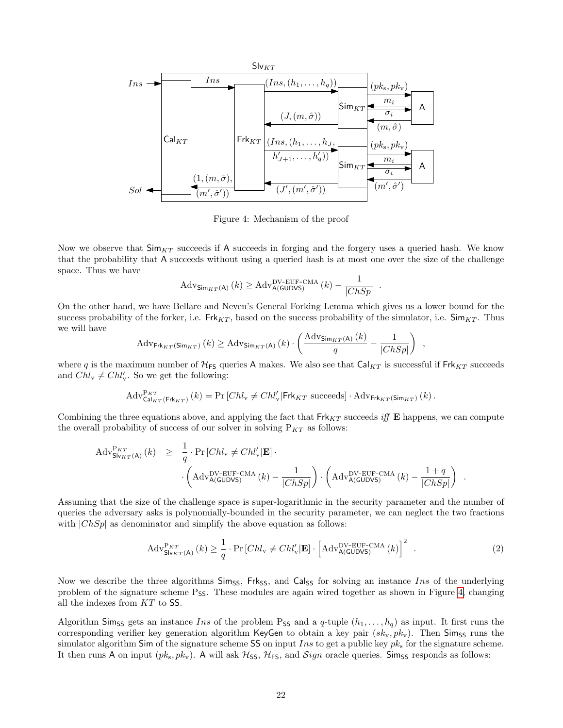Figure 4: Mechanism of the proof

Now we observe that $\mathsf{Sim}_{KT}$ succeeds if $\mathsf{A}$ succeeds in forging and the forgery uses a queried hash. We know that the probability that $\mathsf{A}$ succeeds without using a queried hash is at most one over the size of the challenge space. Thus we have

$$\mathrm{Adv}_{\mathsf{Sim}_{KT}(\mathsf{A})}(k) \geq \mathrm{Adv}^{\text{DV-EUF-CMA}}_{\mathsf{A}(\mathsf{GUDVS})}(k) - \frac{1}{|ChSp|} \ .$$

On the other hand, we have Bellare and Neven's General Forking Lemma which gives us a lower bound for the success probability of the forker, i.e. $\mathsf{Frk}_{KT}$, based on the success probability of the simulator, i.e. $\mathsf{Sim}_{KT}$. Thus we will have

$$\mathrm{Adv}_{\mathsf{Frk}_{KT}(\mathsf{Sim}_{KT})}(k) \geq \mathrm{Adv}_{\mathsf{Sim}_{KT}(\mathsf{A})}(k) \cdot \left( \frac{\mathrm{Adv}_{\mathsf{Sim}_{KT}(\mathsf{A})}(k)}{q} - \frac{1}{|ChSp|} \right) \ ,$$

where $q$ is the maximum number of $\mathcal{H}_{\mathsf{FS}}$ queries $\mathsf{A}$ makes. We also see that $\mathsf{Cal}_{KT}$ is successful if $\mathsf{Frk}_{KT}$ succeeds and $Chl_{\mathrm{v}} \neq Chl'_{\mathrm{v}}$. So we get the following:

$$\mathrm{Adv}^{\mathrm{P}_{KT}}_{\mathsf{Cal}_{KT}(\mathsf{Frk}_{KT})}(k) = \Pr\left[Chl_{\mathrm{v}} \neq Chl'_{\mathrm{v}} | \mathsf{Frk}_{KT} \text{ succeeds}\right] \cdot \mathrm{Adv}_{\mathsf{Frk}_{KT}(\mathsf{Sim}_{KT})}(k) \, .$$

Combining the three equations above, and applying the fact that $\mathsf{Frk}_{KT}$ succeeds *iff* $\mathbf{E}$ happens, we can compute the overall probability of success of our solver in solving $\mathrm{P}_{KT}$ as follows:

$$\begin{aligned}\mathrm{Adv}^{\mathrm{P}_{KT}}_{\mathsf{Slv}_{KT}(\mathsf{A})}(k) \quad \geq \quad & \frac{1}{q} \cdot \Pr\left[Chl_{\mathrm{v}} \neq Chl'_{\mathrm{v}} | \mathbf{E}\right] \cdot \\ & \cdot \left( \mathrm{Adv}^{\text{DV-EUF-CMA}}_{\mathsf{A}(\mathsf{GUDVS})}(k) - \frac{1}{|ChSp|} \right) \cdot \left( \mathrm{Adv}^{\text{DV-EUF-CMA}}_{\mathsf{A}(\mathsf{GUDVS})}(k) - \frac{1+q}{|ChSp|} \right) \ .\end{aligned}$$

Assuming that the size of the challenge space is super-logarithmic in the security parameter and the number of queries the adversary asks is polynomially-bounded in the security parameter, we can neglect the two fractions with $|ChSp|$ as denominator and simplify the above equation as follows:

$$\mathrm{Adv}^{\mathrm{P}_{KT}}_{\mathsf{Slv}_{KT}(\mathsf{A})}(k) \geq \frac{1}{q} \cdot \Pr\left[Chl_{\mathrm{v}} \neq Chl'_{\mathrm{v}} | \mathbf{E}\right] \cdot \left[ \mathrm{Adv}^{\text{DV-EUF-CMA}}_{\mathsf{A}(\mathsf{GUDVS})}(k) \right]^2 \ . \tag{2}$$

Now we describe the three algorithms $\mathsf{Sim}_{\mathsf{SS}}$, $\mathsf{Frk}_{\mathsf{SS}}$, and $\mathsf{Cal}_{\mathsf{SS}}$ for solving an instance $Ins$ of the underlying problem of the signature scheme $\mathrm{P}_{\mathsf{SS}}$. These modules are again wired together as shown in Figure 4, changing all the indexes from $KT$ to $\mathsf{SS}$.

Algorithm $\mathsf{Sim}_{\mathsf{SS}}$ gets an instance $Ins$ of the problem $\mathrm{P}_{\mathsf{SS}}$ and a $q$-tuple $(h_1, \ldots, h_q)$ as input. It first runs the corresponding verifier key generation algorithm $\mathsf{KeyGen}$ to obtain a key pair $(sk_{\mathrm{v}}, pk_{\mathrm{v}})$. Then $\mathsf{Sim}_{\mathsf{SS}}$ runs the simulator algorithm $\mathsf{Sim}$ of the signature scheme $\mathsf{SS}$ on input $Ins$ to get a public key $pk_{\mathrm{s}}$ for the signature scheme. It then runs $\mathsf{A}$ on input $(pk_{\mathrm{s}}, pk_{\mathrm{v}})$. $\mathsf{A}$ will ask $\mathcal{H}_{\mathsf{SS}}$, $\mathcal{H}_{\mathsf{FS}}$, and $\mathcal{S}ign$ oracle queries. $\mathsf{Sim}_{\mathsf{SS}}$ responds as follows: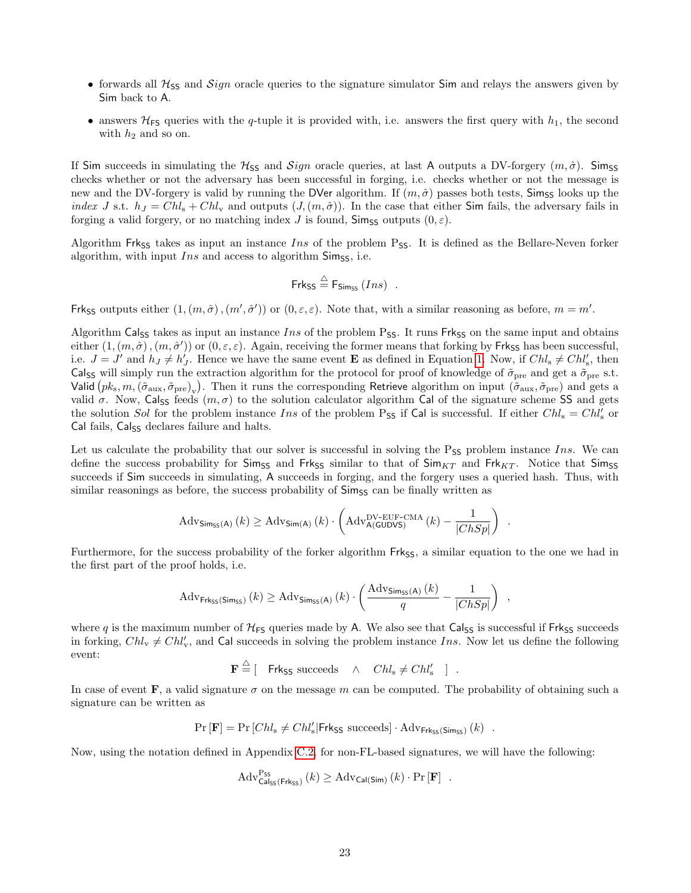- forwards all $\mathcal{H}_{\mathsf{SS}}$ and $\mathcal{S}ign$ oracle queries to the signature simulator $\mathsf{Sim}$ and relays the answers given by $\mathsf{Sim}$ back to $\mathsf{A}$.
- answers $\mathcal{H}_{\mathsf{FS}}$ queries with the $q$-tuple it is provided with, i.e. answers the first query with $h_1$, the second with $h_2$ and so on.

If $\mathsf{Sim}$ succeeds in simulating the $\mathcal{H}_{\mathsf{SS}}$ and $\mathcal{S}ign$ oracle queries, at last $\mathsf{A}$ outputs a DV-forgery $(m, \hat{\sigma})$. $\mathsf{Sim}_{\mathsf{SS}}$ checks whether or not the adversary has been successful in forging, i.e. checks whether or not the message is new and the DV-forgery is valid by running the $\mathsf{DVer}$ algorithm. If $(m, \hat{\sigma})$ passes both tests, $\mathsf{Sim}_{\mathsf{SS}}$ looks up the *index* $J$ s.t. $h_J = Chl_{\mathrm{s}} + Chl_{\mathrm{v}}$ and outputs $(J, (m, \hat{\sigma}))$. In the case that either $\mathsf{Sim}$ fails, the adversary fails in forging a valid forgery, or no matching index $J$ is found, $\mathsf{Sim}_{\mathsf{SS}}$ outputs $(0, \varepsilon)$.

Algorithm $\mathsf{Frk}_{\mathsf{SS}}$ takes as input an instance $Ins$ of the problem $\mathrm{P}_{\mathsf{SS}}$. It is defined as the Bellare-Neven forker algorithm, with input $Ins$ and access to algorithm $\mathsf{Sim}_{\mathsf{SS}}$, i.e.

$$\mathsf{Frk}_{\mathsf{SS}} \stackrel{\triangle}{=} \mathsf{F}_{\mathsf{Sim}_{\mathsf{SS}}}(Ins) \quad .$$

$\mathsf{Frk}_{\mathsf{SS}}$ outputs either $(1, (m, \hat{\sigma}), (m', \hat{\sigma}'))$ or $(0, \varepsilon, \varepsilon)$. Note that, with a similar reasoning as before, $m = m'$.

Algorithm $\mathsf{Cal}_{\mathsf{SS}}$ takes as input an instance $Ins$ of the problem $\mathrm{P}_{\mathsf{SS}}$. It runs $\mathsf{Frk}_{\mathsf{SS}}$ on the same input and obtains either $(1, (m, \hat{\sigma}), (m, \hat{\sigma}'))$ or $(0, \varepsilon, \varepsilon)$. Again, receiving the former means that forking by $\mathsf{Frk}_{\mathsf{SS}}$ has been successful, i.e. $J = J'$ and $h_J \neq h'_J$. Hence we have the same event $\mathbf{E}$ as defined in Equation 1. Now, if $Chl_{\mathrm{s}} \neq Chl'_{\mathrm{s}}$, then $\mathsf{Cal}_{\mathsf{SS}}$ will simply run the extraction algorithm for the protocol for proof of knowledge of $\tilde{\sigma}_{\mathrm{pre}}$ and get a $\tilde{\sigma}_{\mathrm{pre}}$ s.t. $\mathsf{Valid}\left(pk_{\mathrm{s}}, m, (\tilde{\sigma}_{\mathrm{aux}}, \tilde{\sigma}_{\mathrm{pre}})_{\mathrm{v}}\right)$. Then it runs the corresponding $\mathsf{Retrieve}$ algorithm on input $(\tilde{\sigma}_{\mathrm{aux}}, \tilde{\sigma}_{\mathrm{pre}})$ and gets a valid $\sigma$. Now, $\mathsf{Cal}_{\mathsf{SS}}$ feeds $(m, \sigma)$ to the solution calculator algorithm $\mathsf{Cal}$ of the signature scheme $\mathsf{SS}$ and gets the solution $Sol$ for the problem instance $Ins$ of the problem $\mathrm{P}_{\mathsf{SS}}$ if $\mathsf{Cal}$ is successful. If either $Chl_{\mathrm{s}} = Chl'_{\mathrm{s}}$ or $\mathsf{Cal}$ fails, $\mathsf{Cal}_{\mathsf{SS}}$ declares failure and halts.

Let us calculate the probability that our solver is successful in solving the $\mathrm{P}_{\mathsf{SS}}$ problem instance $Ins$. We can define the success probability for $\mathsf{Sim}_{\mathsf{SS}}$ and $\mathsf{Frk}_{\mathsf{SS}}$ similar to that of $\mathsf{Sim}_{KT}$ and $\mathsf{Frk}_{KT}$. Notice that $\mathsf{Sim}_{\mathsf{SS}}$ succeeds if $\mathsf{Sim}$ succeeds in simulating, $\mathsf{A}$ succeeds in forging, and the forgery uses a queried hash. Thus, with similar reasonings as before, the success probability of $\mathsf{Sim}_{\mathsf{SS}}$ can be finally written as

$$\mathrm{Adv}_{\mathsf{Sim}_{\mathsf{SS}}(\mathsf{A})}(k) \geq \mathrm{Adv}_{\mathsf{Sim}(\mathsf{A})}(k) \cdot \left( \mathrm{Adv}^{\text{DV-EUF-CMA}}_{\mathsf{A}(\mathsf{GUDVS})}(k) - \frac{1}{|ChSp|} \right) \quad .$$

Furthermore, for the success probability of the forker algorithm $\mathsf{Frk}_{\mathsf{SS}}$, a similar equation to the one we had in the first part of the proof holds, i.e.

$$\mathrm{Adv}_{\mathsf{Frk}_{\mathsf{SS}}(\mathsf{Sim}_{\mathsf{SS}})}(k) \geq \mathrm{Adv}_{\mathsf{Sim}_{\mathsf{SS}}(\mathsf{A})}(k) \cdot \left( \frac{\mathrm{Adv}_{\mathsf{Sim}_{\mathsf{SS}}(\mathsf{A})}(k)}{q} - \frac{1}{|ChSp|} \right) \quad ,$$

where $q$ is the maximum number of $\mathcal{H}_{\mathsf{FS}}$ queries made by $\mathsf{A}$. We also see that $\mathsf{Cal}_{\mathsf{SS}}$ is successful if $\mathsf{Frk}_{\mathsf{SS}}$ succeeds in forking, $Chl_{\mathrm{v}} \neq Chl'_{\mathrm{v}}$, and $\mathsf{Cal}$ succeeds in solving the problem instance $Ins$. Now let us define the following event:

$$\mathbf{F} \stackrel{\triangle}{=} [\quad \mathsf{Frk}_{\mathsf{SS}} \text{ succeeds} \quad \wedge \quad Chl_{\mathrm{s}} \neq Chl'_{\mathrm{s}} \quad ] \quad .$$

In case of event $\mathbf{F}$, a valid signature $\sigma$ on the message $m$ can be computed. The probability of obtaining such a signature can be written as

$$\Pr[\mathbf{F}] = \Pr[Chl_{\mathrm{s}} \neq Chl'_{\mathrm{s}} | \mathsf{Frk}_{\mathsf{SS}} \text{ succeeds}] \cdot \mathrm{Adv}_{\mathsf{Frk}_{\mathsf{SS}}(\mathsf{Sim}_{\mathsf{SS}})}(k) \quad .$$

Now, using the notation defined in Appendix C.2, for non-FL-based signatures, we will have the following:

$$\mathrm{Adv}^{\mathrm{P}_{\mathsf{SS}}}_{\mathsf{Cal}_{\mathsf{SS}}(\mathsf{Frk}_{\mathsf{SS}})}(k) \geq \mathrm{Adv}_{\mathsf{Cal}(\mathsf{Sim})}(k) \cdot \Pr[\mathbf{F}] \quad .$$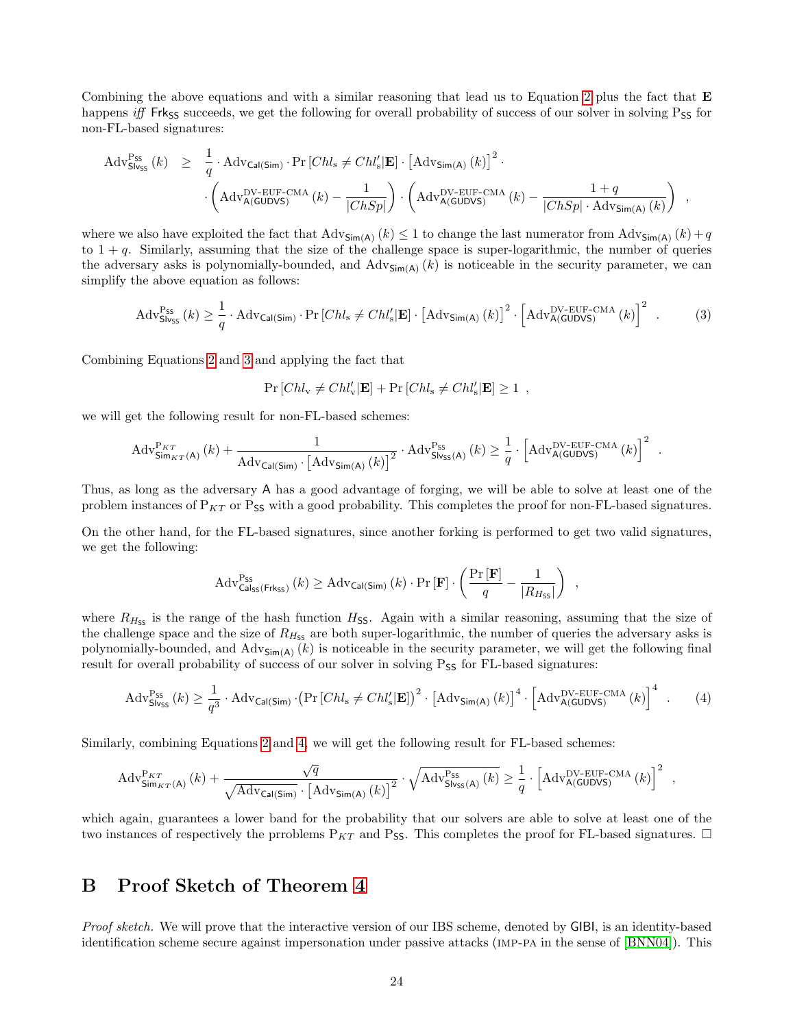Combining the above equations and with a similar reasoning that lead us to Equation 2 plus the fact that $\mathbf{E}$ happens *iff* $\mathsf{Frk_{SS}}$ succeeds, we get the following for overall probability of success of our solver in solving $\mathrm{P_{SS}}$ for non-FL-based signatures:

$$\begin{aligned}\mathrm{Adv}^{\mathrm{P_{SS}}}_{\mathsf{Slv_{SS}}}(k) \;\geq\; & \frac{1}{q}\cdot \mathrm{Adv}_{\mathsf{Cal(Sim)}}\cdot \Pr\left[Chl_{\mathrm{s}} \neq Chl'_{\mathrm{s}}|\mathbf{E}\right]\cdot \left[\mathrm{Adv}_{\mathsf{Sim(A)}}(k)\right]^2 \cdot \\ & \cdot \left(\mathrm{Adv}^{\text{DV-EUF-CMA}}_{\mathsf{A(GUDVS)}}(k) - \frac{1}{|ChSp|}\right)\cdot\left(\mathrm{Adv}^{\text{DV-EUF-CMA}}_{\mathsf{A(GUDVS)}}(k) - \frac{1+q}{|ChSp|\cdot \mathrm{Adv}_{\mathsf{Sim(A)}}(k)}\right) \ ,\end{aligned}$$

where we also have exploited the fact that $\mathrm{Adv}_{\mathsf{Sim(A)}}(k) \leq 1$ to change the last numerator from $\mathrm{Adv}_{\mathsf{Sim(A)}}(k)+q$ to $1+q$. Similarly, assuming that the size of the challenge space is super-logarithmic, the number of queries the adversary asks is polynomially-bounded, and $\mathrm{Adv}_{\mathsf{Sim(A)}}(k)$ is noticeable in the security parameter, we can simplify the above equation as follows:

$$\mathrm{Adv}^{\mathrm{P_{SS}}}_{\mathsf{Slv_{SS}}}(k) \geq \frac{1}{q}\cdot \mathrm{Adv}_{\mathsf{Cal(Sim)}}\cdot \Pr\left[Chl_{\mathrm{s}} \neq Chl'_{\mathrm{s}}|\mathbf{E}\right]\cdot \left[\mathrm{Adv}_{\mathsf{Sim(A)}}(k)\right]^2 \cdot \left[\mathrm{Adv}^{\text{DV-EUF-CMA}}_{\mathsf{A(GUDVS)}}(k)\right]^2 \ . \tag{3}$$

Combining Equations 2 and 3 and applying the fact that

$$\Pr\left[Chl_{\mathrm{v}} \neq Chl'_{\mathrm{v}}|\mathbf{E}\right] + \Pr\left[Chl_{\mathrm{s}} \neq Chl'_{\mathrm{s}}|\mathbf{E}\right] \geq 1 \ ,$$

we will get the following result for non-FL-based schemes:

$$\mathrm{Adv}^{\mathrm{P}_{KT}}_{\mathsf{Sim}_{KT}\mathsf{(A)}}(k) + \frac{1}{\mathrm{Adv}_{\mathsf{Cal(Sim)}}\cdot\left[\mathrm{Adv}_{\mathsf{Sim(A)}}(k)\right]^2}\cdot \mathrm{Adv}^{\mathrm{P_{SS}}}_{\mathsf{Slv_{SS}(A)}}(k) \geq \frac{1}{q}\cdot\left[\mathrm{Adv}^{\text{DV-EUF-CMA}}_{\mathsf{A(GUDVS)}}(k)\right]^2 \ .$$

Thus, as long as the adversary $\mathsf{A}$ has a good advantage of forging, we will be able to solve at least one of the problem instances of $\mathrm{P}_{KT}$ or $\mathrm{P_{SS}}$ with a good probability. This completes the proof for non-FL-based signatures.

On the other hand, for the FL-based signatures, since another forking is performed to get two valid signatures, we get the following:

$$\mathrm{Adv}^{\mathrm{P_{SS}}}_{\mathsf{Cal_{SS}(Frk_{SS})}}(k) \geq \mathrm{Adv}_{\mathsf{Cal(Sim)}}(k)\cdot \Pr\left[\mathbf{F}\right]\cdot\left(\frac{\Pr\left[\mathbf{F}\right]}{q} - \frac{1}{|R_{H_{\mathrm{SS}}}|}\right) \ ,$$

where $R_{H_{\mathrm{SS}}}$ is the range of the hash function $H_{\mathsf{SS}}$. Again with a similar reasoning, assuming that the size of the challenge space and the size of $R_{H_{\mathrm{SS}}}$ are both super-logarithmic, the number of queries the adversary asks is polynomially-bounded, and $\mathrm{Adv}_{\mathsf{Sim(A)}}(k)$ is noticeable in the security parameter, we will get the following final result for overall probability of success of our solver in solving $\mathrm{P_{SS}}$ for FL-based signatures:

$$\mathrm{Adv}^{\mathrm{P_{SS}}}_{\mathsf{Slv_{SS}}}(k) \geq \frac{1}{q^3}\cdot \mathrm{Adv}_{\mathsf{Cal(Sim)}}\cdot\left(\Pr\left[Chl_{\mathrm{s}} \neq Chl'_{\mathrm{s}}|\mathbf{E}\right]\right)^2\cdot\left[\mathrm{Adv}_{\mathsf{Sim(A)}}(k)\right]^4\cdot\left[\mathrm{Adv}^{\text{DV-EUF-CMA}}_{\mathsf{A(GUDVS)}}(k)\right]^4 \ . \tag{4}$$

Similarly, combining Equations 2 and 4, we will get the following result for FL-based schemes:

$$\mathrm{Adv}^{\mathrm{P}_{KT}}_{\mathsf{Sim}_{KT}\mathsf{(A)}}(k) + \frac{\sqrt{q}}{\sqrt{\mathrm{Adv}_{\mathsf{Cal(Sim)}}}\cdot\left[\mathrm{Adv}_{\mathsf{Sim(A)}}(k)\right]^2}\cdot\sqrt{\mathrm{Adv}^{\mathrm{P_{SS}}}_{\mathsf{Slv_{SS}(A)}}(k)} \geq \frac{1}{q}\cdot\left[\mathrm{Adv}^{\text{DV-EUF-CMA}}_{\mathsf{A(GUDVS)}}(k)\right]^2 \ ,$$

which again, guarantees a lower band for the probability that our solvers are able to solve at least one of the two instances of respectively the prroblems $\mathrm{P}_{KT}$ and $\mathrm{P_{SS}}$. This completes the proof for FL-based signatures. □

# B Proof Sketch of Theorem 4

*Proof sketch.* We will prove that the interactive version of our IBS scheme, denoted by $\mathsf{GIBI}$, is an identity-based identification scheme secure against impersonation under passive attacks (IMP-PA in the sense of [BNN04]). This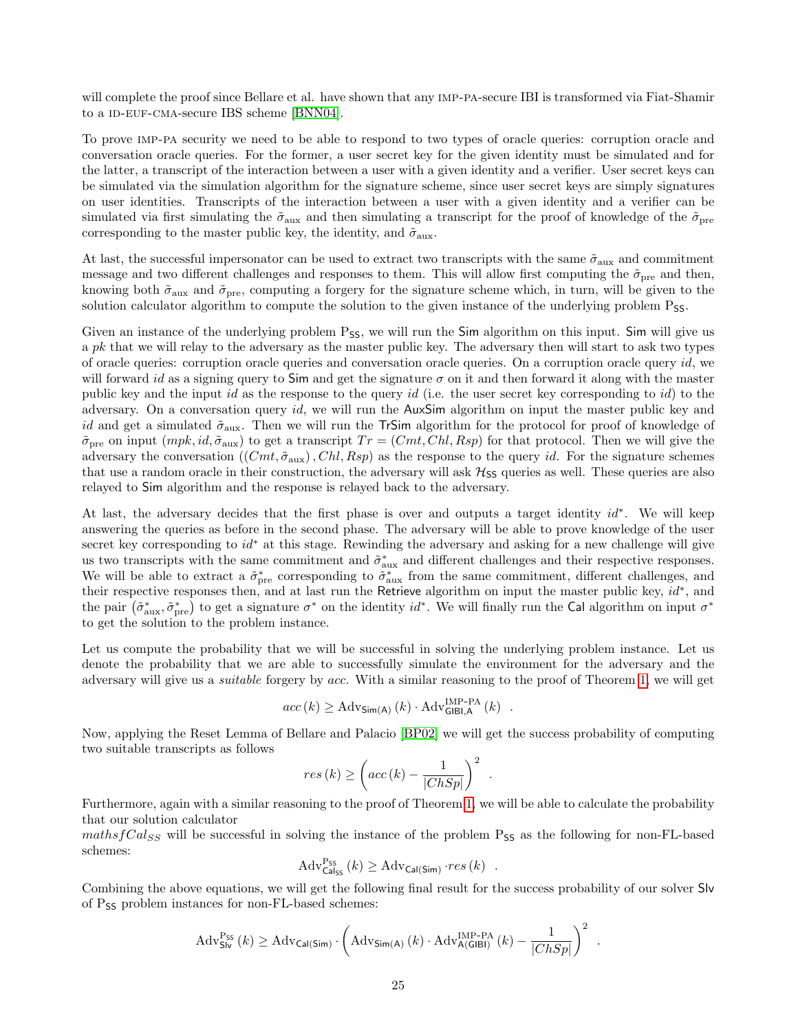will complete the proof since Bellare et al. have shown that any IMP-PA-secure IBI is transformed via Fiat-Shamir to a ID-EUF-CMA-secure IBS scheme [BNN04].

To prove IMP-PA security we need to be able to respond to two types of oracle queries: corruption oracle and conversation oracle queries. For the former, a user secret key for the given identity must be simulated and for the latter, a transcript of the interaction between a user with a given identity and a verifier. User secret keys can be simulated via the simulation algorithm for the signature scheme, since user secret keys are simply signatures on user identities. Transcripts of the interaction between a user with a given identity and a verifier can be simulated via first simulating the $\tilde{\sigma}_{\text{aux}}$ and then simulating a transcript for the proof of knowledge of the $\tilde{\sigma}_{\text{pre}}$ corresponding to the master public key, the identity, and $\tilde{\sigma}_{\text{aux}}$.

At last, the successful impersonator can be used to extract two transcripts with the same $\tilde{\sigma}_{\text{aux}}$ and commitment message and two different challenges and responses to them. This will allow first computing the $\tilde{\sigma}_{\text{pre}}$ and then, knowing both $\tilde{\sigma}_{\text{aux}}$ and $\tilde{\sigma}_{\text{pre}}$, computing a forgery for the signature scheme which, in turn, will be given to the solution calculator algorithm to compute the solution to the given instance of the underlying problem $\mathrm{P}_{\mathsf{SS}}$.

Given an instance of the underlying problem $\mathrm{P}_{\mathsf{SS}}$, we will run the $\mathsf{Sim}$ algorithm on this input. $\mathsf{Sim}$ will give us a $pk$ that we will relay to the adversary as the master public key. The adversary then will start to ask two types of oracle queries: corruption oracle queries and conversation oracle queries. On a corruption oracle query $id$, we will forward $id$ as a signing query to $\mathsf{Sim}$ and get the signature $\sigma$ on it and then forward it along with the master public key and the input $id$ as the response to the query $id$ (i.e. the user secret key corresponding to $id$) to the adversary. On a conversation query $id$, we will run the $\mathsf{AuxSim}$ algorithm on input the master public key and $id$ and get a simulated $\tilde{\sigma}_{\text{aux}}$. Then we will run the $\mathsf{TrSim}$ algorithm for the protocol for proof of knowledge of $\tilde{\sigma}_{\text{pre}}$ on input $(mpk, id, \tilde{\sigma}_{\text{aux}})$ to get a transcript $Tr = (Cmt, Chl, Rsp)$ for that protocol. Then we will give the adversary the conversation $((Cmt, \tilde{\sigma}_{\text{aux}}), Chl, Rsp)$ as the response to the query $id$. For the signature schemes that use a random oracle in their construction, the adversary will ask $\mathcal{H}_{\mathsf{SS}}$ queries as well. These queries are also relayed to $\mathsf{Sim}$ algorithm and the response is relayed back to the adversary.

At last, the adversary decides that the first phase is over and outputs a target identity $id^*$. We will keep answering the queries as before in the second phase. The adversary will be able to prove knowledge of the user secret key corresponding to $id^*$ at this stage. Rewinding the adversary and asking for a new challenge will give us two transcripts with the same commitment and $\tilde{\sigma}^*_{\text{aux}}$ and different challenges and their respective responses. We will be able to extract a $\tilde{\sigma}^*_{\text{pre}}$ corresponding to $\tilde{\sigma}^*_{\text{aux}}$ from the same commitment, different challenges, and their respective responses then, and at last run the $\mathsf{Retrieve}$ algorithm on input the master public key, $id^*$, and the pair $\left(\tilde{\sigma}^*_{\text{aux}}, \tilde{\sigma}^*_{\text{pre}}\right)$ to get a signature $\sigma^*$ on the identity $id^*$. We will finally run the $\mathsf{Cal}$ algorithm on input $\sigma^*$ to get the solution to the problem instance.

Let us compute the probability that we will be successful in solving the underlying problem instance. Let us denote the probability that we are able to successfully simulate the environment for the adversary and the adversary will give us a *suitable* forgery by $acc$. With a similar reasoning to the proof of Theorem 1, we will get

$$acc\left(k\right) \geq \mathrm{Adv}_{\mathsf{Sim(A)}}\left(k\right) \cdot \mathrm{Adv}^{\text{IMP-PA}}_{\mathsf{GIBI,A}}\left(k\right) \quad .$$

Now, applying the Reset Lemma of Bellare and Palacio [BP02] we will get the success probability of computing two suitable transcripts as follows

$$res\left(k\right) \geq \left(acc\left(k\right) - \frac{1}{|ChSp|}\right)^2 \quad .$$

Furthermore, again with a similar reasoning to the proof of Theorem 1, we will be able to calculate the probability that our solution calculator
$mathsfCal_{SS}$ will be successful in solving the instance of the problem $\mathrm{P}_{\mathsf{SS}}$ as the following for non-FL-based schemes:

$$\mathrm{Adv}^{\mathrm{P_{SS}}}_{\mathsf{Cal_{SS}}}\left(k\right) \geq \mathrm{Adv}_{\mathsf{Cal(Sim)}} \cdot res\left(k\right) \quad .$$

Combining the above equations, we will get the following final result for the success probability of our solver $\mathsf{Slv}$ of $\mathrm{P}_{\mathsf{SS}}$ problem instances for non-FL-based schemes:

$$\mathrm{Adv}^{\mathrm{P_{SS}}}_{\mathsf{Slv}}\left(k\right) \geq \mathrm{Adv}_{\mathsf{Cal(Sim)}} \cdot \left(\mathrm{Adv}_{\mathsf{Sim(A)}}\left(k\right) \cdot \mathrm{Adv}^{\text{IMP-PA}}_{\mathsf{A(GIBI)}}\left(k\right) - \frac{1}{|ChSp|}\right)^2 \quad .$$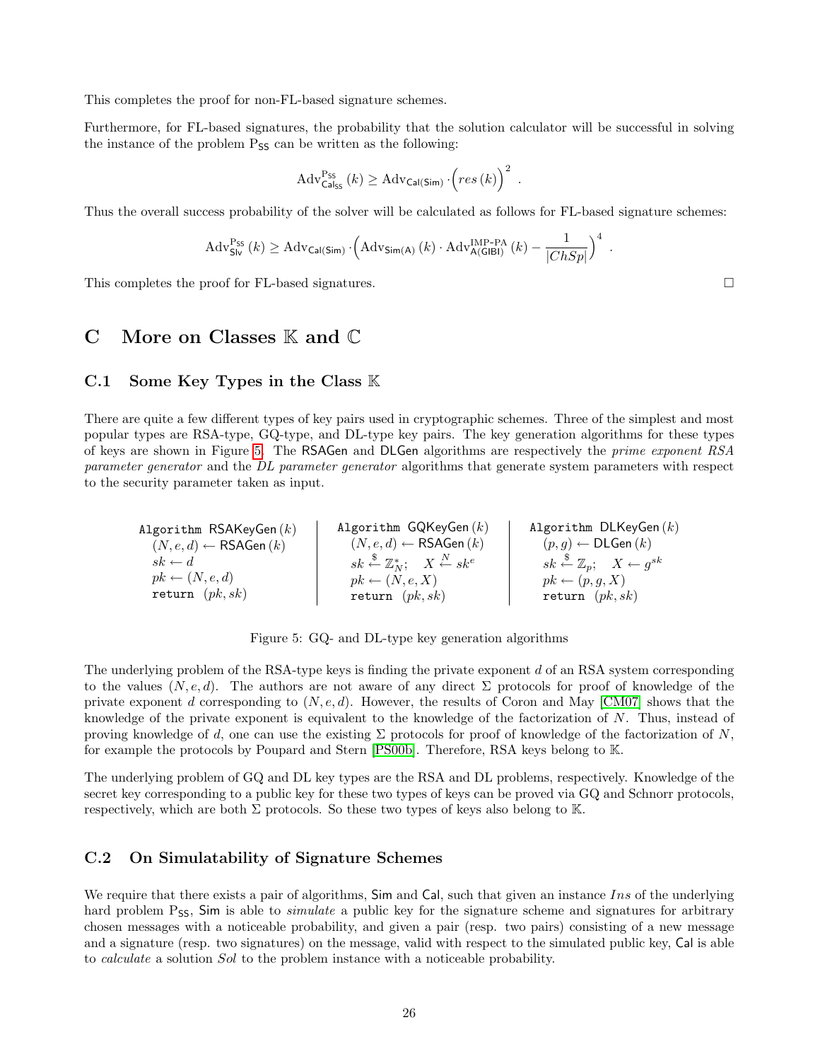This completes the proof for non-FL-based signature schemes.

Furthermore, for FL-based signatures, the probability that the solution calculator will be successful in solving the instance of the problem $\mathsf{P_{SS}}$ can be written as the following:

$$\mathrm{Adv}^{\mathrm{P_{SS}}}_{\mathsf{Cal_{SS}}}(k) \geq \mathrm{Adv}_{\mathsf{Cal(Sim)}} \cdot \Big(res(k)\Big)^2 .$$

Thus the overall success probability of the solver will be calculated as follows for FL-based signature schemes:

$$\mathrm{Adv}^{\mathrm{P_{SS}}}_{\mathsf{Slv}}(k) \geq \mathrm{Adv}_{\mathsf{Cal(Sim)}} \cdot \Big(\mathrm{Adv}_{\mathsf{Sim(A)}}(k) \cdot \mathrm{Adv}^{\mathrm{IMP\text{-}PA}}_{\mathsf{A(GIBI)}}(k) - \frac{1}{|ChSp|}\Big)^4 .$$

This completes the proof for FL-based signatures. □

## C More on Classes $\mathbb{K}$ and $\mathbb{C}$

### C.1 Some Key Types in the Class $\mathbb{K}$

There are quite a few different types of key pairs used in cryptographic schemes. Three of the simplest and most popular types are RSA-type, GQ-type, and DL-type key pairs. The key generation algorithms for these types of keys are shown in Figure 5. The $\mathsf{RSAGen}$ and $\mathsf{DLGen}$ algorithms are respectively the *prime exponent RSA parameter generator* and the *DL parameter generator* algorithms that generate system parameters with respect to the security parameter taken as input.

| Algorithm $\mathsf{RSAKeyGen}(k)$ | Algorithm $\mathsf{GQKeyGen}(k)$ | Algorithm $\mathsf{DLKeyGen}(k)$ |
|---|---|---|
| $(N, e, d) \leftarrow \mathsf{RSAGen}(k)$ | $(N, e, d) \leftarrow \mathsf{RSAGen}(k)$ | $(p, g) \leftarrow \mathsf{DLGen}(k)$ |
| $sk \leftarrow d$ | $sk \xleftarrow{\$} \mathbb{Z}_N^*$; $\quad X \xleftarrow{N} sk^e$ | $sk \xleftarrow{\$} \mathbb{Z}_p$; $\quad X \leftarrow g^{sk}$ |
| $pk \leftarrow (N, e, d)$ | $pk \leftarrow (N, e, X)$ | $pk \leftarrow (p, g, X)$ |
| return $(pk, sk)$ | return $(pk, sk)$ | return $(pk, sk)$ |

Figure 5: GQ- and DL-type key generation algorithms

The underlying problem of the RSA-type keys is finding the private exponent $d$ of an RSA system corresponding to the values $(N, e, d)$. The authors are not aware of any direct $\Sigma$ protocols for proof of knowledge of the private exponent $d$ corresponding to $(N, e, d)$. However, the results of Coron and May [CM07] shows that the knowledge of the private exponent is equivalent to the knowledge of the factorization of $N$. Thus, instead of proving knowledge of $d$, one can use the existing $\Sigma$ protocols for proof of knowledge of the factorization of $N$, for example the protocols by Poupard and Stern [PS00b]. Therefore, RSA keys belong to $\mathbb{K}$.

The underlying problem of GQ and DL key types are the RSA and DL problems, respectively. Knowledge of the secret key corresponding to a public key for these two types of keys can be proved via GQ and Schnorr protocols, respectively, which are both $\Sigma$ protocols. So these two types of keys also belong to $\mathbb{K}$.

### C.2 On Simulatability of Signature Schemes

We require that there exists a pair of algorithms, $\mathsf{Sim}$ and $\mathsf{Cal}$, such that given an instance $Ins$ of the underlying hard problem $\mathsf{P_{SS}}$, $\mathsf{Sim}$ is able to *simulate* a public key for the signature scheme and signatures for arbitrary chosen messages with a noticeable probability, and given a pair (resp. two pairs) consisting of a new message and a signature (resp. two signatures) on the message, valid with respect to the simulated public key, $\mathsf{Cal}$ is able to *calculate* a solution $Sol$ to the problem instance with a noticeable probability.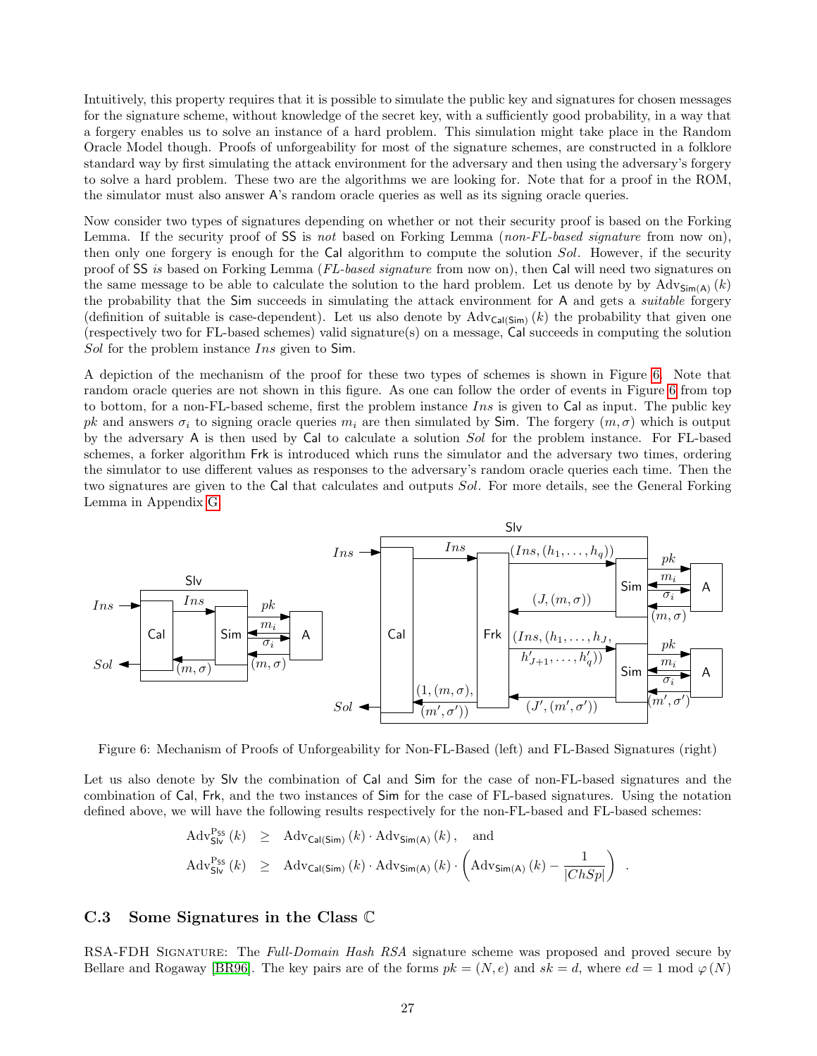Intuitively, this property requires that it is possible to simulate the public key and signatures for chosen messages for the signature scheme, without knowledge of the secret key, with a sufficiently good probability, in a way that a forgery enables us to solve an instance of a hard problem. This simulation might take place in the Random Oracle Model though. Proofs of unforgeability for most of the signature schemes, are constructed in a folklore standard way by first simulating the attack environment for the adversary and then using the adversary's forgery to solve a hard problem. These two are the algorithms we are looking for. Note that for a proof in the ROM, the simulator must also answer A's random oracle queries as well as its signing oracle queries.

Now consider two types of signatures depending on whether or not their security proof is based on the Forking Lemma. If the security proof of SS is *not* based on Forking Lemma (*non-FL-based signature* from now on), then only one forgery is enough for the Cal algorithm to compute the solution $Sol$. However, if the security proof of SS *is* based on Forking Lemma (*FL-based signature* from now on), then Cal will need two signatures on the same message to be able to calculate the solution to the hard problem. Let us denote by by $\mathrm{Adv}_{\mathsf{Sim(A)}}(k)$ the probability that the Sim succeeds in simulating the attack environment for A and gets a *suitable* forgery (definition of suitable is case-dependent). Let us also denote by $\mathrm{Adv}_{\mathsf{Cal(Sim)}}(k)$ the probability that given one (respectively two for FL-based schemes) valid signature(s) on a message, Cal succeeds in computing the solution $Sol$ for the problem instance $Ins$ given to Sim.

A depiction of the mechanism of the proof for these two types of schemes is shown in Figure 6. Note that random oracle queries are not shown in this figure. As one can follow the order of events in Figure 6 from top to bottom, for a non-FL-based scheme, first the problem instance $Ins$ is given to Cal as input. The public key $pk$ and answers $\sigma_i$ to signing oracle queries $m_i$ are then simulated by Sim. The forgery $(m, \sigma)$ which is output by the adversary A is then used by Cal to calculate a solution $Sol$ for the problem instance. For FL-based schemes, a forker algorithm Frk is introduced which runs the simulator and the adversary two times, ordering the simulator to use different values as responses to the adversary's random oracle queries each time. Then the two signatures are given to the Cal that calculates and outputs $Sol$. For more details, see the General Forking Lemma in Appendix G.

Figure 6: Mechanism of Proofs of Unforgeability for Non-FL-Based (left) and FL-Based Signatures (right)

Let us also denote by Slv the combination of Cal and Sim for the case of non-FL-based signatures and the combination of Cal, Frk, and the two instances of Sim for the case of FL-based signatures. Using the notation defined above, we will have the following results respectively for the non-FL-based and FL-based schemes:

$$\mathrm{Adv}^{\mathsf{Pss}}_{\mathsf{Slv}}(k) \geq \mathrm{Adv}_{\mathsf{Cal(Sim)}}(k) \cdot \mathrm{Adv}_{\mathsf{Sim(A)}}(k), \quad \text{and}$$

$$\mathrm{Adv}^{\mathsf{Pss}}_{\mathsf{Slv}}(k) \geq \mathrm{Adv}_{\mathsf{Cal(Sim)}}(k) \cdot \mathrm{Adv}_{\mathsf{Sim(A)}}(k) \cdot \left( \mathrm{Adv}_{\mathsf{Sim(A)}}(k) - \frac{1}{|ChSp|} \right) .$$

### C.3 Some Signatures in the Class $\mathbb{C}$

RSA-FDH Signature: The *Full-Domain Hash RSA* signature scheme was proposed and proved secure by Bellare and Rogaway [BR96]. The key pairs are of the forms $pk = (N, e)$ and $sk = d$, where $ed = 1 \bmod \varphi(N)$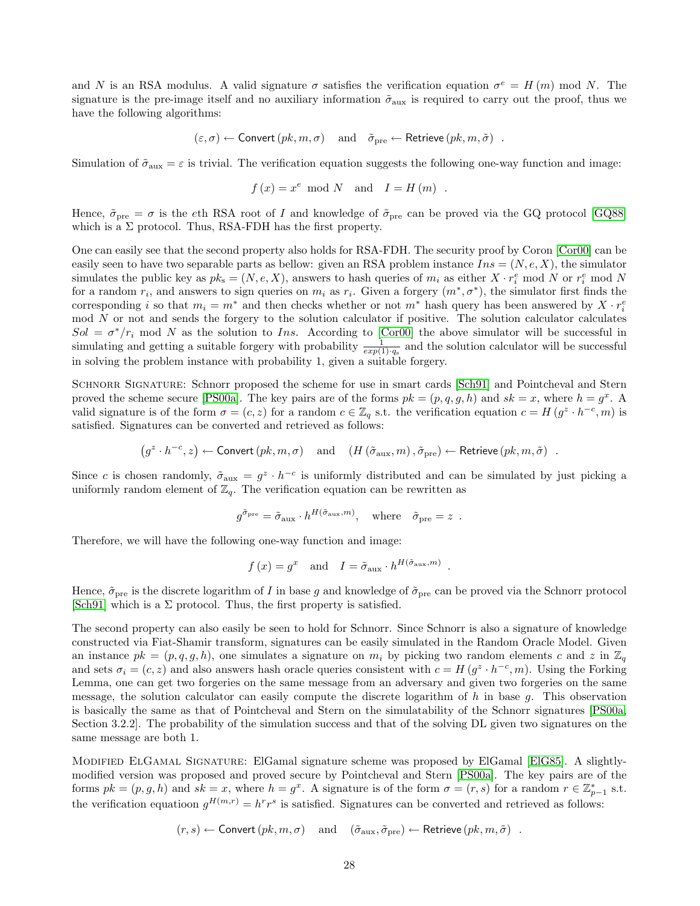and $N$ is an RSA modulus. A valid signature $\sigma$ satisfies the verification equation $\sigma^e = H(m) \bmod N$. The signature is the pre-image itself and no auxiliary information $\tilde{\sigma}_{\text{aux}}$ is required to carry out the proof, thus we have the following algorithms:

$$(\varepsilon, \sigma) \leftarrow \mathsf{Convert}(pk, m, \sigma) \quad \text{and} \quad \tilde{\sigma}_{\text{pre}} \leftarrow \mathsf{Retrieve}(pk, m, \tilde{\sigma}) \ .$$

Simulation of $\tilde{\sigma}_{\text{aux}} = \varepsilon$ is trivial. The verification equation suggests the following one-way function and image:

$$f(x) = x^e \bmod N \quad \text{and} \quad I = H(m) \ .$$

Hence, $\tilde{\sigma}_{\text{pre}} = \sigma$ is the $e$th RSA root of $I$ and knowledge of $\tilde{\sigma}_{\text{pre}}$ can be proved via the GQ protocol [GQ88] which is a $\Sigma$ protocol. Thus, RSA-FDH has the first property.

One can easily see that the second property also holds for RSA-FDH. The security proof by Coron [Cor00] can be easily seen to have two separable parts as bellow: given an RSA problem instance $Ins = (N, e, X)$, the simulator simulates the public key as $pk_s = (N, e, X)$, answers to hash queries of $m_i$ as either $X \cdot r_i^e \bmod N$ or $r_i^e \bmod N$ for a random $r_i$, and answers to sign queries on $m_i$ as $r_i$. Given a forgery $(m^*, \sigma^*)$, the simulator first finds the corresponding $i$ so that $m_i = m^*$ and then checks whether or not $m^*$ hash query has been answered by $X \cdot r_i^e \bmod N$ or not and sends the forgery to the solution calculator if positive. The solution calculator calculates $Sol = \sigma^*/r_i \bmod N$ as the solution to $Ins$. According to [Cor00] the above simulator will be successful in simulating and getting a suitable forgery with probability $\frac{1}{exp(1)\cdot q_s}$ and the solution calculator will be successful in solving the problem instance with probability 1, given a suitable forgery.

Schnorr Signature: Schnorr proposed the scheme for use in smart cards [Sch91] and Pointcheval and Stern proved the scheme secure [PS00a]. The key pairs are of the forms $pk = (p, q, g, h)$ and $sk = x$, where $h = g^x$. A valid signature is of the form $\sigma = (c, z)$ for a random $c \in \mathbb{Z}_q$ s.t. the verification equation $c = H(g^z \cdot h^{-c}, m)$ is satisfied. Signatures can be converted and retrieved as follows:

$$\left(g^z \cdot h^{-c}, z\right) \leftarrow \mathsf{Convert}(pk, m, \sigma) \quad \text{and} \quad \left(H(\tilde{\sigma}_{\text{aux}}, m), \tilde{\sigma}_{\text{pre}}\right) \leftarrow \mathsf{Retrieve}(pk, m, \tilde{\sigma}) \ .$$

Since $c$ is chosen randomly, $\tilde{\sigma}_{\text{aux}} = g^z \cdot h^{-c}$ is uniformly distributed and can be simulated by just picking a uniformly random element of $\mathbb{Z}_q$. The verification equation can be rewritten as

$$g^{\tilde{\sigma}_{\text{pre}}} = \tilde{\sigma}_{\text{aux}} \cdot h^{H(\tilde{\sigma}_{\text{aux}}, m)}, \quad \text{where} \quad \tilde{\sigma}_{\text{pre}} = z \ .$$

Therefore, we will have the following one-way function and image:

$$f(x) = g^x \quad \text{and} \quad I = \tilde{\sigma}_{\text{aux}} \cdot h^{H(\tilde{\sigma}_{\text{aux}}, m)} \ .$$

Hence, $\tilde{\sigma}_{\text{pre}}$ is the discrete logarithm of $I$ in base $g$ and knowledge of $\tilde{\sigma}_{\text{pre}}$ can be proved via the Schnorr protocol [Sch91] which is a $\Sigma$ protocol. Thus, the first property is satisfied.

The second property can also easily be seen to hold for Schnorr. Since Schnorr is also a signature of knowledge constructed via Fiat-Shamir transform, signatures can be easily simulated in the Random Oracle Model. Given an instance $pk = (p, q, g, h)$, one simulates a signature on $m_i$ by picking two random elements $c$ and $z$ in $\mathbb{Z}_q$ and sets $\sigma_i = (c, z)$ and also answers hash oracle queries consistent with $c = H(g^z \cdot h^{-c}, m)$. Using the Forking Lemma, one can get two forgeries on the same message from an adversary and given two forgeries on the same message, the solution calculator can easily compute the discrete logarithm of $h$ in base $g$. This observation is basically the same as that of Pointcheval and Stern on the simulatability of the Schnorr signatures [PS00a, Section 3.2.2]. The probability of the simulation success and that of the solving DL given two signatures on the same message are both 1.

Modified ElGamal Signature: ElGamal signature scheme was proposed by ElGamal [ElG85]. A slightly-modified version was proposed and proved secure by Pointcheval and Stern [PS00a]. The key pairs are of the forms $pk = (p, g, h)$ and $sk = x$, where $h = g^x$. A signature is of the form $\sigma = (r, s)$ for a random $r \in \mathbb{Z}_{p-1}^*$ s.t. the verification equatioon $g^{H(m,r)} = h^r r^s$ is satisfied. Signatures can be converted and retrieved as follows:

$$(r, s) \leftarrow \mathsf{Convert}(pk, m, \sigma) \quad \text{and} \quad (\tilde{\sigma}_{\text{aux}}, \tilde{\sigma}_{\text{pre}}) \leftarrow \mathsf{Retrieve}(pk, m, \tilde{\sigma}) \ .$$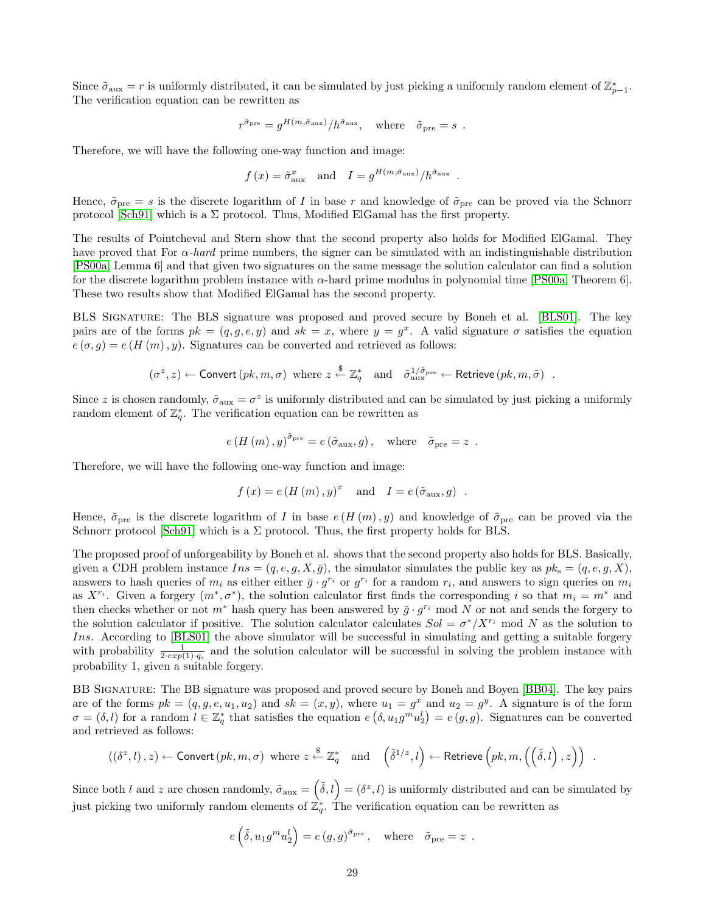Since $\tilde{\sigma}_{\text{aux}} = r$ is uniformly distributed, it can be simulated by just picking a uniformly random element of $\mathbb{Z}^*_{p-1}$. The verification equation can be rewritten as

$$r^{\tilde{\sigma}_{\text{pre}}} = g^{H(m,\tilde{\sigma}_{\text{aux}})}/h^{\tilde{\sigma}_{\text{aux}}}, \quad \text{where} \quad \tilde{\sigma}_{\text{pre}} = s \ .$$

Therefore, we will have the following one-way function and image:

$$f(x) = \tilde{\sigma}_{\text{aux}}^x \quad \text{and} \quad I = g^{H(m,\tilde{\sigma}_{\text{aux}})}/h^{\tilde{\sigma}_{\text{aux}}} \ .$$

Hence, $\tilde{\sigma}_{\text{pre}} = s$ is the discrete logarithm of $I$ in base $r$ and knowledge of $\tilde{\sigma}_{\text{pre}}$ can be proved via the Schnorr protocol [Sch91] which is a $\Sigma$ protocol. Thus, Modified ElGamal has the first property.

The results of Pointcheval and Stern show that the second property also holds for Modified ElGamal. They have proved that For *α-hard* prime numbers, the signer can be simulated with an indistinguishable distribution [PS00a, Lemma 6] and that given two signatures on the same message the solution calculator can find a solution for the discrete logarithm problem instance with $\alpha$-hard prime modulus in polynomial time [PS00a, Theorem 6]. These two results show that Modified ElGamal has the second property.

BLS Signature: The BLS signature was proposed and proved secure by Boneh et al. [BLS01]. The key pairs are of the forms $pk = (q, g, e, y)$ and $sk = x$, where $y = g^x$. A valid signature $\sigma$ satisfies the equation $e(\sigma, g) = e(H(m), y)$. Signatures can be converted and retrieved as follows:

$$(\sigma^z, z) \leftarrow \mathsf{Convert}(pk, m, \sigma) \text{ where } z \xleftarrow{\$} \mathbb{Z}^*_q \quad \text{and} \quad \tilde{\sigma}_{\text{aux}}^{1/\tilde{\sigma}_{\text{pre}}} \leftarrow \mathsf{Retrieve}(pk, m, \tilde{\sigma}) \ .$$

Since $z$ is chosen randomly, $\tilde{\sigma}_{\text{aux}} = \sigma^z$ is uniformly distributed and can be simulated by just picking a uniformly random element of $\mathbb{Z}^*_q$. The verification equation can be rewritten as

$$e(H(m), y)^{\tilde{\sigma}_{\text{pre}}} = e(\tilde{\sigma}_{\text{aux}}, g), \quad \text{where} \quad \tilde{\sigma}_{\text{pre}} = z \ .$$

Therefore, we will have the following one-way function and image:

$$f(x) = e(H(m), y)^x \quad \text{and} \quad I = e(\tilde{\sigma}_{\text{aux}}, g) \ .$$

Hence, $\tilde{\sigma}_{\text{pre}}$ is the discrete logarithm of $I$ in base $e(H(m), y)$ and knowledge of $\tilde{\sigma}_{\text{pre}}$ can be proved via the Schnorr [Sch91] which is a $\Sigma$ protocol. Thus, the first property holds for BLS.

The proposed proof of unforgeability by Boneh et al. shows that the second property also holds for BLS. Basically, given a CDH problem instance $Ins = (q, e, g, X, \bar{g})$, the simulator simulates the public key as $pk_s = (q, e, g, X)$, answers to hash queries of $m_i$ as either either $\bar{g} \cdot g^{r_i}$ or $g^{r_i}$ for a random $r_i$, and answers to sign queries on $m_i$ as $X^{r_i}$. Given a forgery $(m^*, \sigma^*)$, the solution calculator first finds the corresponding $i$ so that $m_i = m^*$ and then checks whether or not $m^*$ hash query has been answered by $\bar{g} \cdot g^{r_i} \bmod N$ or not and sends the forgery to the solution calculator if positive. The solution calculator calculates $Sol = \sigma^*/X^{r_i} \bmod N$ as the solution to $Ins$. According to [BLS01] the above simulator will be successful in simulating and getting a suitable forgery with probability $\frac{1}{2 \cdot exp(1) \cdot q_s}$ and the solution calculator will be successful in solving the problem instance with probability 1, given a suitable forgery.

BB Signature: The BB signature was proposed and proved secure by Boneh and Boyen [BB04]. The key pairs are of the forms $pk = (q, g, e, u_1, u_2)$ and $sk = (x, y)$, where $u_1 = g^x$ and $u_2 = g^y$. A signature is of the form $\sigma = (\delta, l)$ for a random $l \in \mathbb{Z}^*_q$ that satisfies the equation $e\left(\delta, u_1 g^m u_2^l\right) = e(g, g)$. Signatures can be converted and retrieved as follows:

$$((\delta^z, l), z) \leftarrow \mathsf{Convert}(pk, m, \sigma) \text{ where } z \xleftarrow{\$} \mathbb{Z}^*_q \quad \text{and} \quad \left(\tilde{\delta}^{1/z}, l\right) \leftarrow \mathsf{Retrieve}\left(pk, m, \left(\left(\tilde{\delta}, l\right), z\right)\right) \ .$$

Since both $l$ and $z$ are chosen randomly, $\tilde{\sigma}_{\text{aux}} = \left(\tilde{\delta}, l\right) = (\delta^z, l)$ is uniformly distributed and can be simulated by just picking two uniformly random elements of $\mathbb{Z}^*_q$. The verification equation can be rewritten as

$$e\left(\tilde{\delta}, u_1 g^m u_2^l\right) = e(g, g)^{\tilde{\sigma}_{\text{pre}}}, \quad \text{where} \quad \tilde{\sigma}_{\text{pre}} = z \ .$$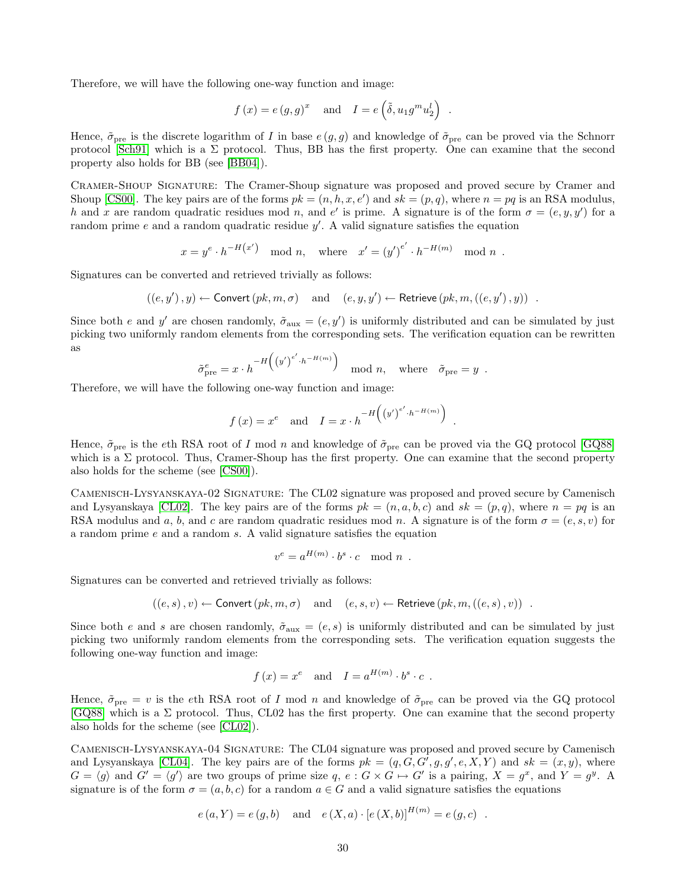Therefore, we will have the following one-way function and image:

$$f(x) = e(g,g)^x \quad \text{and} \quad I = e\left(\tilde{\delta}, u_1 g^m u_2^l\right) \ .$$

Hence, $\tilde{\sigma}_{\text{pre}}$ is the discrete logarithm of $I$ in base $e(g,g)$ and knowledge of $\tilde{\sigma}_{\text{pre}}$ can be proved via the Schnorr protocol [Sch91] which is a $\Sigma$ protocol. Thus, BB has the first property. One can examine that the second property also holds for BB (see [BB04]).

Cramer-Shoup Signature: The Cramer-Shoup signature was proposed and proved secure by Cramer and Shoup [CS00]. The key pairs are of the forms $pk = (n, h, x, e')$ and $sk = (p, q)$, where $n = pq$ is an RSA modulus, $h$ and $x$ are random quadratic residues mod $n$, and $e'$ is prime. A signature is of the form $\sigma = (e, y, y')$ for a random prime $e$ and a random quadratic residue $y'$. A valid signature satisfies the equation

$$x = y^e \cdot h^{-H(x')} \mod n, \quad \text{where} \quad x' = (y')^{e'} \cdot h^{-H(m)} \mod n \ .$$

Signatures can be converted and retrieved trivially as follows:

$$((e, y'), y) \leftarrow \mathsf{Convert}(pk, m, \sigma) \quad \text{and} \quad (e, y, y') \leftarrow \mathsf{Retrieve}(pk, m, ((e, y'), y)) \ .$$

Since both $e$ and $y'$ are chosen randomly, $\tilde{\sigma}_{\text{aux}} = (e, y')$ is uniformly distributed and can be simulated by just picking two uniformly random elements from the corresponding sets. The verification equation can be rewritten as

$$\tilde{\sigma}_{\text{pre}}^e = x \cdot h^{-H\left((y')^{e'} \cdot h^{-H(m)}\right)} \mod n, \quad \text{where} \quad \tilde{\sigma}_{\text{pre}} = y \ .$$

Therefore, we will have the following one-way function and image:

$$f(x) = x^e \quad \text{and} \quad I = x \cdot h^{-H\left((y')^{e'} \cdot h^{-H(m)}\right)} \ .$$

Hence, $\tilde{\sigma}_{\text{pre}}$ is the $e$th RSA root of $I$ mod $n$ and knowledge of $\tilde{\sigma}_{\text{pre}}$ can be proved via the GQ protocol [GQ88] which is a $\Sigma$ protocol. Thus, Cramer-Shoup has the first property. One can examine that the second property also holds for the scheme (see [CS00]).

Camenisch-Lysyanskaya-02 Signature: The CL02 signature was proposed and proved secure by Camenisch and Lysyanskaya [CL02]. The key pairs are of the forms $pk = (n, a, b, c)$ and $sk = (p, q)$, where $n = pq$ is an RSA modulus and $a$, $b$, and $c$ are random quadratic residues mod $n$. A signature is of the form $\sigma = (e, s, v)$ for a random prime $e$ and a random $s$. A valid signature satisfies the equation

$$v^e = a^{H(m)} \cdot b^s \cdot c \mod n \ .$$

Signatures can be converted and retrieved trivially as follows:

$$((e, s), v) \leftarrow \mathsf{Convert}(pk, m, \sigma) \quad \text{and} \quad (e, s, v) \leftarrow \mathsf{Retrieve}(pk, m, ((e, s), v)) \ .$$

Since both $e$ and $s$ are chosen randomly, $\tilde{\sigma}_{\text{aux}} = (e, s)$ is uniformly distributed and can be simulated by just picking two uniformly random elements from the corresponding sets. The verification equation suggests the following one-way function and image:

$$f(x) = x^e \quad \text{and} \quad I = a^{H(m)} \cdot b^s \cdot c \ .$$

Hence, $\tilde{\sigma}_{\text{pre}} = v$ is the $e$th RSA root of $I$ mod $n$ and knowledge of $\tilde{\sigma}_{\text{pre}}$ can be proved via the GQ protocol [GQ88] which is a $\Sigma$ protocol. Thus, CL02 has the first property. One can examine that the second property also holds for the scheme (see [CL02]).

Camenisch-Lysyanskaya-04 Signature: The CL04 signature was proposed and proved secure by Camenisch and Lysyanskaya [CL04]. The key pairs are of the forms $pk = (q, G, G', g, g', e, X, Y)$ and $sk = (x, y)$, where $G = \langle g \rangle$ and $G' = \langle g' \rangle$ are two groups of prime size $q$, $e : G \times G \mapsto G'$ is a pairing, $X = g^x$, and $Y = g^y$. A signature is of the form $\sigma = (a, b, c)$ for a random $a \in G$ and a valid signature satisfies the equations

$$e(a, Y) = e(g, b) \quad \text{and} \quad e(X, a) \cdot [e(X, b)]^{H(m)} = e(g, c) \ .$$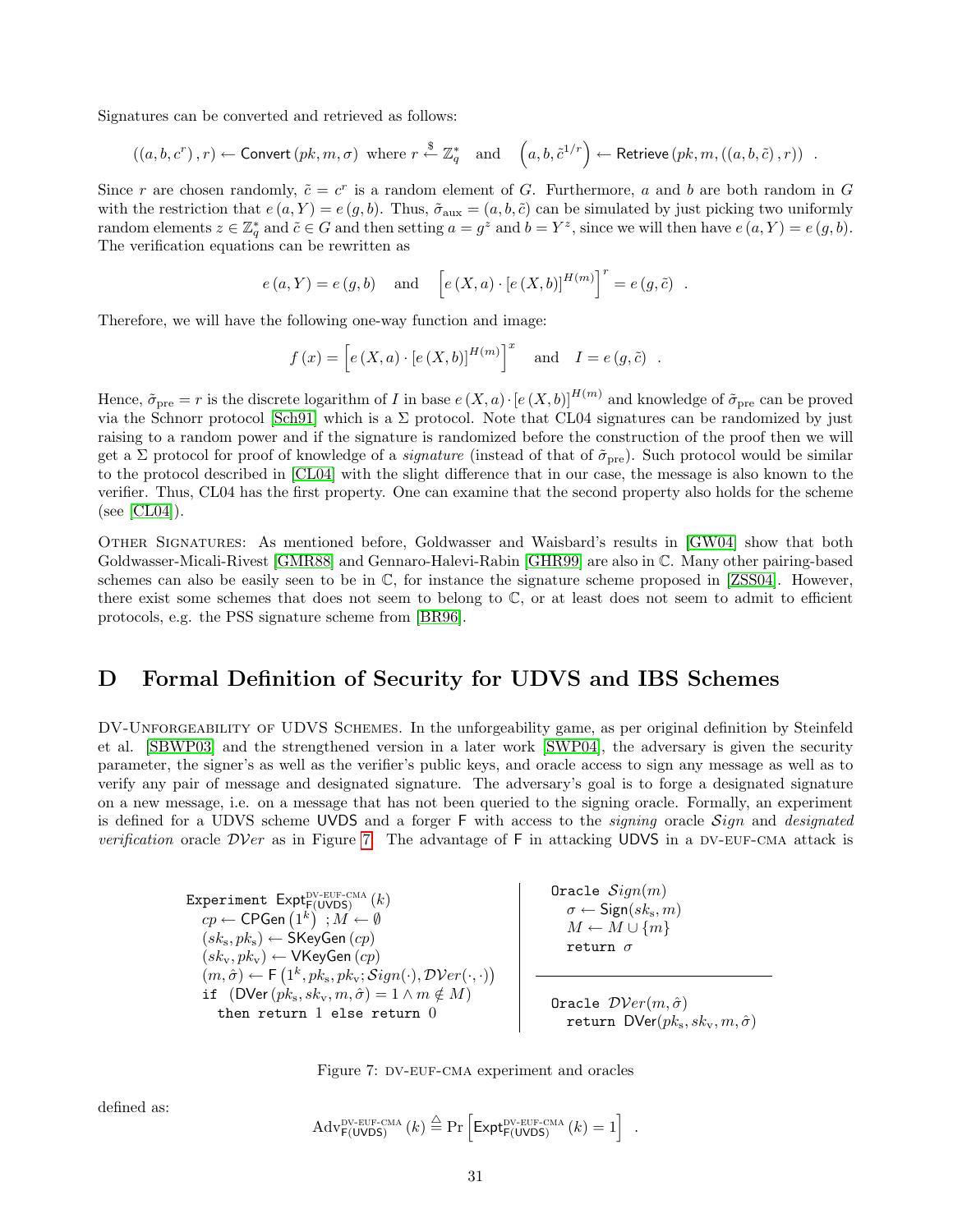Signatures can be converted and retrieved as follows:

$$((a, b, c^r), r) \leftarrow \mathsf{Convert}(pk, m, \sigma) \text{ where } r \xleftarrow{\$} \mathbb{Z}_q^* \quad \text{and} \quad \left(a, b, \tilde{c}^{1/r}\right) \leftarrow \mathsf{Retrieve}(pk, m, ((a, b, \tilde{c}), r)) \enspace .$$

Since $r$ are chosen randomly, $\tilde{c} = c^r$ is a random element of $G$. Furthermore, $a$ and $b$ are both random in $G$ with the restriction that $e(a, Y) = e(g, b)$. Thus, $\tilde{\sigma}_{\text{aux}} = (a, b, \tilde{c})$ can be simulated by just picking two uniformly random elements $z \in \mathbb{Z}_q^*$ and $\tilde{c} \in G$ and then setting $a = g^z$ and $b = Y^z$, since we will then have $e(a, Y) = e(g, b)$. The verification equations can be rewritten as

$$e(a, Y) = e(g, b) \quad \text{and} \quad \left[e(X, a) \cdot [e(X, b)]^{H(m)}\right]^r = e(g, \tilde{c}) \enspace .$$

Therefore, we will have the following one-way function and image:

$$f(x) = \left[e(X, a) \cdot [e(X, b)]^{H(m)}\right]^x \quad \text{and} \quad I = e(g, \tilde{c}) \enspace .$$

Hence, $\tilde{\sigma}_{\text{pre}} = r$ is the discrete logarithm of $I$ in base $e(X, a) \cdot [e(X, b)]^{H(m)}$ and knowledge of $\tilde{\sigma}_{\text{pre}}$ can be proved via the Schnorr protocol [Sch91] which is a $\Sigma$ protocol. Note that CL04 signatures can be randomized by just raising to a random power and if the signature is randomized before the construction of the proof then we will get a $\Sigma$ protocol for proof of knowledge of a *signature* (instead of that of $\tilde{\sigma}_{\text{pre}}$). Such protocol would be similar to the protocol described in [CL04] with the slight difference that in our case, the message is also known to the verifier. Thus, CL04 has the first property. One can examine that the second property also holds for the scheme (see [CL04]).

Other Signatures: As mentioned before, Goldwasser and Waisbard's results in [GW04] show that both Goldwasser-Micali-Rivest [GMR88] and Gennaro-Halevi-Rabin [GHR99] are also in $\mathbb{C}$. Many other pairing-based schemes can also be easily seen to be in $\mathbb{C}$, for instance the signature scheme proposed in [ZSS04]. However, there exist some schemes that does not seem to belong to $\mathbb{C}$, or at least does not seem to admit to efficient protocols, e.g. the PSS signature scheme from [BR96].

# D Formal Definition of Security for UDVS and IBS Schemes

DV-Unforgeability of UDVS Schemes. In the unforgeability game, as per original definition by Steinfeld et al. [SBWP03] and the strengthened version in a later work [SWP04], the adversary is given the security parameter, the signer's as well as the verifier's public keys, and oracle access to sign any message as well as to verify any pair of message and designated signature. The adversary's goal is to forge a designated signature on a new message, i.e. on a message that has not been queried to the signing oracle. Formally, an experiment is defined for a UDVS scheme UVDS and a forger F with access to the *signing* oracle $\mathcal{S}ign$ and *designated verification* oracle $\mathcal{DV}er$ as in Figure 7. The advantage of F in attacking UDVS in a DV-EUF-CMA attack is

```
Experiment Expt^{DV-EUF-CMA}_{F(UVDS)}(k)
   cp ← CPGen(1^k) ; M ← ∅
   (sk_s, pk_s) ← SKeyGen(cp)
   (sk_v, pk_v) ← VKeyGen(cp)
   (m, σ̂) ← F(1^k, pk_s, pk_v; Sign(·), DVer(·,·))
   if (DVer(pk_s, sk_v, m, σ̂) = 1 ∧ m ∉ M)
     then return 1 else return 0

Oracle Sign(m)
   σ ← Sign(sk_s, m)
   M ← M ∪ {m}
   return σ

Oracle DVer(m, σ̂)
   return DVer(pk_s, sk_v, m, σ̂)
```

Figure 7: DV-EUF-CMA experiment and oracles

defined as:

$$\mathrm{Adv}^{\text{DV-EUF-CMA}}_{\mathsf{F(UVDS)}}(k) \triangleq \Pr\left[\mathsf{Expt}^{\text{DV-EUF-CMA}}_{\mathsf{F(UVDS)}}(k) = 1\right] \enspace .$$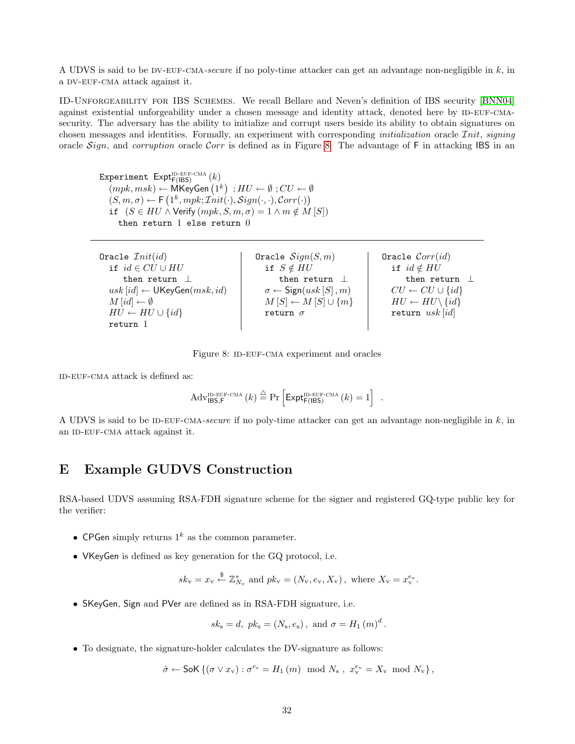A UDVS is said to be DV-EUF-CMA-*secure* if no poly-time attacker can get an advantage non-negligible in $k$, in a DV-EUF-CMA attack against it.

ID-UNFORGEABILITY FOR IBS SCHEMES. We recall Bellare and Neven's definition of IBS security [BNN04] against existential unforgeability under a chosen message and identity attack, denoted here by ID-EUF-CMA-security. The adversary has the ability to initialize and corrupt users beside its ability to obtain signatures on chosen messages and identities. Formally, an experiment with corresponding *initialization* oracle $\mathcal{I}nit$, *signing* oracle $\mathcal{S}ign$, and *corruption* oracle $\mathcal{C}orr$ is defined as in Figure 8. The advantage of F in attacking IBS in an

```
Experiment Expt^{ID-EUF-CMA}_{F(IBS)}(k)
  (mpk, msk) ← MKeyGen(1^k) ; HU ← ∅ ; CU ← ∅
  (S, m, σ) ← F(1^k, mpk; Init(·), Sign(·,·), Corr(·))
  if (S ∈ HU ∧ Verify(mpk, S, m, σ) = 1 ∧ m ∉ M[S])
    then return 1 else return 0
```

```
Oracle Init(id)                 Oracle Sign(S, m)            Oracle Corr(id)
  if id ∈ CU ∪ HU                 if S ∉ HU                    if id ∉ HU
    then return ⊥                   then return ⊥                then return ⊥
  usk[id] ← UKeyGen(msk, id)      σ ← Sign(usk[S], m)          CU ← CU ∪ {id}
  M[id] ← ∅                       M[S] ← M[S] ∪ {m}            HU ← HU \ {id}
  HU ← HU ∪ {id}                  return σ                     return usk[id]
  return 1
```

Figure 8: ID-EUF-CMA experiment and oracles

ID-EUF-CMA attack is defined as:

$$\mathrm{Adv}^{\text{ID-EUF-CMA}}_{\mathsf{IBS},\mathsf{F}}(k) \stackrel{\triangle}{=} \Pr\left[\mathsf{Expt}^{\text{ID-EUF-CMA}}_{\mathsf{F(IBS)}}(k) = 1\right] \ .$$

A UDVS is said to be ID-EUF-CMA-*secure* if no poly-time attacker can get an advantage non-negligible in $k$, in an ID-EUF-CMA attack against it.

# E Example GUDVS Construction

RSA-based UDVS assuming RSA-FDH signature scheme for the signer and registered GQ-type public key for the verifier:

- CPGen simply returns $1^k$ as the common parameter.
- VKeyGen is defined as key generation for the GQ protocol, i.e.

$$sk_{\mathrm{v}} = x_{\mathrm{v}} \stackrel{\$}{\leftarrow} \mathbb{Z}^*_{N_{\mathrm{v}}} \text{ and } pk_{\mathrm{v}} = (N_{\mathrm{v}}, e_{\mathrm{v}}, X_{\mathrm{v}}), \text{ where } X_{\mathrm{v}} = x_{\mathrm{v}}^{e_{\mathrm{v}}}.$$

- SKeyGen, Sign and PVer are defined as in RSA-FDH signature, i.e.

$$sk_{\mathrm{s}} = d,\ pk_{\mathrm{s}} = (N_{\mathrm{s}}, e_{\mathrm{s}}), \text{ and } \sigma = H_1(m)^d.$$

- To designate, the signature-holder calculates the DV-signature as follows:

$$\hat{\sigma} \leftarrow \mathsf{SoK}\left\{(\sigma \vee x_{\mathrm{v}}) : \sigma^{e_{\mathrm{s}}} = H_1(m) \mod N_{\mathrm{s}}\ ,\ x_{\mathrm{v}}^{e_{\mathrm{v}}} = X_{\mathrm{v}} \mod N_{\mathrm{v}}\right\},$$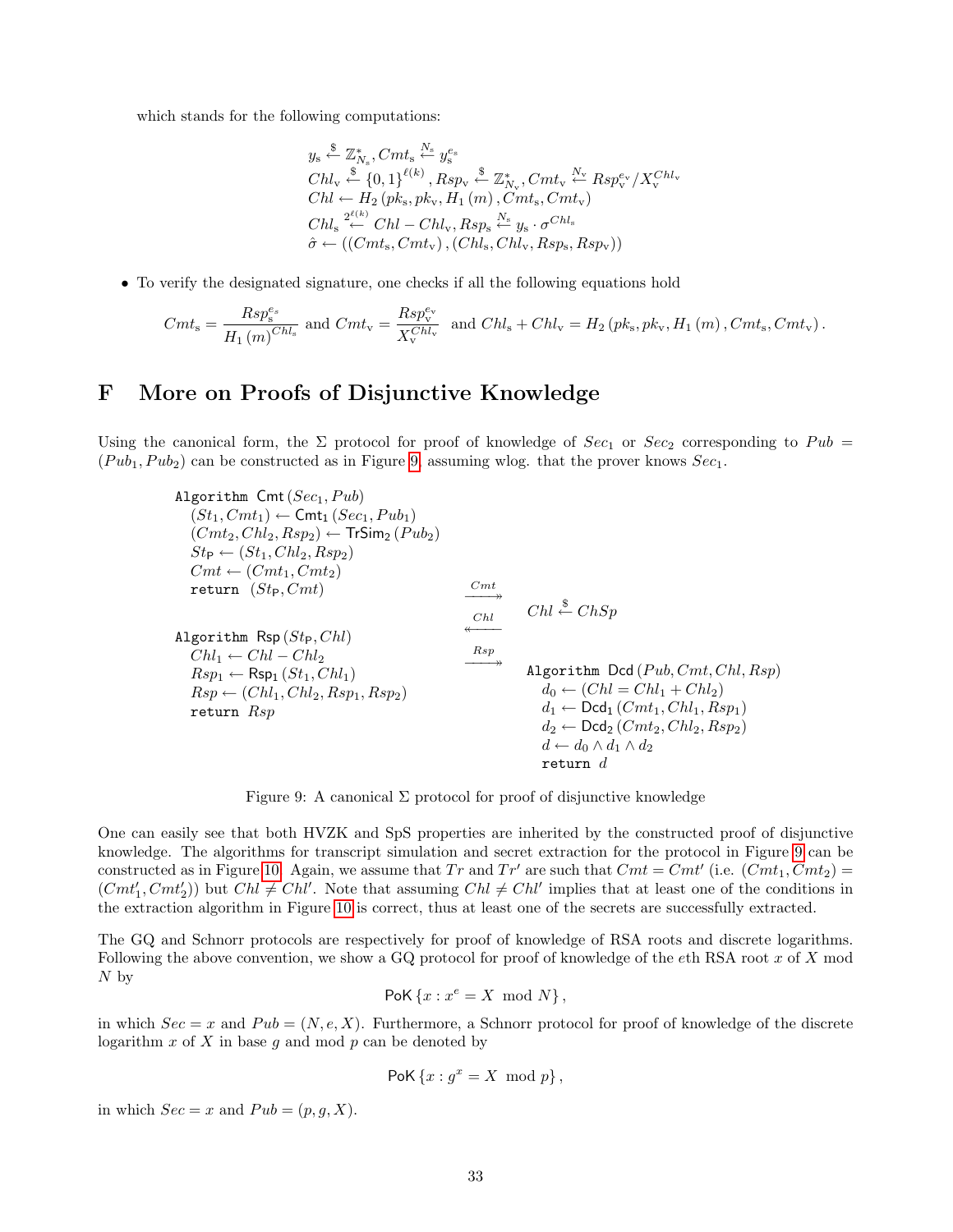which stands for the following computations:

$$
\begin{aligned}
& y_{\mathrm{s}} \xleftarrow{\$} \mathbb{Z}_{N_{\mathrm{s}}}^{*}, Cmt_{\mathrm{s}} \xleftarrow{N_{\mathrm{s}}} y_{\mathrm{s}}^{e_{\mathrm{s}}} \\
& Chl_{\mathrm{v}} \xleftarrow{\$} \{0,1\}^{\ell(k)}, Rsp_{\mathrm{v}} \xleftarrow{\$} \mathbb{Z}_{N_{\mathrm{v}}}^{*}, Cmt_{\mathrm{v}} \xleftarrow{N_{\mathrm{v}}} Rsp_{\mathrm{v}}^{e_{\mathrm{v}}} / X_{\mathrm{v}}^{Chl_{\mathrm{v}}} \\
& Chl \leftarrow H_2\left(pk_{\mathrm{s}}, pk_{\mathrm{v}}, H_1(m), Cmt_{\mathrm{s}}, Cmt_{\mathrm{v}}\right) \\
& Chl_{\mathrm{s}} \xleftarrow{2^{\ell(k)}} Chl - Chl_{\mathrm{v}}, Rsp_{\mathrm{s}} \xleftarrow{N_{\mathrm{s}}} y_{\mathrm{s}} \cdot \sigma^{Chl_{\mathrm{s}}} \\
& \hat{\sigma} \leftarrow \left(\left(Cmt_{\mathrm{s}}, Cmt_{\mathrm{v}}\right), \left(Chl_{\mathrm{s}}, Chl_{\mathrm{v}}, Rsp_{\mathrm{s}}, Rsp_{\mathrm{v}}\right)\right)
\end{aligned}
$$

- To verify the designated signature, one checks if all the following equations hold

$$
Cmt_{\mathrm{s}} = \frac{Rsp_{\mathrm{s}}^{e_{\mathrm{s}}}}{H_1(m)^{Chl_{\mathrm{s}}}} \text{ and } Cmt_{\mathrm{v}} = \frac{Rsp_{\mathrm{v}}^{e_{\mathrm{v}}}}{X_{\mathrm{v}}^{Chl_{\mathrm{v}}}} \text{ and } Chl_{\mathrm{s}} + Chl_{\mathrm{v}} = H_2\left(pk_{\mathrm{s}}, pk_{\mathrm{v}}, H_1(m), Cmt_{\mathrm{s}}, Cmt_{\mathrm{v}}\right).
$$

# F More on Proofs of Disjunctive Knowledge

Using the canonical form, the $\Sigma$ protocol for proof of knowledge of $Sec_1$ or $Sec_2$ corresponding to $Pub = (Pub_1, Pub_2)$ can be constructed as in Figure 9 assuming wlog. that the prover knows $Sec_1$.

```
Algorithm Cmt(Sec1, Pub)
   (St1, Cmt1) ← Cmt1(Sec1, Pub1)
   (Cmt2, Chl2, Rsp2) ← TrSim2(Pub2)
   StP ← (St1, Chl2, Rsp2)
   Cmt ← (Cmt1, Cmt2)
   return (StP, Cmt)
                                  --Cmt-->
                                  <--Chl--     Chl ←$ ChSp
Algorithm Rsp(StP, Chl)
   Chl1 ← Chl − Chl2
   Rsp1 ← Rsp1(St1, Chl1)         --Rsp-->
   Rsp ← (Chl1, Chl2, Rsp1, Rsp2)              Algorithm Dcd(Pub, Cmt, Chl, Rsp)
   return Rsp                                     d0 ← (Chl = Chl1 + Chl2)
                                                  d1 ← Dcd1(Cmt1, Chl1, Rsp1)
                                                  d2 ← Dcd2(Cmt2, Chl2, Rsp2)
                                                  d ← d0 ∧ d1 ∧ d2
                                                  return d
```

Figure 9: A canonical $\Sigma$ protocol for proof of disjunctive knowledge

One can easily see that both HVZK and SpS properties are inherited by the constructed proof of disjunctive knowledge. The algorithms for transcript simulation and secret extraction for the protocol in Figure 9 can be constructed as in Figure 10. Again, we assume that $Tr$ and $Tr'$ are such that $Cmt = Cmt'$ (i.e. $(Cmt_1, Cmt_2) = (Cmt'_1, Cmt'_2)$) but $Chl \neq Chl'$. Note that assuming $Chl \neq Chl'$ implies that at least one of the conditions in the extraction algorithm in Figure 10 is correct, thus at least one of the secrets are successfully extracted.

The GQ and Schnorr protocols are respectively for proof of knowledge of RSA roots and discrete logarithms. Following the above convention, we show a GQ protocol for proof of knowledge of the $e$th RSA root $x$ of $X$ mod $N$ by

$$
\mathsf{PoK}\left\{x : x^e = X \mod N\right\},
$$

in which $Sec = x$ and $Pub = (N, e, X)$. Furthermore, a Schnorr protocol for proof of knowledge of the discrete logarithm $x$ of $X$ in base $g$ and mod $p$ can be denoted by

$$
\mathsf{PoK}\left\{x : g^x = X \mod p\right\},
$$

in which $Sec = x$ and $Pub = (p, g, X)$.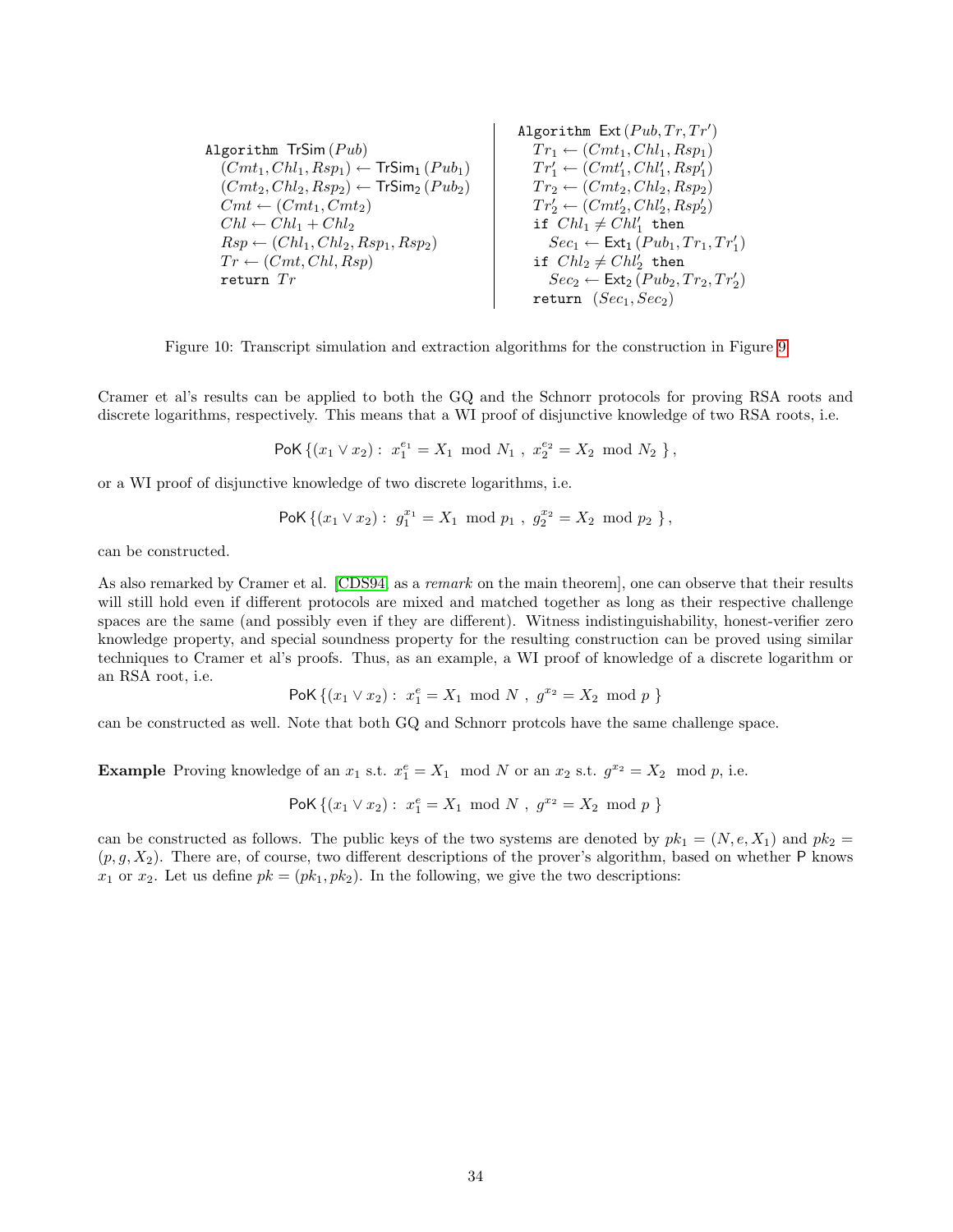```
Algorithm TrSim (Pub)
  (Cmt_1, Chl_1, Rsp_1) ← TrSim_1 (Pub_1)
  (Cmt_2, Chl_2, Rsp_2) ← TrSim_2 (Pub_2)
  Cmt ← (Cmt_1, Cmt_2)
  Chl ← Chl_1 + Chl_2
  Rsp ← (Chl_1, Chl_2, Rsp_1, Rsp_2)
  Tr ← (Cmt, Chl, Rsp)
  return Tr
```

```
Algorithm Ext (Pub, Tr, Tr')
  Tr_1 ← (Cmt_1, Chl_1, Rsp_1)
  Tr'_1 ← (Cmt'_1, Chl'_1, Rsp'_1)
  Tr_2 ← (Cmt_2, Chl_2, Rsp_2)
  Tr'_2 ← (Cmt'_2, Chl'_2, Rsp'_2)
  if Chl_1 ≠ Chl'_1 then
    Sec_1 ← Ext_1 (Pub_1, Tr_1, Tr'_1)
  if Chl_2 ≠ Chl'_2 then
    Sec_2 ← Ext_2 (Pub_2, Tr_2, Tr'_2)
  return (Sec_1, Sec_2)
```

Figure 10: Transcript simulation and extraction algorithms for the construction in Figure 9

Cramer et al's results can be applied to both the GQ and the Schnorr protocols for proving RSA roots and discrete logarithms, respectively. This means that a WI proof of disjunctive knowledge of two RSA roots, i.e.

$$\mathsf{PoK}\,\{(x_1 \vee x_2):\ x_1^{e_1} = X_1 \mod N_1\ ,\ x_2^{e_2} = X_2 \mod N_2\ \},$$

or a WI proof of disjunctive knowledge of two discrete logarithms, i.e.

$$\mathsf{PoK}\,\{(x_1 \vee x_2):\ g_1^{x_1} = X_1 \mod p_1\ ,\ g_2^{x_2} = X_2 \mod p_2\ \},$$

can be constructed.

As also remarked by Cramer et al. [CDS94, as a *remark* on the main theorem], one can observe that their results will still hold even if different protocols are mixed and matched together as long as their respective challenge spaces are the same (and possibly even if they are different). Witness indistinguishability, honest-verifier zero knowledge property, and special soundness property for the resulting construction can be proved using similar techniques to Cramer et al's proofs. Thus, as an example, a WI proof of knowledge of a discrete logarithm or an RSA root, i.e.

$$\mathsf{PoK}\,\{(x_1 \vee x_2):\ x_1^{e} = X_1 \mod N\ ,\ g^{x_2} = X_2 \mod p\ \}$$

can be constructed as well. Note that both GQ and Schnorr protcols have the same challenge space.

**Example** Proving knowledge of an $x_1$ s.t. $x_1^e = X_1 \mod N$ or an $x_2$ s.t. $g^{x_2} = X_2 \mod p$, i.e.

$$\mathsf{PoK}\,\{(x_1 \vee x_2):\ x_1^{e} = X_1 \mod N\ ,\ g^{x_2} = X_2 \mod p\ \}$$

can be constructed as follows. The public keys of the two systems are denoted by $pk_1 = (N, e, X_1)$ and $pk_2 = (p, g, X_2)$. There are, of course, two different descriptions of the prover's algorithm, based on whether P knows $x_1$ or $x_2$. Let us define $pk = (pk_1, pk_2)$. In the following, we give the two descriptions: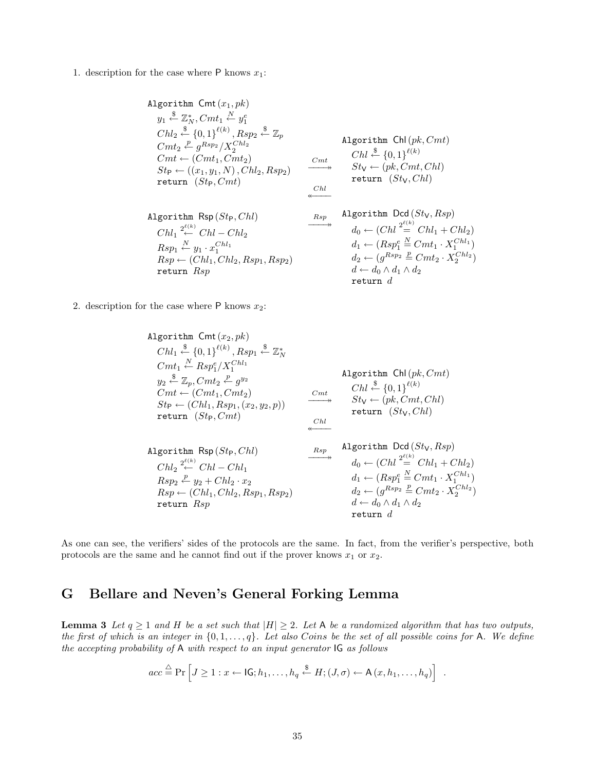1. description for the case where P knows $x_1$:

```
Algorithm Cmt(x_1, pk)
  y_1 <-$ Z*_N, Cmt_1 <-N y_1^e
  Chl_2 <-$ {0,1}^{ℓ(k)}, Rsp_2 <-$ Z_p
  Cmt_2 <-p g^{Rsp_2} / X_2^{Chl_2}
  Cmt <- (Cmt_1, Cmt_2)
  St_P <- ((x_1, y_1, N), Chl_2, Rsp_2)
  return (St_P, Cmt)
                                            --Cmt-->>
                                                        Algorithm Chl(pk, Cmt)
                                                          Chl <-$ {0,1}^{ℓ(k)}
                                                          St_V <- (pk, Cmt, Chl)
                                                          return (St_V, Chl)
                                            <<--Chl--
Algorithm Rsp(St_P, Chl)
  Chl_1 <-2^{ℓ(k)} Chl - Chl_2
  Rsp_1 <-N y_1 · x_1^{Chl_1}
  Rsp <- (Chl_1, Chl_2, Rsp_1, Rsp_2)
  return Rsp
                                            --Rsp-->>
                                                        Algorithm Dcd(St_V, Rsp)
                                                          d_0 <- (Chl =?_{2^{ℓ(k)}} Chl_1 + Chl_2)
                                                          d_1 <- (Rsp_1^e =?_N Cmt_1 · X_1^{Chl_1})
                                                          d_2 <- (g^{Rsp_2} =?_p Cmt_2 · X_2^{Chl_2})
                                                          d <- d_0 ∧ d_1 ∧ d_2
                                                          return d
```

2. description for the case where P knows $x_2$:

```
Algorithm Cmt(x_2, pk)
  Chl_1 <-$ {0,1}^{ℓ(k)}, Rsp_1 <-$ Z*_N
  Cmt_1 <-N Rsp_1^e / X_1^{Chl_1}
  y_2 <-$ Z_p, Cmt_2 <-p g^{y_2}
  Cmt <- (Cmt_1, Cmt_2)
  St_P <- (Chl_1, Rsp_1, (x_2, y_2, p))
  return (St_P, Cmt)
                                            --Cmt-->>
                                                        Algorithm Chl(pk, Cmt)
                                                          Chl <-$ {0,1}^{ℓ(k)}
                                                          St_V <- (pk, Cmt, Chl)
                                                          return (St_V, Chl)
                                            <<--Chl--
Algorithm Rsp(St_P, Chl)
  Chl_2 <-2^{ℓ(k)} Chl - Chl_1
  Rsp_2 <-p y_2 + Chl_2 · x_2
  Rsp <- (Chl_1, Chl_2, Rsp_1, Rsp_2)
  return Rsp
                                            --Rsp-->>
                                                        Algorithm Dcd(St_V, Rsp)
                                                          d_0 <- (Chl =?_{2^{ℓ(k)}} Chl_1 + Chl_2)
                                                          d_1 <- (Rsp_1^e =?_N Cmt_1 · X_1^{Chl_1})
                                                          d_2 <- (g^{Rsp_2} =?_p Cmt_2 · X_2^{Chl_2})
                                                          d <- d_0 ∧ d_1 ∧ d_2
                                                          return d
```

As one can see, the verifiers' sides of the protocols are the same. In fact, from the verifier's perspective, both protocols are the same and he cannot find out if the prover knows $x_1$ or $x_2$.

## G Bellare and Neven's General Forking Lemma

**Lemma 3** *Let $q \geq 1$ and $H$ be a set such that $|H| \geq 2$. Let A be a randomized algorithm that has two outputs, the first of which is an integer in $\{0, 1, \ldots, q\}$. Let also Coins be the set of all possible coins for A. We define the accepting probability of A with respect to an input generator IG as follows*

$$acc \stackrel{\triangle}{=} \Pr\left[J \geq 1 : x \leftarrow \mathsf{IG}; h_1, \ldots, h_q \stackrel{\$}{\leftarrow} H; (J, \sigma) \leftarrow \mathsf{A}(x, h_1, \ldots, h_q)\right] .$$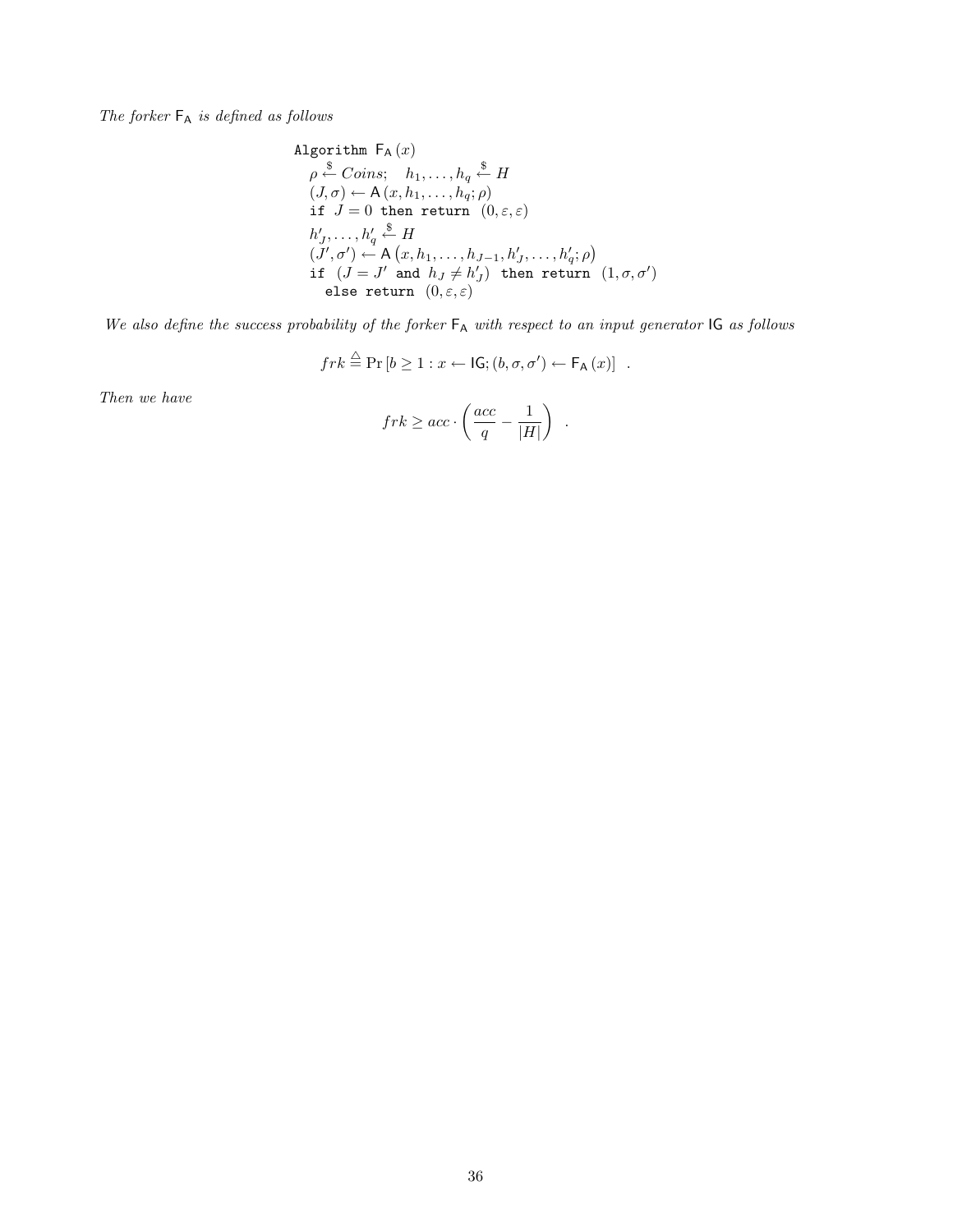*The forker $\mathsf{F_A}$ is defined as follows*

```
Algorithm F_A(x)
   ρ ←$ Coins;   h_1, ..., h_q ←$ H
   (J, σ) ← A(x, h_1, ..., h_q; ρ)
   if J = 0 then return (0, ε, ε)
   h'_J, ..., h'_q ←$ H
   (J', σ') ← A(x, h_1, ..., h_{J-1}, h'_J, ..., h'_q; ρ)
   if (J = J' and h_J ≠ h'_J) then return (1, σ, σ')
     else return (0, ε, ε)
```

$$
\begin{array}{l}
\texttt{Algorithm } \mathsf{F_A}(x) \\
\quad \rho \xleftarrow{\$} Coins; \quad h_1, \ldots, h_q \xleftarrow{\$} H \\
\quad (J, \sigma) \leftarrow \mathsf{A}(x, h_1, \ldots, h_q; \rho) \\
\quad \texttt{if } J = 0 \texttt{ then return } (0, \varepsilon, \varepsilon) \\
\quad h'_J, \ldots, h'_q \xleftarrow{\$} H \\
\quad (J', \sigma') \leftarrow \mathsf{A}\left(x, h_1, \ldots, h_{J-1}, h'_J, \ldots, h'_q; \rho\right) \\
\quad \texttt{if } (J = J' \texttt{ and } h_J \neq h'_J) \texttt{ then return } (1, \sigma, \sigma') \\
\quad\quad \texttt{else return } (0, \varepsilon, \varepsilon)
\end{array}
$$

*We also define the success probability of the forker $\mathsf{F_A}$ with respect to an input generator $\mathsf{IG}$ as follows*

$$
frk \stackrel{\triangle}{=} \Pr\left[b \geq 1 : x \leftarrow \mathsf{IG}; (b, \sigma, \sigma') \leftarrow \mathsf{F_A}(x)\right] \ .
$$

*Then we have*

$$
frk \geq acc \cdot \left(\frac{acc}{q} - \frac{1}{|H|}\right) \ .
$$